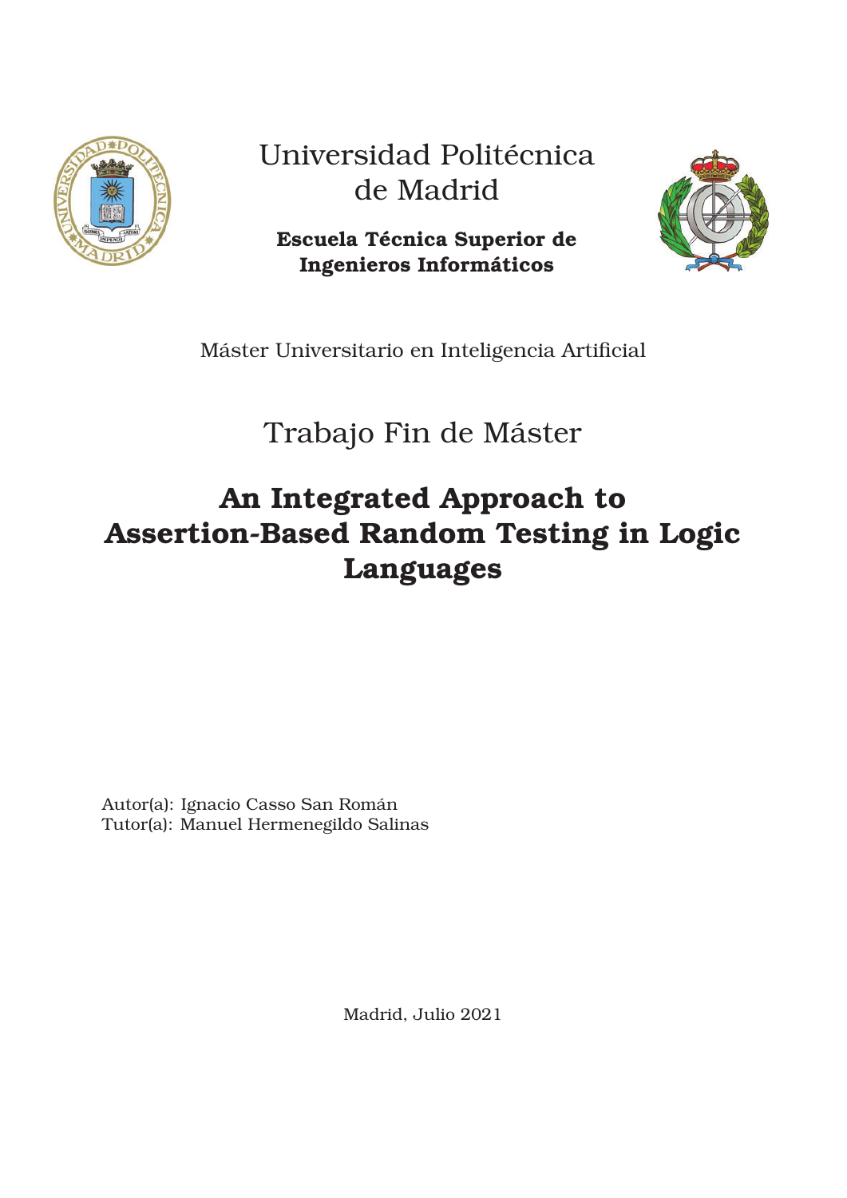Universidad Politécnica de Madrid

**Escuela Técnica Superior de Ingenieros Informáticos**

Máster Universitario en Inteligencia Artificial

Trabajo Fin de Máster

# An Integrated Approach to Assertion-Based Random Testing in Logic Languages

Autor(a): Ignacio Casso San Román
Tutor(a): Manuel Hermenegildo Salinas

Madrid, Julio 2021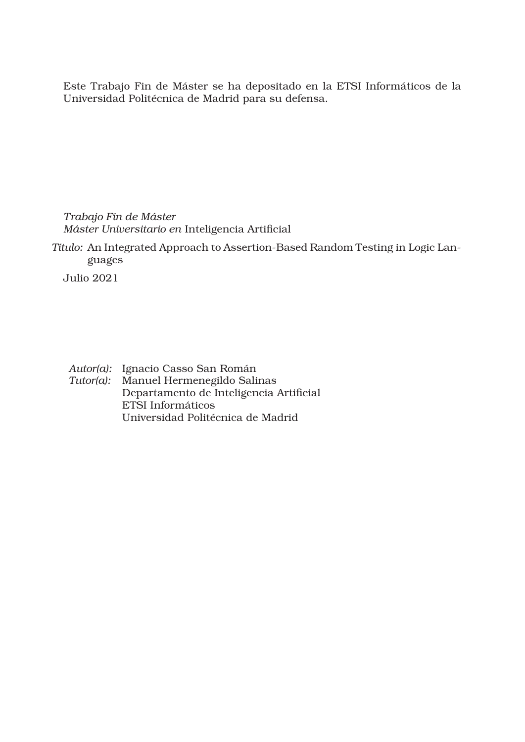Este Trabajo Fin de Máster se ha depositado en la ETSI Informáticos de la Universidad Politécnica de Madrid para su defensa.

*Trabajo Fin de Máster*
*Máster Universitario en* Inteligencia Artificial

*Título:* An Integrated Approach to Assertion-Based Random Testing in Logic Languages

Julio 2021

*Autor(a):* Ignacio Casso San Román
*Tutor(a):* Manuel Hermenegildo Salinas
Departamento de Inteligencia Artificial
ETSI Informáticos
Universidad Politécnica de Madrid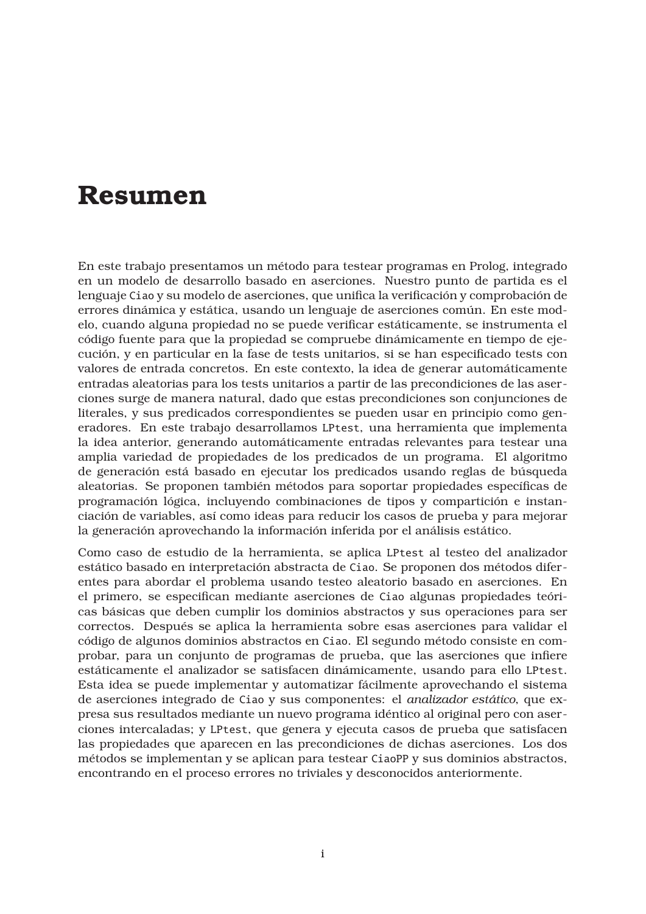# Resumen

En este trabajo presentamos un método para testear programas en Prolog, integrado en un modelo de desarrollo basado en aserciones. Nuestro punto de partida es el lenguaje `Ciao` y su modelo de aserciones, que unifica la verificación y comprobación de errores dinámica y estática, usando un lenguaje de aserciones común. En este modelo, cuando alguna propiedad no se puede verificar estáticamente, se instrumenta el código fuente para que la propiedad se compruebe dinámicamente en tiempo de ejecución, y en particular en la fase de tests unitarios, si se han especificado tests con valores de entrada concretos. En este contexto, la idea de generar automáticamente entradas aleatorias para los tests unitarios a partir de las precondiciones de las aserciones surge de manera natural, dado que estas precondiciones son conjunciones de literales, y sus predicados correspondientes se pueden usar en principio como generadores. En este trabajo desarrollamos `LPtest`, una herramienta que implementa la idea anterior, generando automáticamente entradas relevantes para testear una amplia variedad de propiedades de los predicados de un programa. El algoritmo de generación está basado en ejecutar los predicados usando reglas de búsqueda aleatorias. Se proponen también métodos para soportar propiedades específicas de programación lógica, incluyendo combinaciones de tipos y compartición e instanciación de variables, así como ideas para reducir los casos de prueba y para mejorar la generación aprovechando la información inferida por el análisis estático.

Como caso de estudio de la herramienta, se aplica `LPtest` al testeo del analizador estático basado en interpretación abstracta de `Ciao`. Se proponen dos métodos diferentes para abordar el problema usando testeo aleatorio basado en aserciones. En el primero, se especifican mediante aserciones de `Ciao` algunas propiedades teóricas básicas que deben cumplir los dominios abstractos y sus operaciones para ser correctos. Después se aplica la herramienta sobre esas aserciones para validar el código de algunos dominios abstractos en `Ciao`. El segundo método consiste en comprobar, para un conjunto de programas de prueba, que las aserciones que infiere estáticamente el analizador se satisfacen dinámicamente, usando para ello `LPtest`. Esta idea se puede implementar y automatizar fácilmente aprovechando el sistema de aserciones integrado de `Ciao` y sus componentes: el *analizador estático*, que expresa sus resultados mediante un nuevo programa idéntico al original pero con aserciones intercaladas; y `LPtest`, que genera y ejecuta casos de prueba que satisfacen las propiedades que aparecen en las precondiciones de dichas aserciones. Los dos métodos se implementan y se aplican para testear `CiaoPP` y sus dominios abstractos, encontrando en el proceso errores no triviales y desconocidos anteriormente.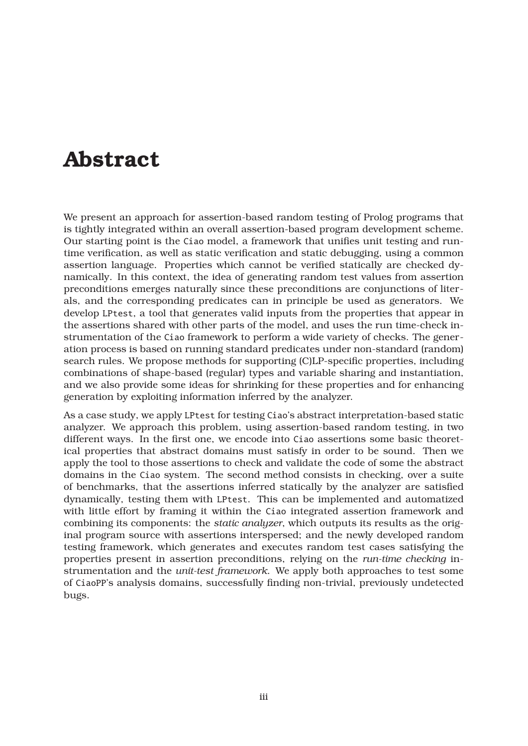# Abstract

We present an approach for assertion-based random testing of Prolog programs that is tightly integrated within an overall assertion-based program development scheme. Our starting point is the Ciao model, a framework that unifies unit testing and run-time verification, as well as static verification and static debugging, using a common assertion language. Properties which cannot be verified statically are checked dynamically. In this context, the idea of generating random test values from assertion preconditions emerges naturally since these preconditions are conjunctions of literals, and the corresponding predicates can in principle be used as generators. We develop LPtest, a tool that generates valid inputs from the properties that appear in the assertions shared with other parts of the model, and uses the run time-check instrumentation of the Ciao framework to perform a wide variety of checks. The generation process is based on running standard predicates under non-standard (random) search rules. We propose methods for supporting (C)LP-specific properties, including combinations of shape-based (regular) types and variable sharing and instantiation, and we also provide some ideas for shrinking for these properties and for enhancing generation by exploiting information inferred by the analyzer.

As a case study, we apply LPtest for testing Ciao's abstract interpretation-based static analyzer. We approach this problem, using assertion-based random testing, in two different ways. In the first one, we encode into Ciao assertions some basic theoretical properties that abstract domains must satisfy in order to be sound. Then we apply the tool to those assertions to check and validate the code of some the abstract domains in the Ciao system. The second method consists in checking, over a suite of benchmarks, that the assertions inferred statically by the analyzer are satisfied dynamically, testing them with LPtest. This can be implemented and automatized with little effort by framing it within the Ciao integrated assertion framework and combining its components: the *static analyzer*, which outputs its results as the original program source with assertions interspersed; and the newly developed random testing framework, which generates and executes random test cases satisfying the properties present in assertion preconditions, relying on the *run-time checking* instrumentation and the *unit-test framework*. We apply both approaches to test some of CiaoPP's analysis domains, successfully finding non-trivial, previously undetected bugs.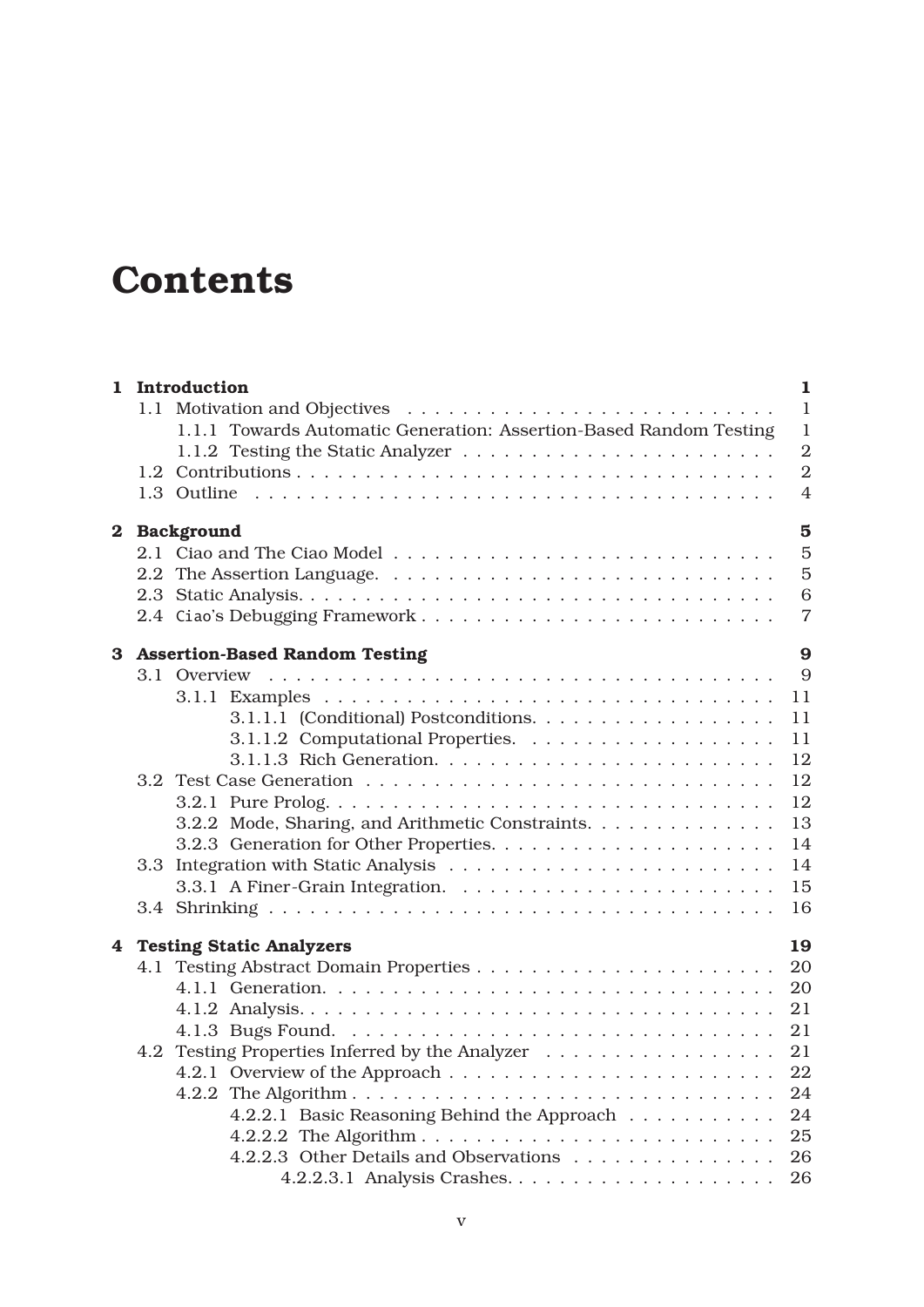# Contents

| | | |
|---|---|---|
| **1** | **Introduction** | **1** |
| | 1.1 Motivation and Objectives | 1 |
| | 1.1.1 Towards Automatic Generation: Assertion-Based Random Testing | 1 |
| | 1.1.2 Testing the Static Analyzer | 2 |
| | 1.2 Contributions | 2 |
| | 1.3 Outline | 4 |
| **2** | **Background** | **5** |
| | 2.1 Ciao and The Ciao Model | 5 |
| | 2.2 The Assertion Language. | 5 |
| | 2.3 Static Analysis. | 6 |
| | 2.4 Ciao's Debugging Framework | 7 |
| **3** | **Assertion-Based Random Testing** | **9** |
| | 3.1 Overview | 9 |
| | 3.1.1 Examples | 11 |
| | 3.1.1.1 (Conditional) Postconditions. | 11 |
| | 3.1.1.2 Computational Properties. | 11 |
| | 3.1.1.3 Rich Generation. | 12 |
| | 3.2 Test Case Generation | 12 |
| | 3.2.1 Pure Prolog. | 12 |
| | 3.2.2 Mode, Sharing, and Arithmetic Constraints. | 13 |
| | 3.2.3 Generation for Other Properties. | 14 |
| | 3.3 Integration with Static Analysis | 14 |
| | 3.3.1 A Finer-Grain Integration. | 15 |
| | 3.4 Shrinking | 16 |
| **4** | **Testing Static Analyzers** | **19** |
| | 4.1 Testing Abstract Domain Properties | 20 |
| | 4.1.1 Generation. | 20 |
| | 4.1.2 Analysis. | 21 |
| | 4.1.3 Bugs Found. | 21 |
| | 4.2 Testing Properties Inferred by the Analyzer | 21 |
| | 4.2.1 Overview of the Approach | 22 |
| | 4.2.2 The Algorithm | 24 |
| | 4.2.2.1 Basic Reasoning Behind the Approach | 24 |
| | 4.2.2.2 The Algorithm | 25 |
| | 4.2.2.3 Other Details and Observations | 26 |
| | 4.2.2.3.1 Analysis Crashes. | 26 |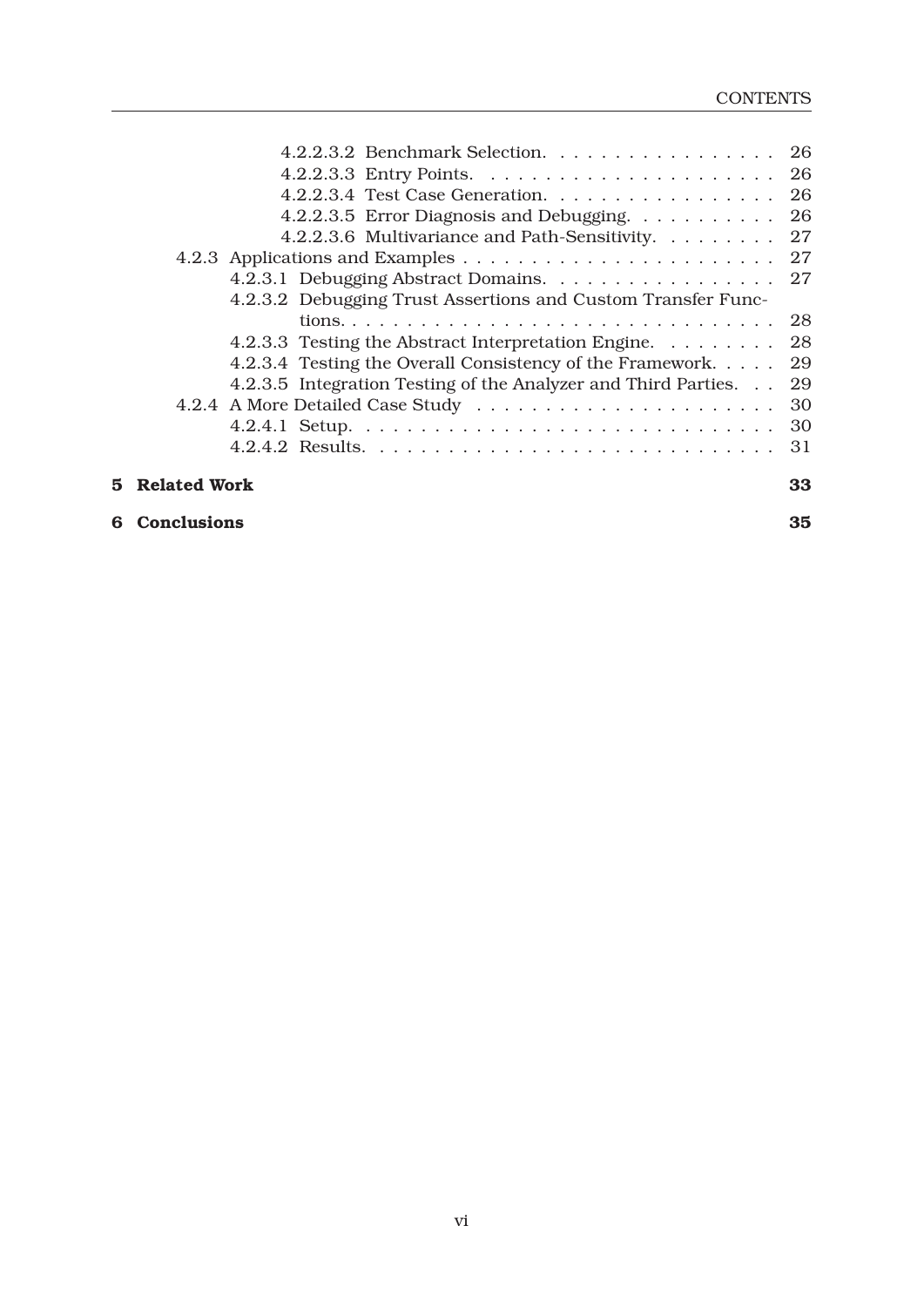4.2.2.3.2 Benchmark Selection. . . . . . . . . . . . . . . . . 26
4.2.2.3.3 Entry Points. . . . . . . . . . . . . . . . . . . . . 26
4.2.2.3.4 Test Case Generation. . . . . . . . . . . . . . . . . 26
4.2.2.3.5 Error Diagnosis and Debugging. . . . . . . . . . . 26
4.2.2.3.6 Multivariance and Path-Sensitivity. . . . . . . . . 27

4.2.3 Applications and Examples . . . . . . . . . . . . . . . . . . . . . . 27
4.2.3.1 Debugging Abstract Domains. . . . . . . . . . . . . . . . . 27
4.2.3.2 Debugging Trust Assertions and Custom Transfer Functions. . . . . . . . . . . . . . . . . . . . . . . . . . . . . . . 28
4.2.3.3 Testing the Abstract Interpretation Engine. . . . . . . . . 28
4.2.3.4 Testing the Overall Consistency of the Framework. . . . . 29
4.2.3.5 Integration Testing of the Analyzer and Third Parties. . . 29

4.2.4 A More Detailed Case Study . . . . . . . . . . . . . . . . . . . . . 30
4.2.4.1 Setup. . . . . . . . . . . . . . . . . . . . . . . . . . . . . . 30
4.2.4.2 Results. . . . . . . . . . . . . . . . . . . . . . . . . . . . . 31

**5 Related Work** **33**

**6 Conclusions** **35**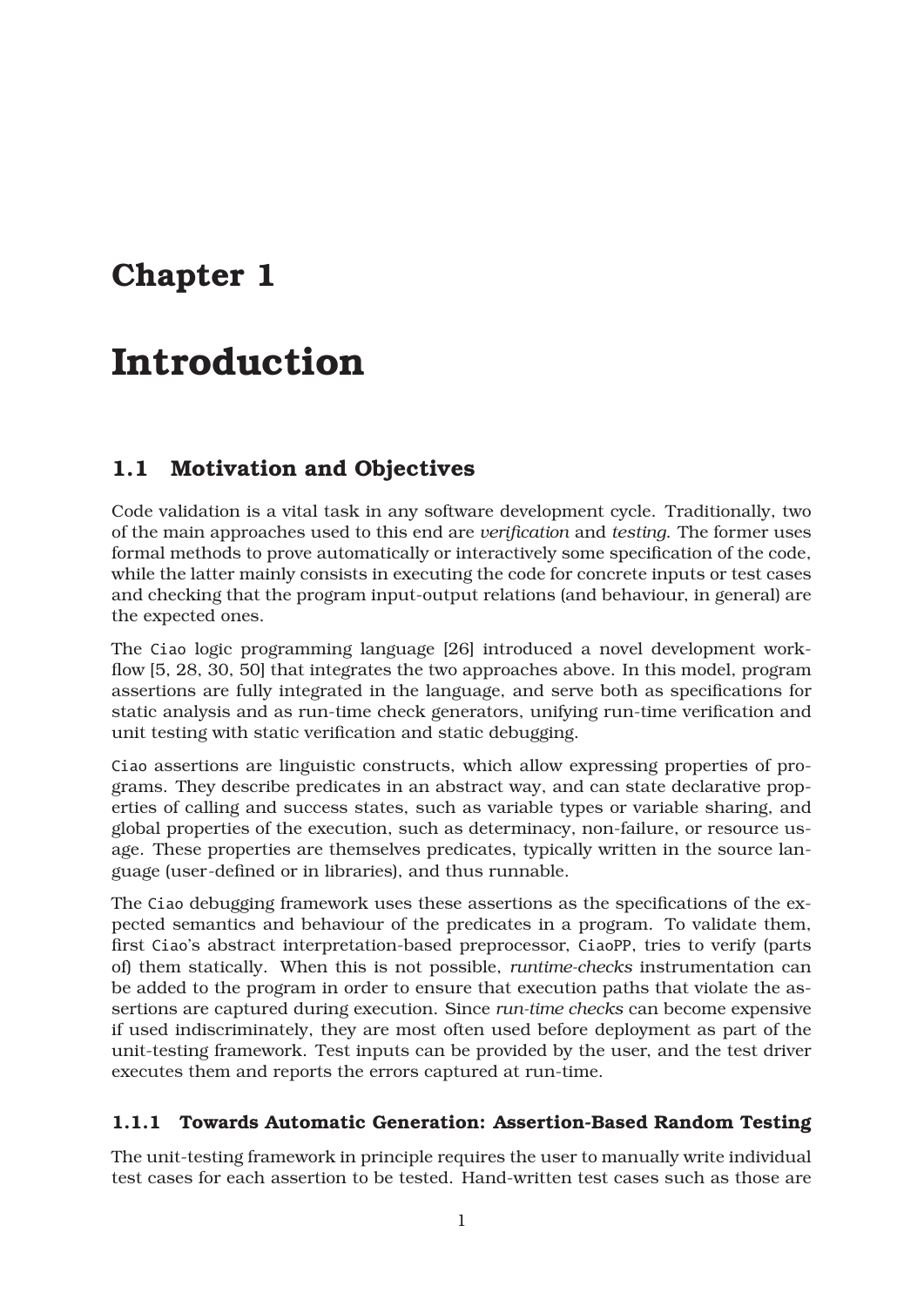# Chapter 1

# Introduction

## 1.1 Motivation and Objectives

Code validation is a vital task in any software development cycle. Traditionally, two of the main approaches used to this end are *verification* and *testing*. The former uses formal methods to prove automatically or interactively some specification of the code, while the latter mainly consists in executing the code for concrete inputs or test cases and checking that the program input-output relations (and behaviour, in general) are the expected ones.

The `Ciao` logic programming language [26] introduced a novel development workflow [5, 28, 30, 50] that integrates the two approaches above. In this model, program assertions are fully integrated in the language, and serve both as specifications for static analysis and as run-time check generators, unifying run-time verification and unit testing with static verification and static debugging.

`Ciao` assertions are linguistic constructs, which allow expressing properties of programs. They describe predicates in an abstract way, and can state declarative properties of calling and success states, such as variable types or variable sharing, and global properties of the execution, such as determinacy, non-failure, or resource usage. These properties are themselves predicates, typically written in the source language (user-defined or in libraries), and thus runnable.

The `Ciao` debugging framework uses these assertions as the specifications of the expected semantics and behaviour of the predicates in a program. To validate them, first `Ciao`'s abstract interpretation-based preprocessor, `CiaoPP`, tries to verify (parts of) them statically. When this is not possible, *runtime-checks* instrumentation can be added to the program in order to ensure that execution paths that violate the assertions are captured during execution. Since *run-time checks* can become expensive if used indiscriminately, they are most often used before deployment as part of the unit-testing framework. Test inputs can be provided by the user, and the test driver executes them and reports the errors captured at run-time.

### 1.1.1 Towards Automatic Generation: Assertion-Based Random Testing

The unit-testing framework in principle requires the user to manually write individual test cases for each assertion to be tested. Hand-written test cases such as those are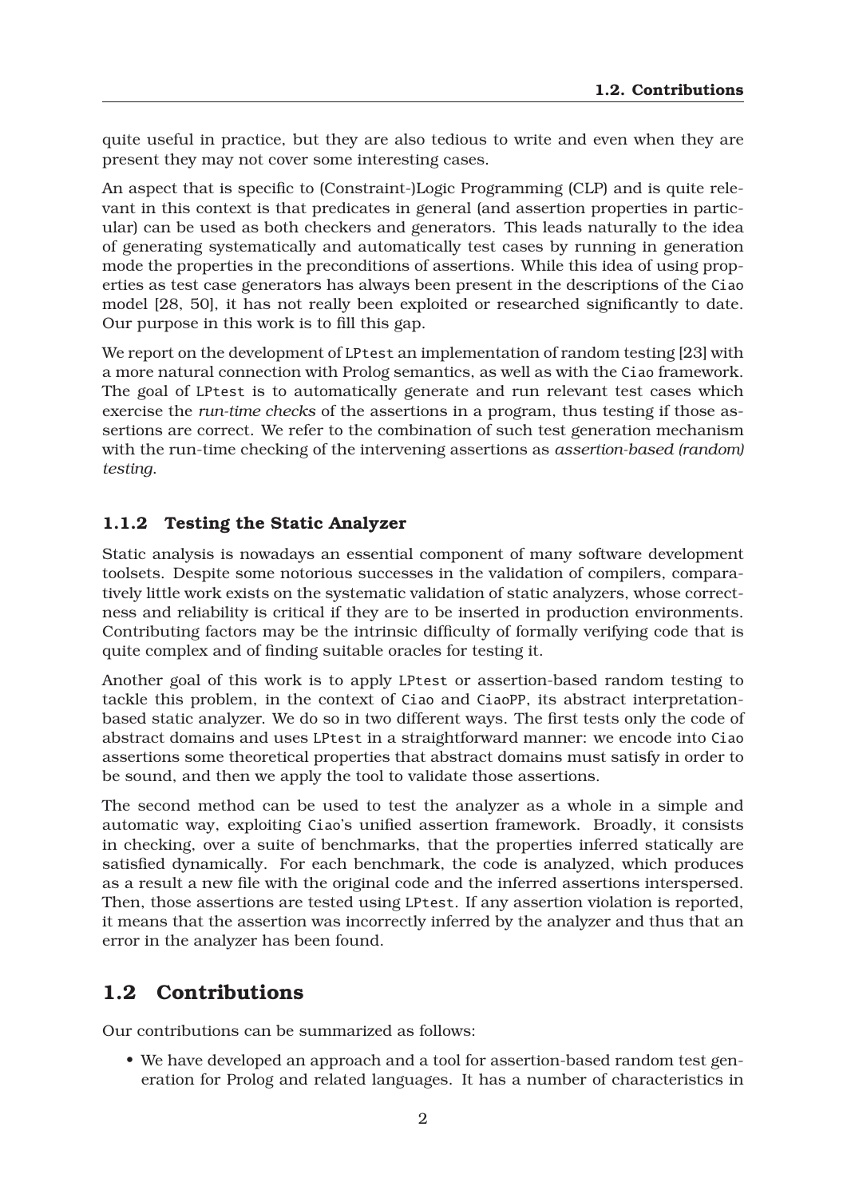quite useful in practice, but they are also tedious to write and even when they are present they may not cover some interesting cases.

An aspect that is specific to (Constraint-)Logic Programming (CLP) and is quite relevant in this context is that predicates in general (and assertion properties in particular) can be used as both checkers and generators. This leads naturally to the idea of generating systematically and automatically test cases by running in generation mode the properties in the preconditions of assertions. While this idea of using properties as test case generators has always been present in the descriptions of the `Ciao` model [28, 50], it has not really been exploited or researched significantly to date. Our purpose in this work is to fill this gap.

We report on the development of `LPtest` an implementation of random testing [23] with a more natural connection with Prolog semantics, as well as with the `Ciao` framework. The goal of `LPtest` is to automatically generate and run relevant test cases which exercise the *run-time checks* of the assertions in a program, thus testing if those assertions are correct. We refer to the combination of such test generation mechanism with the run-time checking of the intervening assertions as *assertion-based (random) testing*.

### 1.1.2 Testing the Static Analyzer

Static analysis is nowadays an essential component of many software development toolsets. Despite some notorious successes in the validation of compilers, comparatively little work exists on the systematic validation of static analyzers, whose correctness and reliability is critical if they are to be inserted in production environments. Contributing factors may be the intrinsic difficulty of formally verifying code that is quite complex and of finding suitable oracles for testing it.

Another goal of this work is to apply `LPtest` or assertion-based random testing to tackle this problem, in the context of `Ciao` and `CiaoPP`, its abstract interpretation-based static analyzer. We do so in two different ways. The first tests only the code of abstract domains and uses `LPtest` in a straightforward manner: we encode into `Ciao` assertions some theoretical properties that abstract domains must satisfy in order to be sound, and then we apply the tool to validate those assertions.

The second method can be used to test the analyzer as a whole in a simple and automatic way, exploiting `Ciao`'s unified assertion framework. Broadly, it consists in checking, over a suite of benchmarks, that the properties inferred statically are satisfied dynamically. For each benchmark, the code is analyzed, which produces as a result a new file with the original code and the inferred assertions interspersed. Then, those assertions are tested using `LPtest`. If any assertion violation is reported, it means that the assertion was incorrectly inferred by the analyzer and thus that an error in the analyzer has been found.

## 1.2 Contributions

Our contributions can be summarized as follows:

- We have developed an approach and a tool for assertion-based random test generation for Prolog and related languages. It has a number of characteristics in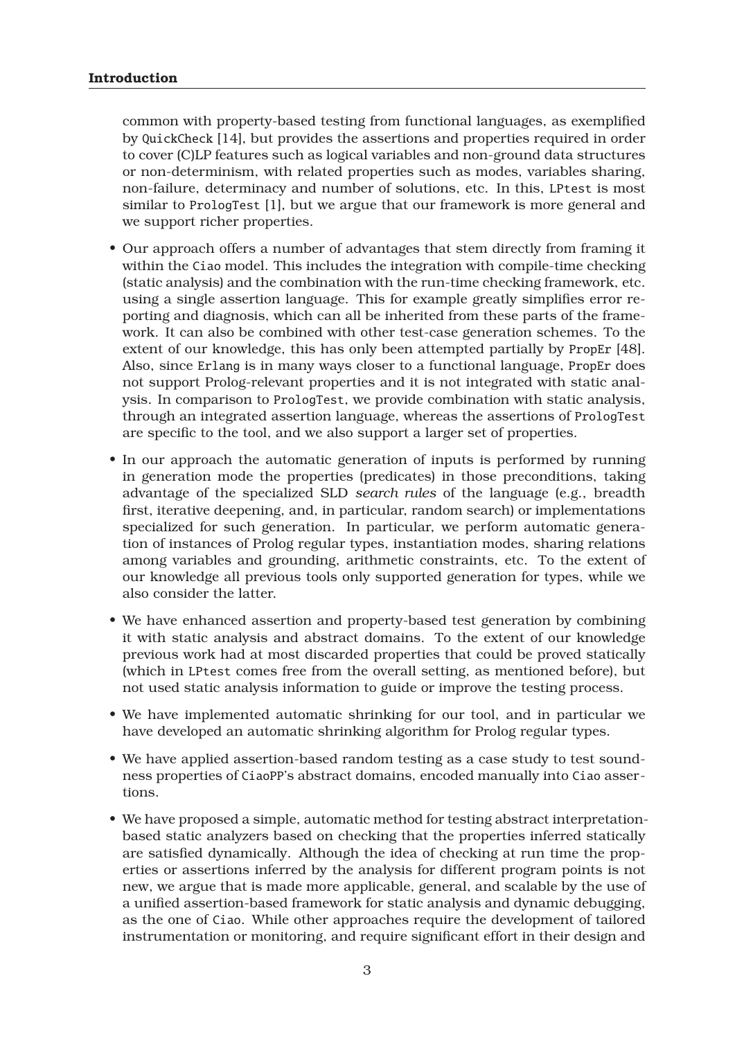common with property-based testing from functional languages, as exemplified by QuickCheck [14], but provides the assertions and properties required in order to cover (C)LP features such as logical variables and non-ground data structures or non-determinism, with related properties such as modes, variables sharing, non-failure, determinacy and number of solutions, etc. In this, LPtest is most similar to PrologTest [1], but we argue that our framework is more general and we support richer properties.

- Our approach offers a number of advantages that stem directly from framing it within the Ciao model. This includes the integration with compile-time checking (static analysis) and the combination with the run-time checking framework, etc. using a single assertion language. This for example greatly simplifies error reporting and diagnosis, which can all be inherited from these parts of the framework. It can also be combined with other test-case generation schemes. To the extent of our knowledge, this has only been attempted partially by PropEr [48]. Also, since Erlang is in many ways closer to a functional language, PropEr does not support Prolog-relevant properties and it is not integrated with static analysis. In comparison to PrologTest, we provide combination with static analysis, through an integrated assertion language, whereas the assertions of PrologTest are specific to the tool, and we also support a larger set of properties.
- In our approach the automatic generation of inputs is performed by running in generation mode the properties (predicates) in those preconditions, taking advantage of the specialized SLD *search rules* of the language (e.g., breadth first, iterative deepening, and, in particular, random search) or implementations specialized for such generation. In particular, we perform automatic generation of instances of Prolog regular types, instantiation modes, sharing relations among variables and grounding, arithmetic constraints, etc. To the extent of our knowledge all previous tools only supported generation for types, while we also consider the latter.
- We have enhanced assertion and property-based test generation by combining it with static analysis and abstract domains. To the extent of our knowledge previous work had at most discarded properties that could be proved statically (which in LPtest comes free from the overall setting, as mentioned before), but not used static analysis information to guide or improve the testing process.
- We have implemented automatic shrinking for our tool, and in particular we have developed an automatic shrinking algorithm for Prolog regular types.
- We have applied assertion-based random testing as a case study to test soundness properties of CiaoPP's abstract domains, encoded manually into Ciao assertions.
- We have proposed a simple, automatic method for testing abstract interpretation-based static analyzers based on checking that the properties inferred statically are satisfied dynamically. Although the idea of checking at run time the properties or assertions inferred by the analysis for different program points is not new, we argue that is made more applicable, general, and scalable by the use of a unified assertion-based framework for static analysis and dynamic debugging, as the one of Ciao. While other approaches require the development of tailored instrumentation or monitoring, and require significant effort in their design and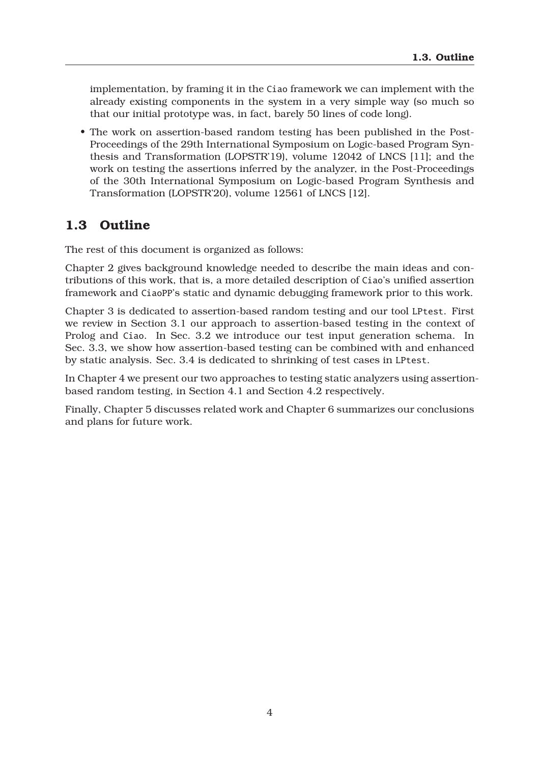implementation, by framing it in the Ciao framework we can implement with the already existing components in the system in a very simple way (so much so that our initial prototype was, in fact, barely 50 lines of code long).

- The work on assertion-based random testing has been published in the Post-Proceedings of the 29th International Symposium on Logic-based Program Synthesis and Transformation (LOPSTR'19), volume 12042 of LNCS [11]; and the work on testing the assertions inferred by the analyzer, in the Post-Proceedings of the 30th International Symposium on Logic-based Program Synthesis and Transformation (LOPSTR'20), volume 12561 of LNCS [12].

## 1.3 Outline

The rest of this document is organized as follows:

Chapter 2 gives background knowledge needed to describe the main ideas and contributions of this work, that is, a more detailed description of Ciao's unified assertion framework and CiaoPP's static and dynamic debugging framework prior to this work.

Chapter 3 is dedicated to assertion-based random testing and our tool LPtest. First we review in Section 3.1 our approach to assertion-based testing in the context of Prolog and Ciao. In Sec. 3.2 we introduce our test input generation schema. In Sec. 3.3, we show how assertion-based testing can be combined with and enhanced by static analysis. Sec. 3.4 is dedicated to shrinking of test cases in LPtest.

In Chapter 4 we present our two approaches to testing static analyzers using assertion-based random testing, in Section 4.1 and Section 4.2 respectively.

Finally, Chapter 5 discusses related work and Chapter 6 summarizes our conclusions and plans for future work.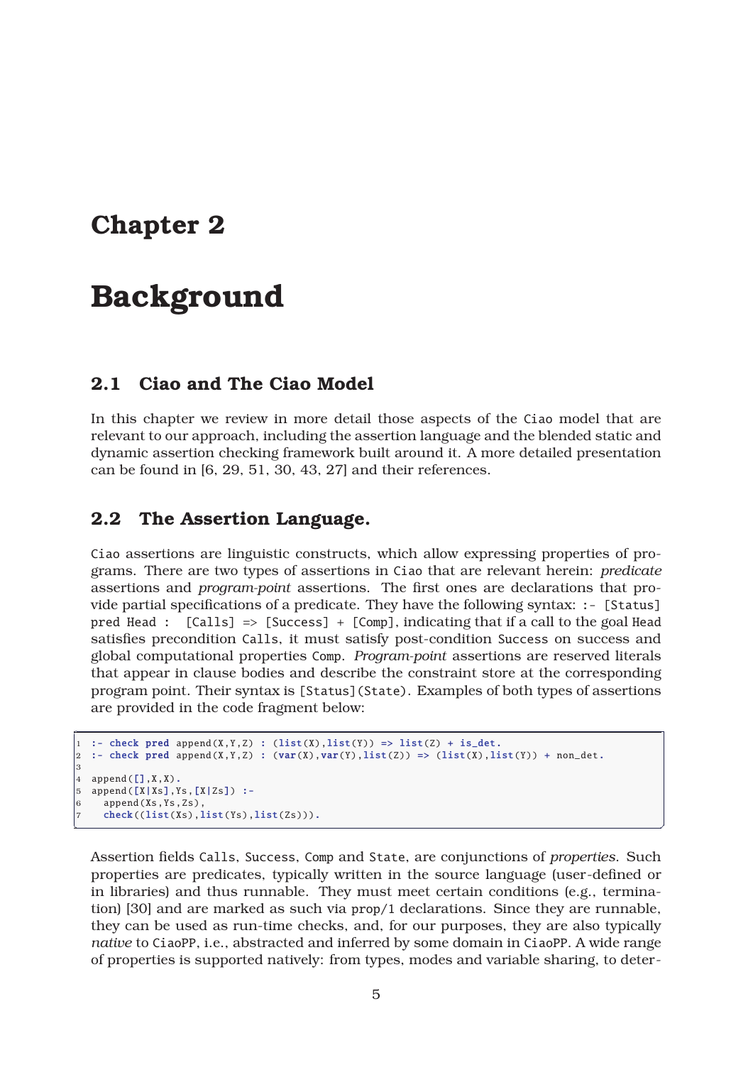# Chapter 2

# Background

## 2.1 Ciao and The Ciao Model

In this chapter we review in more detail those aspects of the Ciao model that are relevant to our approach, including the assertion language and the blended static and dynamic assertion checking framework built around it. A more detailed presentation can be found in [6, 29, 51, 30, 43, 27] and their references.

## 2.2 The Assertion Language.

Ciao assertions are linguistic constructs, which allow expressing properties of programs. There are two types of assertions in Ciao that are relevant herein: *predicate* assertions and *program-point* assertions. The first ones are declarations that provide partial specifications of a predicate. They have the following syntax: `:- [Status] pred Head : [Calls] => [Success] + [Comp]`, indicating that if a call to the goal Head satisfies precondition Calls, it must satisfy post-condition Success on success and global computational properties Comp. *Program-point* assertions are reserved literals that appear in clause bodies and describe the constraint store at the corresponding program point. Their syntax is `[Status](State)`. Examples of both types of assertions are provided in the code fragment below:

```
1  :- check pred append(X,Y,Z) : (list(X),list(Y)) => list(Z) + is_det.
2  :- check pred append(X,Y,Z) : (var(X),var(Y),list(Z)) => (list(X),list(Y)) + non_det.
3
4  append([],X,X).
5  append([X|Xs],Ys,[X|Zs]) :-
6    append(Xs,Ys,Zs),
7    check((list(Xs),list(Ys),list(Zs))).
```

Assertion fields Calls, Success, Comp and State, are conjunctions of *properties*. Such properties are predicates, typically written in the source language (user-defined or in libraries) and thus runnable. They must meet certain conditions (e.g., termination) [30] and are marked as such via prop/1 declarations. Since they are runnable, they can be used as run-time checks, and, for our purposes, they are also typically *native* to CiaoPP, i.e., abstracted and inferred by some domain in CiaoPP. A wide range of properties is supported natively: from types, modes and variable sharing, to deter-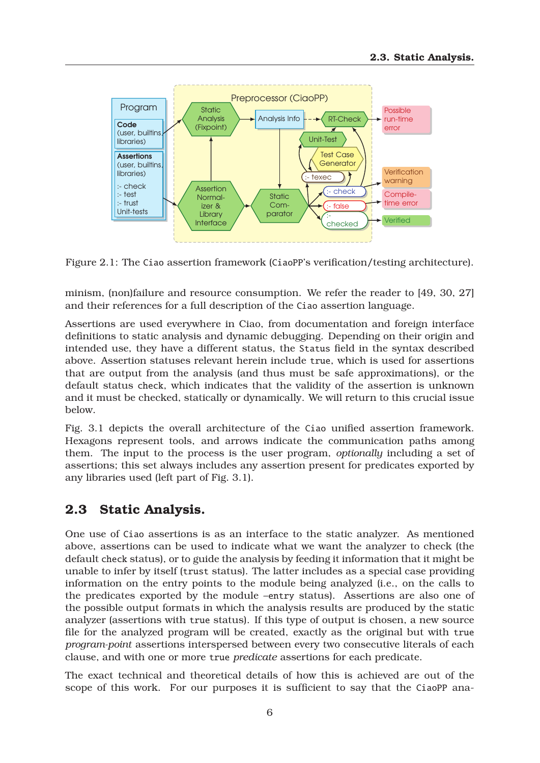Figure 2.1: The Ciao assertion framework (CiaoPP's verification/testing architecture).

minism, (non)failure and resource consumption. We refer the reader to [49, 30, 27] and their references for a full description of the Ciao assertion language.

Assertions are used everywhere in Ciao, from documentation and foreign interface definitions to static analysis and dynamic debugging. Depending on their origin and intended use, they have a different status, the Status field in the syntax described above. Assertion statuses relevant herein include true, which is used for assertions that are output from the analysis (and thus must be safe approximations), or the default status check, which indicates that the validity of the assertion is unknown and it must be checked, statically or dynamically. We will return to this crucial issue below.

Fig. 3.1 depicts the overall architecture of the Ciao unified assertion framework. Hexagons represent tools, and arrows indicate the communication paths among them. The input to the process is the user program, *optionally* including a set of assertions; this set always includes any assertion present for predicates exported by any libraries used (left part of Fig. 3.1).

## 2.3 Static Analysis.

One use of Ciao assertions is as an interface to the static analyzer. As mentioned above, assertions can be used to indicate what we want the analyzer to check (the default check status), or to guide the analysis by feeding it information that it might be unable to infer by itself (trust status). The latter includes as a special case providing information on the entry points to the module being analyzed (i.e., on the calls to the predicates exported by the module –entry status). Assertions are also one of the possible output formats in which the analysis results are produced by the static analyzer (assertions with true status). If this type of output is chosen, a new source file for the analyzed program will be created, exactly as the original but with true *program-point* assertions interspersed between every two consecutive literals of each clause, and with one or more true *predicate* assertions for each predicate.

The exact technical and theoretical details of how this is achieved are out of the scope of this work. For our purposes it is sufficient to say that the CiaoPP ana-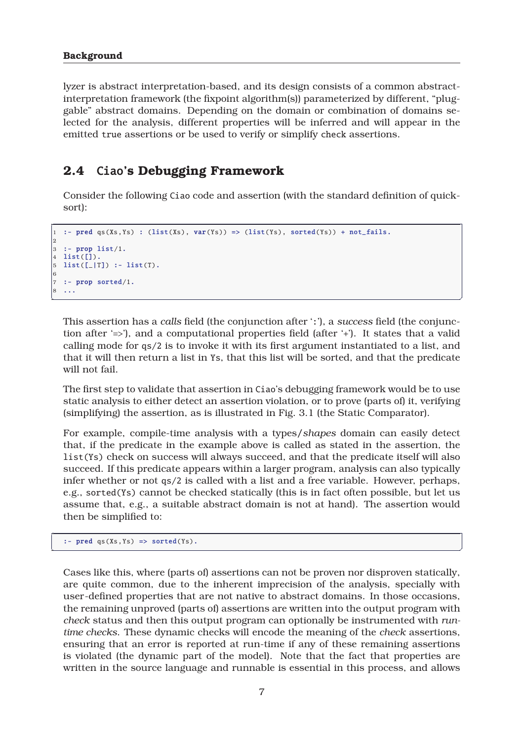lyzer is abstract interpretation-based, and its design consists of a common abstract-interpretation framework (the fixpoint algorithm(s)) parameterized by different, "pluggable" abstract domains. Depending on the domain or combination of domains selected for the analysis, different properties will be inferred and will appear in the emitted `true` assertions or be used to verify or simplify `check` assertions.

## 2.4 Ciao's Debugging Framework

Consider the following Ciao code and assertion (with the standard definition of quick-sort):

```
:- pred qs(Xs,Ys) : (list(Xs), var(Ys)) => (list(Ys), sorted(Ys)) + not_fails.

:- prop list/1.
list([]).
list([_|T]) :- list(T).

:- prop sorted/1.
...
```

This assertion has a *calls* field (the conjunction after ':'), a *success* field (the conjunction after '=>'), and a computational properties field (after '+'). It states that a valid calling mode for `qs/2` is to invoke it with its first argument instantiated to a list, and that it will then return a list in `Ys`, that this list will be sorted, and that the predicate will not fail.

The first step to validate that assertion in Ciao's debugging framework would be to use static analysis to either detect an assertion violation, or to prove (parts of) it, verifying (simplifying) the assertion, as is illustrated in Fig. 3.1 (the Static Comparator).

For example, compile-time analysis with a types/*shapes* domain can easily detect that, if the predicate in the example above is called as stated in the assertion, the `list(Ys)` check on success will always succeed, and that the predicate itself will also succeed. If this predicate appears within a larger program, analysis can also typically infer whether or not `qs/2` is called with a list and a free variable. However, perhaps, e.g., `sorted(Ys)` cannot be checked statically (this is in fact often possible, but let us assume that, e.g., a suitable abstract domain is not at hand). The assertion would then be simplified to:

```
:- pred qs(Xs,Ys) => sorted(Ys).
```

Cases like this, where (parts of) assertions can not be proven nor disproven statically, are quite common, due to the inherent imprecision of the analysis, specially with user-defined properties that are not native to abstract domains. In those occasions, the remaining unproved (parts of) assertions are written into the output program with *check* status and then this output program can optionally be instrumented with *run-time checks*. These dynamic checks will encode the meaning of the *check* assertions, ensuring that an error is reported at run-time if any of these remaining assertions is violated (the dynamic part of the model). Note that the fact that properties are written in the source language and runnable is essential in this process, and allows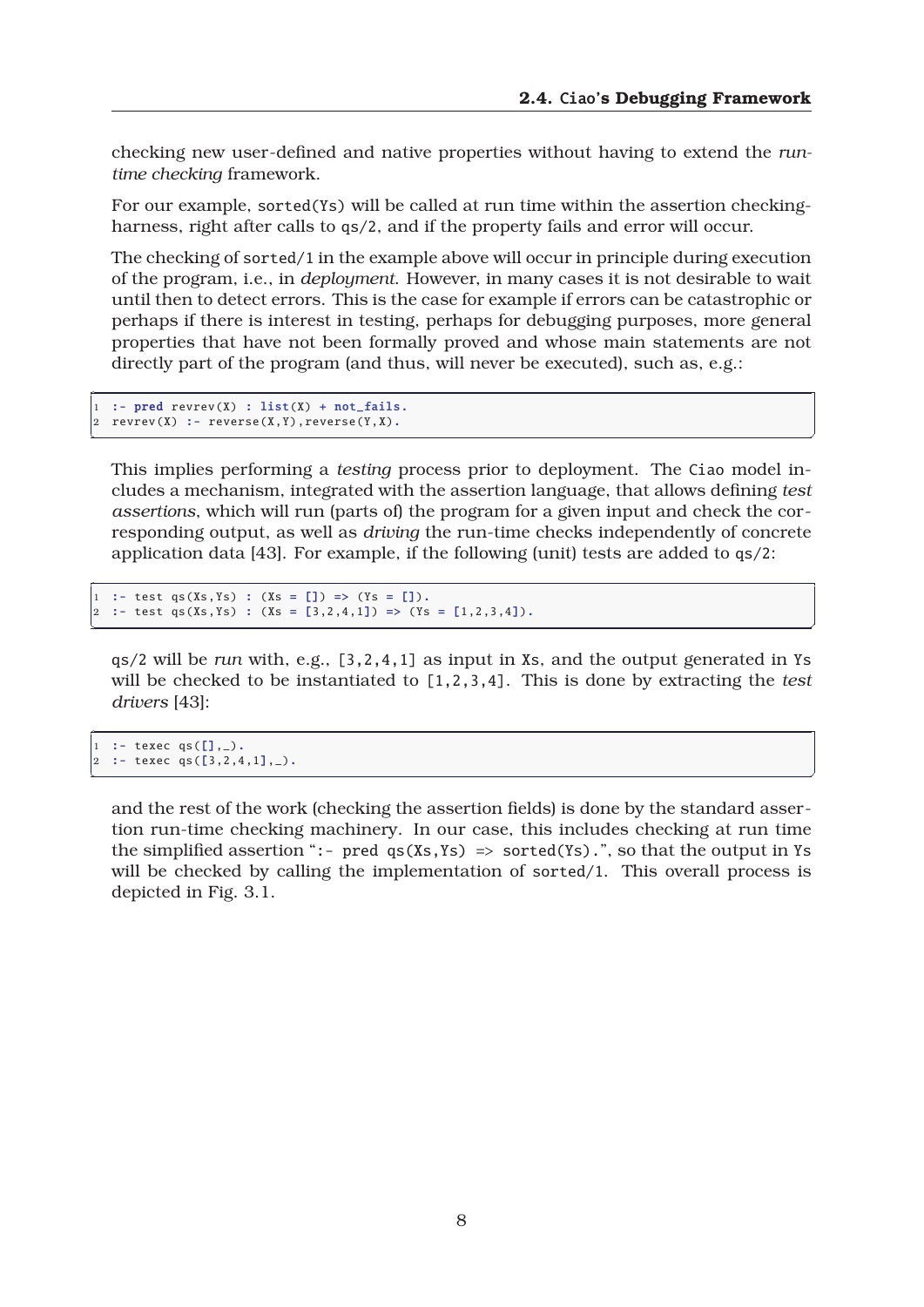checking new user-defined and native properties without having to extend the *run-time checking* framework.

For our example, `sorted(Ys)` will be called at run time within the assertion checking-harness, right after calls to `qs/2`, and if the property fails and error will occur.

The checking of `sorted/1` in the example above will occur in principle during execution of the program, i.e., in *deployment*. However, in many cases it is not desirable to wait until then to detect errors. This is the case for example if errors can be catastrophic or perhaps if there is interest in testing, perhaps for debugging purposes, more general properties that have not been formally proved and whose main statements are not directly part of the program (and thus, will never be executed), such as, e.g.:

```
:- pred revrev(X) : list(X) + not_fails.
revrev(X) :- reverse(X,Y),reverse(Y,X).
```

This implies performing a *testing* process prior to deployment. The Ciao model includes a mechanism, integrated with the assertion language, that allows defining *test assertions*, which will run (parts of) the program for a given input and check the corresponding output, as well as *driving* the run-time checks independently of concrete application data [43]. For example, if the following (unit) tests are added to `qs/2`:

```
:- test qs(Xs,Ys) : (Xs = []) => (Ys = []).
:- test qs(Xs,Ys) : (Xs = [3,2,4,1]) => (Ys = [1,2,3,4]).
```

`qs/2` will be *run* with, e.g., `[3,2,4,1]` as input in `Xs`, and the output generated in `Ys` will be checked to be instantiated to `[1,2,3,4]`. This is done by extracting the *test drivers* [43]:

```
:- texec qs([],_).
:- texec qs([3,2,4,1],_).
```

and the rest of the work (checking the assertion fields) is done by the standard assertion run-time checking machinery. In our case, this includes checking at run time the simplified assertion "`:- pred qs(Xs,Ys) => sorted(Ys).`", so that the output in `Ys` will be checked by calling the implementation of `sorted/1`. This overall process is depicted in Fig. 3.1.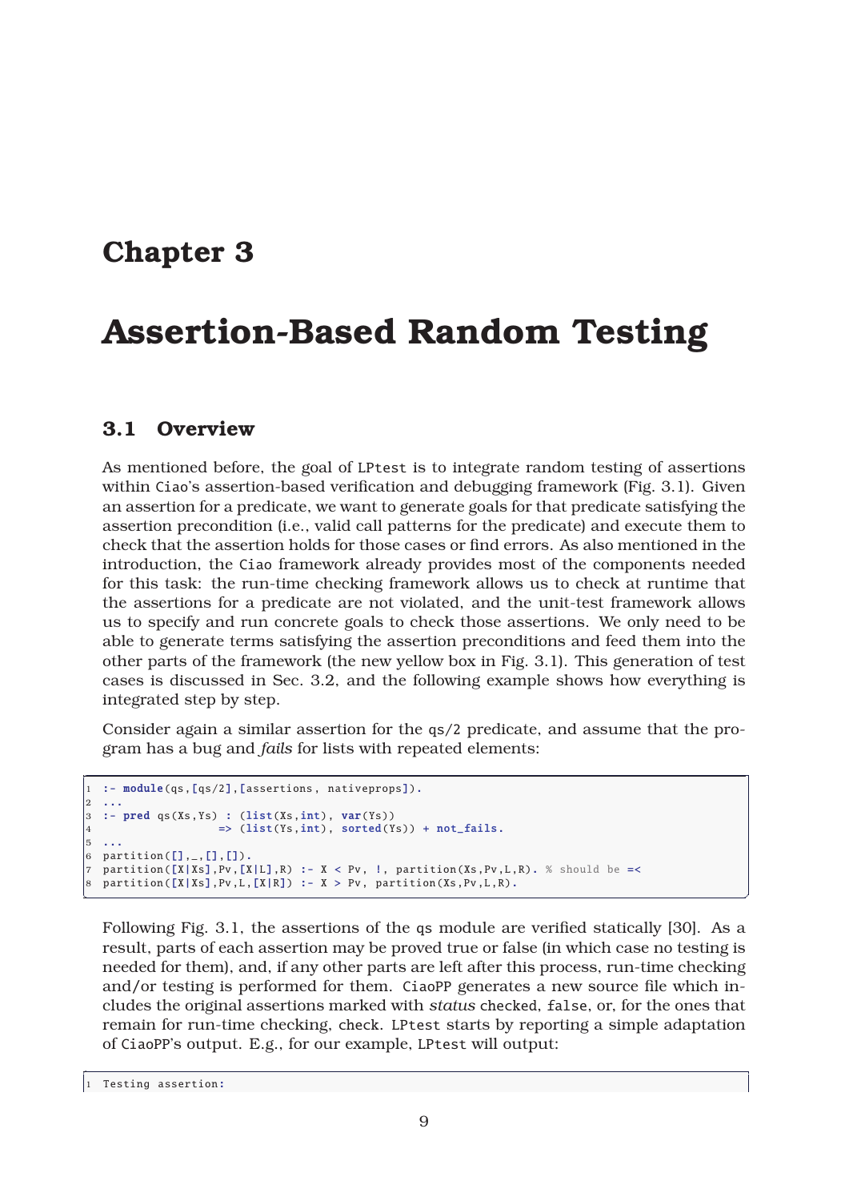# Chapter 3

# Assertion-Based Random Testing

## 3.1 Overview

As mentioned before, the goal of LPtest is to integrate random testing of assertions within Ciao's assertion-based verification and debugging framework (Fig. 3.1). Given an assertion for a predicate, we want to generate goals for that predicate satisfying the assertion precondition (i.e., valid call patterns for the predicate) and execute them to check that the assertion holds for those cases or find errors. As also mentioned in the introduction, the Ciao framework already provides most of the components needed for this task: the run-time checking framework allows us to check at runtime that the assertions for a predicate are not violated, and the unit-test framework allows us to specify and run concrete goals to check those assertions. We only need to be able to generate terms satisfying the assertion preconditions and feed them into the other parts of the framework (the new yellow box in Fig. 3.1). This generation of test cases is discussed in Sec. 3.2, and the following example shows how everything is integrated step by step.

Consider again a similar assertion for the qs/2 predicate, and assume that the program has a bug and *fails* for lists with repeated elements:

```
1  :- module(qs,[qs/2],[assertions, nativeprops]).
2  ...
3  :- pred qs(Xs,Ys) : (list(Xs,int), var(Ys))
4                   => (list(Ys,int), sorted(Ys)) + not_fails.
5  ...
6  partition([],_,[],[]).
7  partition([X|Xs],Pv,[X|L],R) :- X < Pv, !, partition(Xs,Pv,L,R). % should be =<
8  partition([X|Xs],Pv,L,[X|R]) :- X > Pv, partition(Xs,Pv,L,R).
```

Following Fig. 3.1, the assertions of the qs module are verified statically [30]. As a result, parts of each assertion may be proved true or false (in which case no testing is needed for them), and, if any other parts are left after this process, run-time checking and/or testing is performed for them. CiaoPP generates a new source file which includes the original assertions marked with *status* checked, false, or, for the ones that remain for run-time checking, check. LPtest starts by reporting a simple adaptation of CiaoPP's output. E.g., for our example, LPtest will output:

```
1  Testing assertion:
```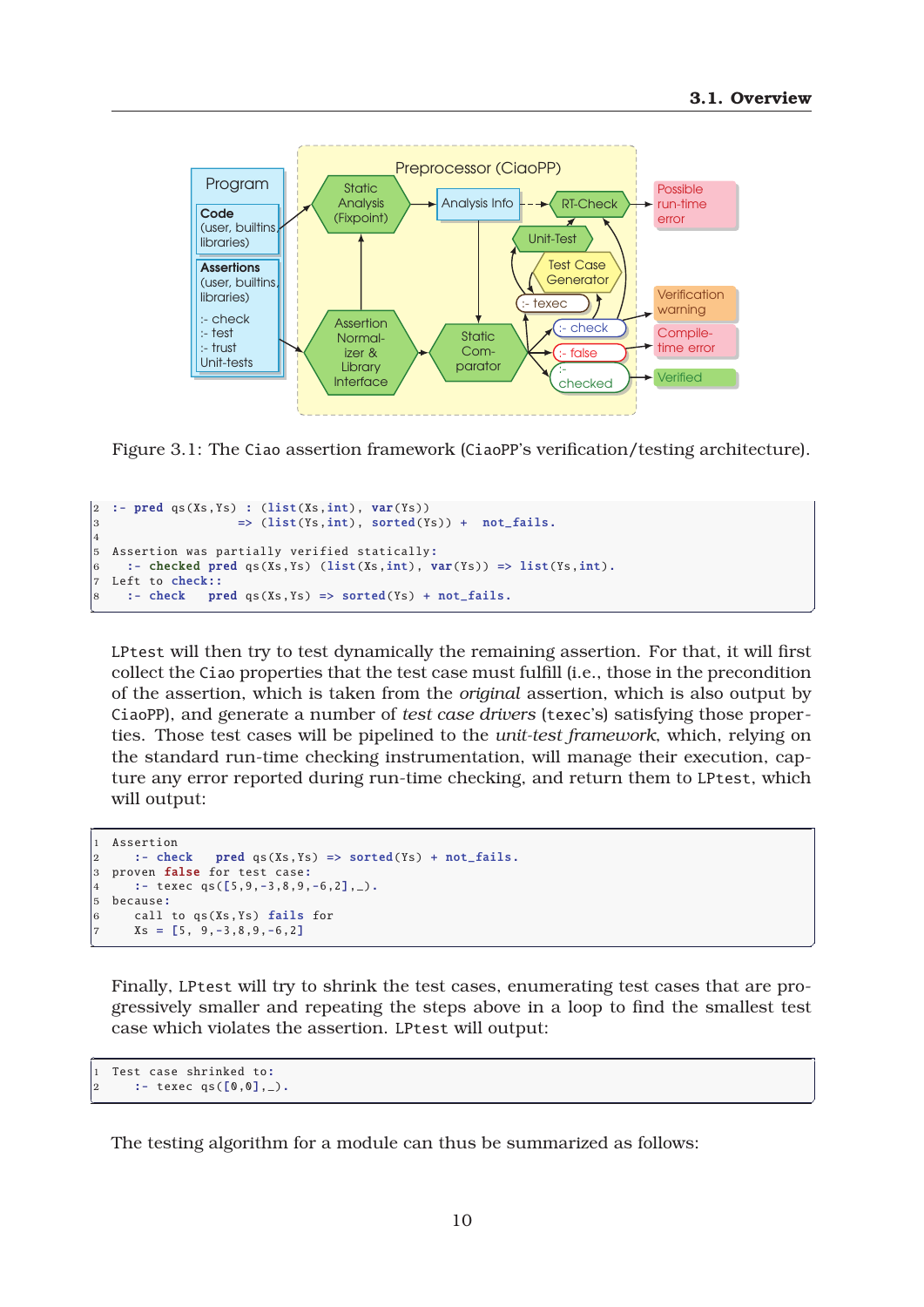Figure 3.1: The Ciao assertion framework (CiaoPP's verification/testing architecture).

```
2  :- pred qs(Xs,Ys) : (list(Xs,int), var(Ys))
3                   => (list(Ys,int), sorted(Ys)) +  not_fails.
4
5  Assertion was partially verified statically:
6     :- checked pred qs(Xs,Ys) (list(Xs,int), var(Ys)) => list(Ys,int).
7  Left to check::
8     :- check   pred qs(Xs,Ys) => sorted(Ys) + not_fails.
```

LPtest will then try to test dynamically the remaining assertion. For that, it will first collect the Ciao properties that the test case must fulfill (i.e., those in the precondition of the assertion, which is taken from the *original* assertion, which is also output by CiaoPP), and generate a number of *test case drivers* (texec's) satisfying those properties. Those test cases will be pipelined to the *unit-test framework*, which, relying on the standard run-time checking instrumentation, will manage their execution, capture any error reported during run-time checking, and return them to LPtest, which will output:

```
1  Assertion
2     :- check   pred qs(Xs,Ys) => sorted(Ys) + not_fails.
3  proven false for test case:
4     :- texec qs([5,9,-3,8,9,-6,2],_).
5  because:
6     call to qs(Xs,Ys) fails for
7     Xs = [5, 9,-3,8,9,-6,2]
```

Finally, LPtest will try to shrink the test cases, enumerating test cases that are progressively smaller and repeating the steps above in a loop to find the smallest test case which violates the assertion. LPtest will output:

```
1  Test case shrinked to:
2     :- texec qs([0,0],_).
```

The testing algorithm for a module can thus be summarized as follows: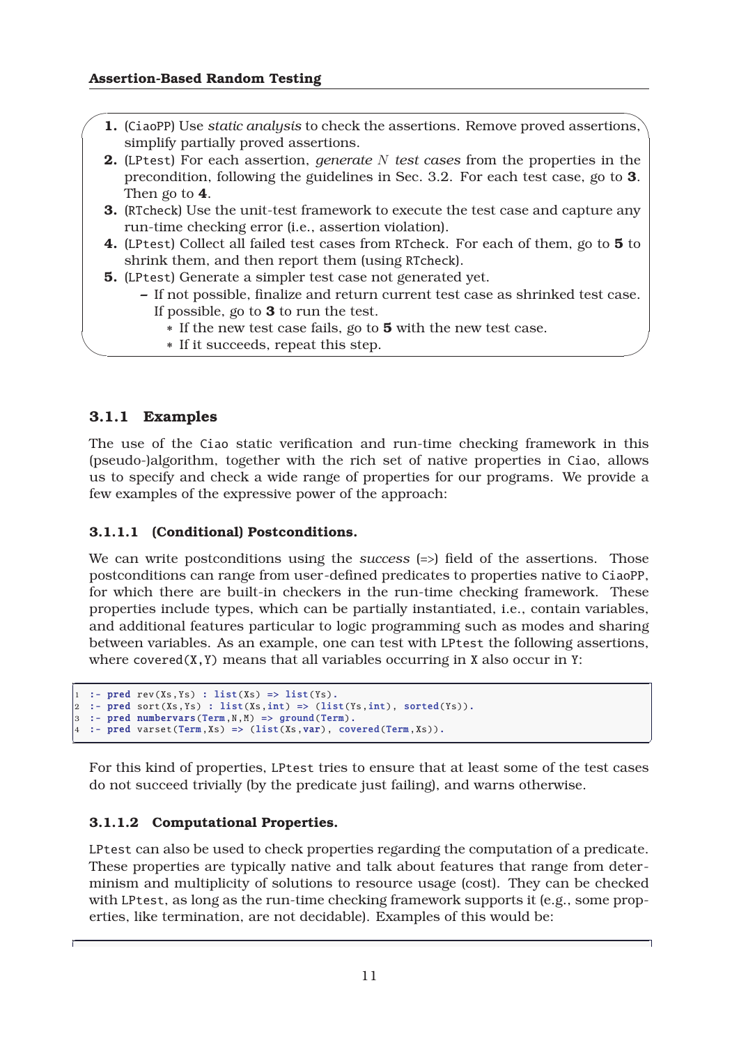1. (CiaoPP) Use *static analysis* to check the assertions. Remove proved assertions, simplify partially proved assertions.
2. (LPtest) For each assertion, *generate* $N$ *test cases* from the properties in the precondition, following the guidelines in Sec. 3.2. For each test case, go to **3**. Then go to **4**.
3. (RTcheck) Use the unit-test framework to execute the test case and capture any run-time checking error (i.e., assertion violation).
4. (LPtest) Collect all failed test cases from RTcheck. For each of them, go to **5** to shrink them, and then report them (using RTcheck).
5. (LPtest) Generate a simpler test case not generated yet.
   - If not possible, finalize and return current test case as shrinked test case. If possible, go to **3** to run the test.
     * If the new test case fails, go to **5** with the new test case.
     * If it succeeds, repeat this step.

### 3.1.1 Examples

The use of the Ciao static verification and run-time checking framework in this (pseudo-)algorithm, together with the rich set of native properties in Ciao, allows us to specify and check a wide range of properties for our programs. We provide a few examples of the expressive power of the approach:

#### 3.1.1.1 (Conditional) Postconditions.

We can write postconditions using the *success* (=>) field of the assertions. Those postconditions can range from user-defined predicates to properties native to CiaoPP, for which there are built-in checkers in the run-time checking framework. These properties include types, which can be partially instantiated, i.e., contain variables, and additional features particular to logic programming such as modes and sharing between variables. As an example, one can test with LPtest the following assertions, where covered(X,Y) means that all variables occurring in X also occur in Y:

```
1  :- pred rev(Xs,Ys) : list(Xs) => list(Ys).
2  :- pred sort(Xs,Ys) : list(Xs,int) => (list(Ys,int), sorted(Ys)).
3  :- pred numbervars(Term,N,M) => ground(Term).
4  :- pred varset(Term,Xs) => (list(Xs,var), covered(Term,Xs)).
```

For this kind of properties, LPtest tries to ensure that at least some of the test cases do not succeed trivially (by the predicate just failing), and warns otherwise.

#### 3.1.1.2 Computational Properties.

LPtest can also be used to check properties regarding the computation of a predicate. These properties are typically native and talk about features that range from determinism and multiplicity of solutions to resource usage (cost). They can be checked with LPtest, as long as the run-time checking framework supports it (e.g., some properties, like termination, are not decidable). Examples of this would be: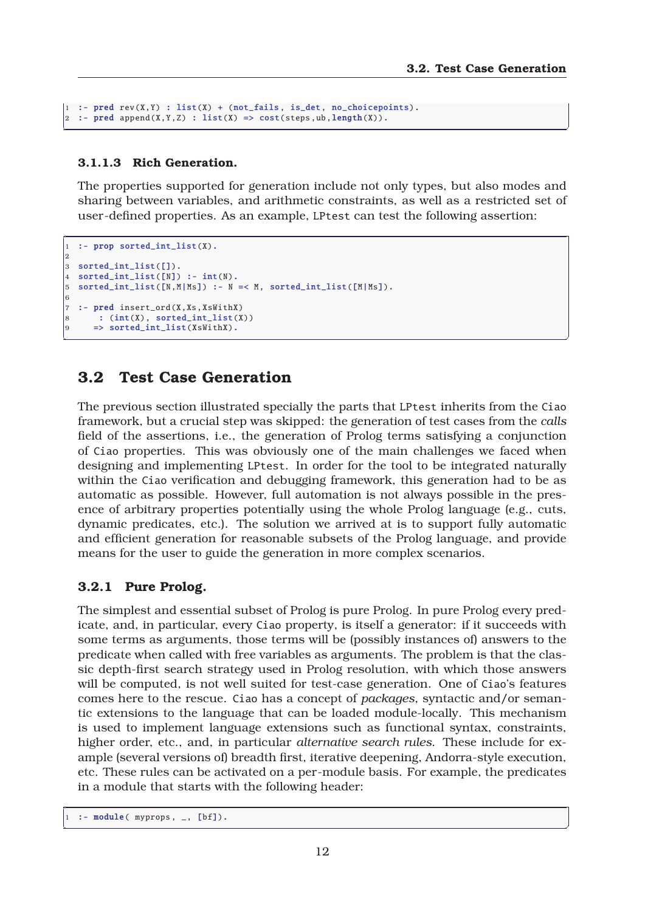```
:- pred rev(X,Y) : list(X) + (not_fails, is_det, no_choicepoints).
:- pred append(X,Y,Z) : list(X) => cost(steps,ub,length(X)).
```

#### 3.1.1.3 Rich Generation.

The properties supported for generation include not only types, but also modes and sharing between variables, and arithmetic constraints, as well as a restricted set of user-defined properties. As an example, LPtest can test the following assertion:

```
:- prop sorted_int_list(X).

sorted_int_list([]).
sorted_int_list([N]) :- int(N).
sorted_int_list([N,M|Ms]) :- N =< M, sorted_int_list([M|Ms]).

:- pred insert_ord(X,Xs,XsWithX)
    : (int(X), sorted_int_list(X))
   => sorted_int_list(XsWithX).
```

## 3.2 Test Case Generation

The previous section illustrated specially the parts that LPtest inherits from the Ciao framework, but a crucial step was skipped: the generation of test cases from the *calls* field of the assertions, i.e., the generation of Prolog terms satisfying a conjunction of Ciao properties. This was obviously one of the main challenges we faced when designing and implementing LPtest. In order for the tool to be integrated naturally within the Ciao verification and debugging framework, this generation had to be as automatic as possible. However, full automation is not always possible in the presence of arbitrary properties potentially using the whole Prolog language (e.g., cuts, dynamic predicates, etc.). The solution we arrived at is to support fully automatic and efficient generation for reasonable subsets of the Prolog language, and provide means for the user to guide the generation in more complex scenarios.

### 3.2.1 Pure Prolog.

The simplest and essential subset of Prolog is pure Prolog. In pure Prolog every predicate, and, in particular, every Ciao property, is itself a generator: if it succeeds with some terms as arguments, those terms will be (possibly instances of) answers to the predicate when called with free variables as arguments. The problem is that the classic depth-first search strategy used in Prolog resolution, with which those answers will be computed, is not well suited for test-case generation. One of Ciao's features comes here to the rescue. Ciao has a concept of *packages*, syntactic and/or semantic extensions to the language that can be loaded module-locally. This mechanism is used to implement language extensions such as functional syntax, constraints, higher order, etc., and, in particular *alternative search rules*. These include for example (several versions of) breadth first, iterative deepening, Andorra-style execution, etc. These rules can be activated on a per-module basis. For example, the predicates in a module that starts with the following header:

```
:- module( myprops, _, [bf]).
```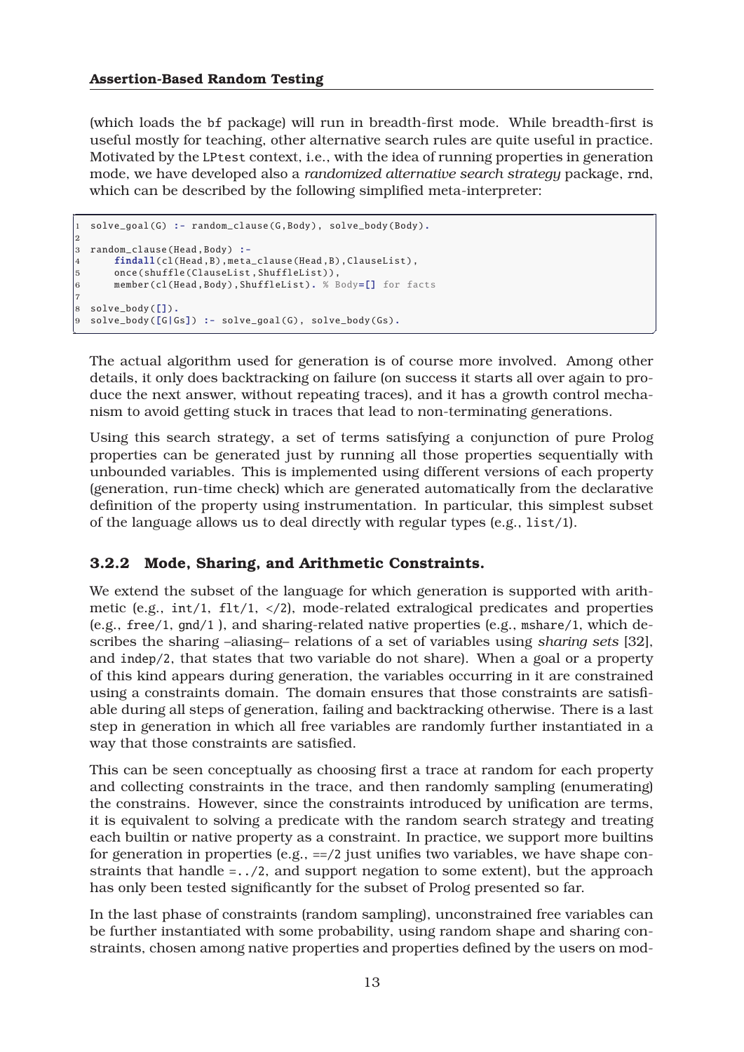(which loads the bf package) will run in breadth-first mode. While breadth-first is useful mostly for teaching, other alternative search rules are quite useful in practice. Motivated by the LPtest context, i.e., with the idea of running properties in generation mode, we have developed also a *randomized alternative search strategy* package, rnd, which can be described by the following simplified meta-interpreter:

```
solve_goal(G) :- random_clause(G,Body), solve_body(Body).

random_clause(Head,Body) :-
    findall(cl(Head,B),meta_clause(Head,B),ClauseList),
    once(shuffle(ClauseList,ShuffleList)),
    member(cl(Head,Body),ShuffleList). % Body=[] for facts

solve_body([]).
solve_body([G|Gs]) :- solve_goal(G), solve_body(Gs).
```

The actual algorithm used for generation is of course more involved. Among other details, it only does backtracking on failure (on success it starts all over again to produce the next answer, without repeating traces), and it has a growth control mechanism to avoid getting stuck in traces that lead to non-terminating generations.

Using this search strategy, a set of terms satisfying a conjunction of pure Prolog properties can be generated just by running all those properties sequentially with unbounded variables. This is implemented using different versions of each property (generation, run-time check) which are generated automatically from the declarative definition of the property using instrumentation. In particular, this simplest subset of the language allows us to deal directly with regular types (e.g., list/1).

### 3.2.2 Mode, Sharing, and Arithmetic Constraints.

We extend the subset of the language for which generation is supported with arithmetic (e.g., int/1, flt/1, </2), mode-related extralogical predicates and properties (e.g., free/1, gnd/1 ), and sharing-related native properties (e.g., mshare/1, which describes the sharing –aliasing– relations of a set of variables using *sharing sets* [32], and indep/2, that states that two variable do not share). When a goal or a property of this kind appears during generation, the variables occurring in it are constrained using a constraints domain. The domain ensures that those constraints are satisfiable during all steps of generation, failing and backtracking otherwise. There is a last step in generation in which all free variables are randomly further instantiated in a way that those constraints are satisfied.

This can be seen conceptually as choosing first a trace at random for each property and collecting constraints in the trace, and then randomly sampling (enumerating) the constrains. However, since the constraints introduced by unification are terms, it is equivalent to solving a predicate with the random search strategy and treating each builtin or native property as a constraint. In practice, we support more builtins for generation in properties (e.g., ==/2 just unifies two variables, we have shape constraints that handle =../2, and support negation to some extent), but the approach has only been tested significantly for the subset of Prolog presented so far.

In the last phase of constraints (random sampling), unconstrained free variables can be further instantiated with some probability, using random shape and sharing constraints, chosen among native properties and properties defined by the users on mod-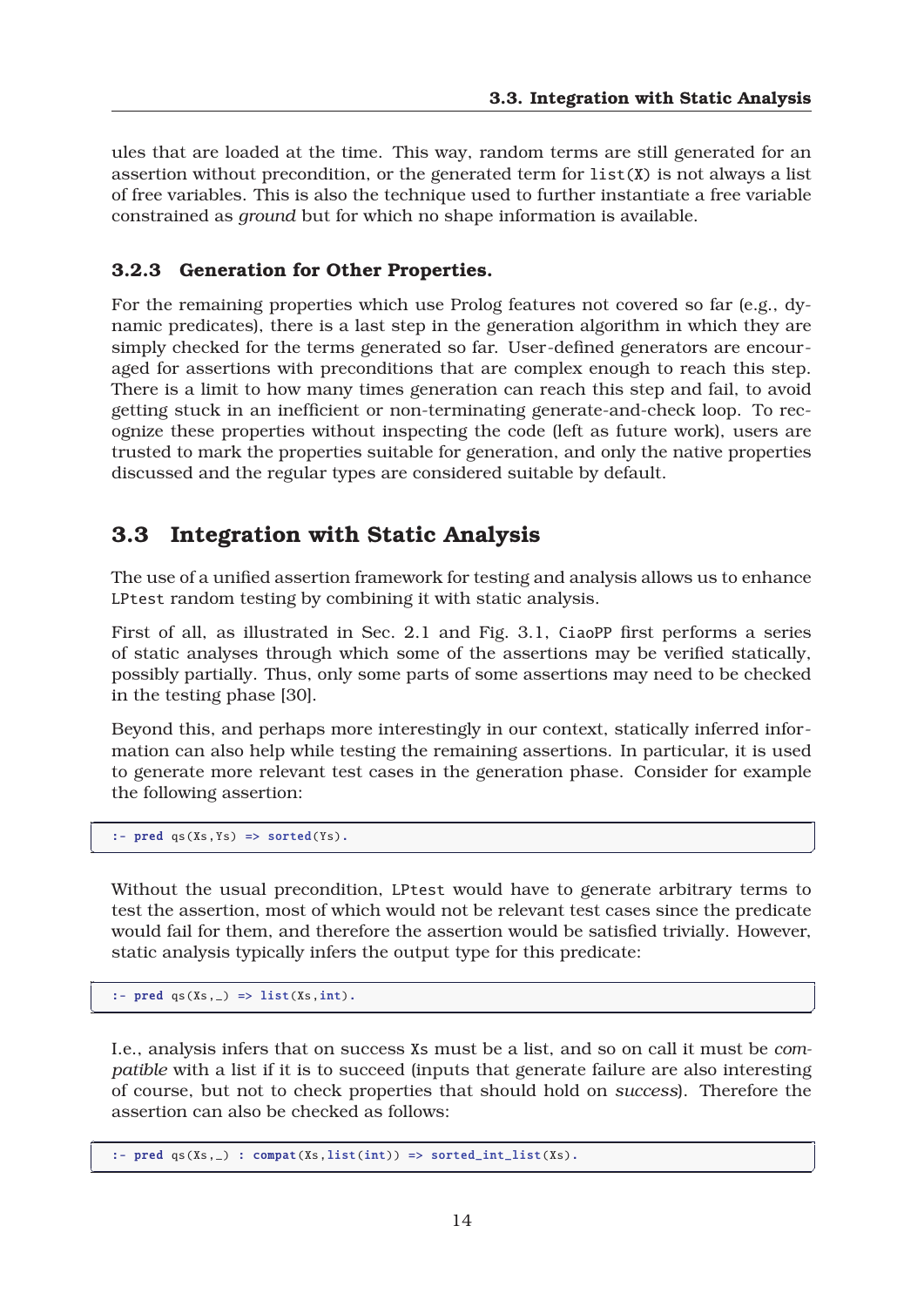ules that are loaded at the time. This way, random terms are still generated for an assertion without precondition, or the generated term for `list(X)` is not always a list of free variables. This is also the technique used to further instantiate a free variable constrained as *ground* but for which no shape information is available.

### 3.2.3 Generation for Other Properties.

For the remaining properties which use Prolog features not covered so far (e.g., dynamic predicates), there is a last step in the generation algorithm in which they are simply checked for the terms generated so far. User-defined generators are encouraged for assertions with preconditions that are complex enough to reach this step. There is a limit to how many times generation can reach this step and fail, to avoid getting stuck in an inefficient or non-terminating generate-and-check loop. To recognize these properties without inspecting the code (left as future work), users are trusted to mark the properties suitable for generation, and only the native properties discussed and the regular types are considered suitable by default.

## 3.3 Integration with Static Analysis

The use of a unified assertion framework for testing and analysis allows us to enhance `LPtest` random testing by combining it with static analysis.

First of all, as illustrated in Sec. 2.1 and Fig. 3.1, `CiaoPP` first performs a series of static analyses through which some of the assertions may be verified statically, possibly partially. Thus, only some parts of some assertions may need to be checked in the testing phase [30].

Beyond this, and perhaps more interestingly in our context, statically inferred information can also help while testing the remaining assertions. In particular, it is used to generate more relevant test cases in the generation phase. Consider for example the following assertion:

```
:- pred qs(Xs,Ys) => sorted(Ys).
```

Without the usual precondition, `LPtest` would have to generate arbitrary terms to test the assertion, most of which would not be relevant test cases since the predicate would fail for them, and therefore the assertion would be satisfied trivially. However, static analysis typically infers the output type for this predicate:

```
:- pred qs(Xs,_) => list(Xs,int).
```

I.e., analysis infers that on success `Xs` must be a list, and so on call it must be *compatible* with a list if it is to succeed (inputs that generate failure are also interesting of course, but not to check properties that should hold on *success*). Therefore the assertion can also be checked as follows:

```
:- pred qs(Xs,_) : compat(Xs,list(int)) => sorted_int_list(Xs).
```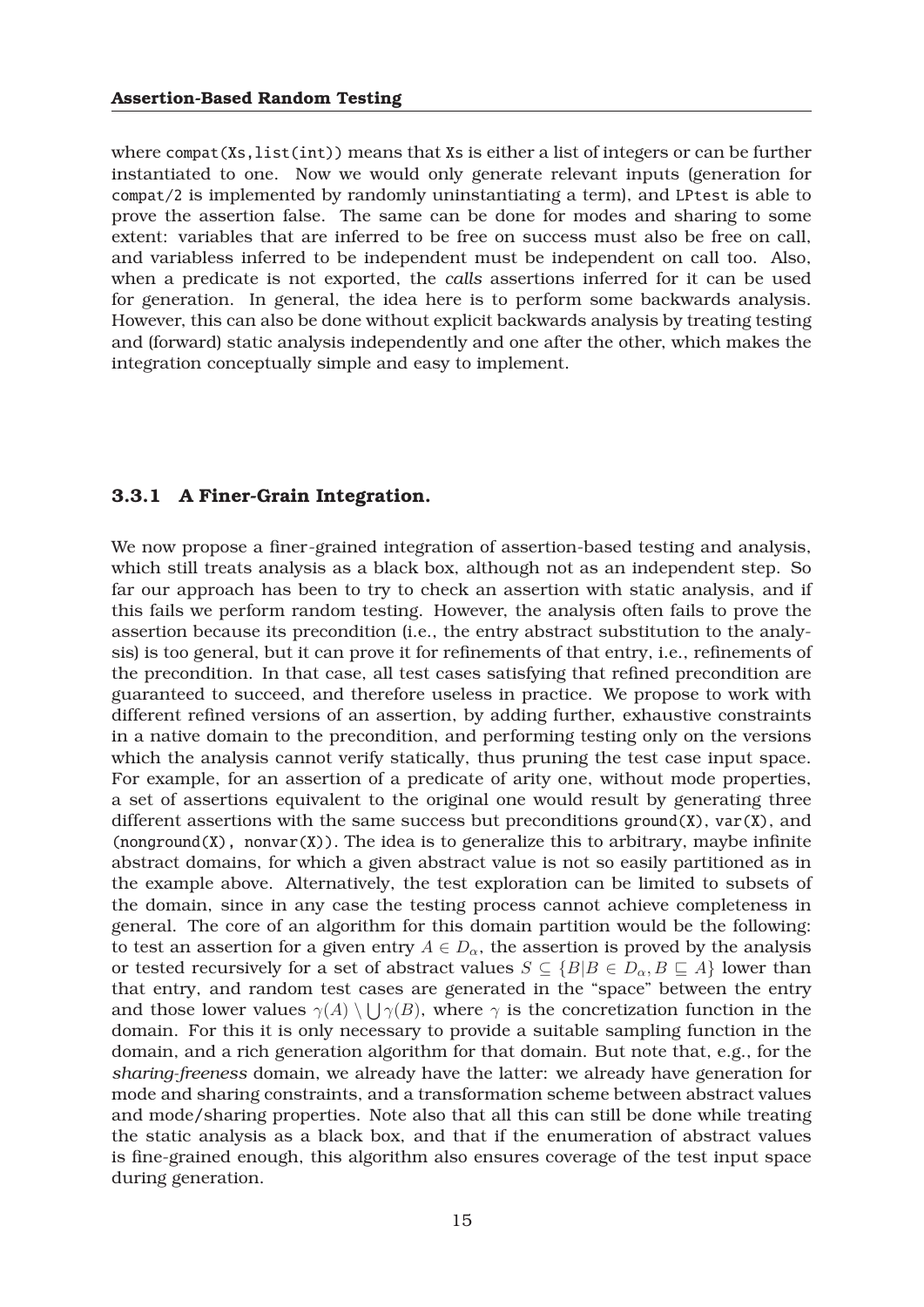where `compat(Xs,list(int))` means that `Xs` is either a list of integers or can be further instantiated to one. Now we would only generate relevant inputs (generation for `compat/2` is implemented by randomly uninstantiating a term), and `LPtest` is able to prove the assertion false. The same can be done for modes and sharing to some extent: variables that are inferred to be free on success must also be free on call, and variabless inferred to be independent must be independent on call too. Also, when a predicate is not exported, the *calls* assertions inferred for it can be used for generation. In general, the idea here is to perform some backwards analysis. However, this can also be done without explicit backwards analysis by treating testing and (forward) static analysis independently and one after the other, which makes the integration conceptually simple and easy to implement.

### 3.3.1 A Finer-Grain Integration.

We now propose a finer-grained integration of assertion-based testing and analysis, which still treats analysis as a black box, although not as an independent step. So far our approach has been to try to check an assertion with static analysis, and if this fails we perform random testing. However, the analysis often fails to prove the assertion because its precondition (i.e., the entry abstract substitution to the analysis) is too general, but it can prove it for refinements of that entry, i.e., refinements of the precondition. In that case, all test cases satisfying that refined precondition are guaranteed to succeed, and therefore useless in practice. We propose to work with different refined versions of an assertion, by adding further, exhaustive constraints in a native domain to the precondition, and performing testing only on the versions which the analysis cannot verify statically, thus pruning the test case input space. For example, for an assertion of a predicate of arity one, without mode properties, a set of assertions equivalent to the original one would result by generating three different assertions with the same success but preconditions `ground(X)`, `var(X)`, and `(nonground(X), nonvar(X))`. The idea is to generalize this to arbitrary, maybe infinite abstract domains, for which a given abstract value is not so easily partitioned as in the example above. Alternatively, the test exploration can be limited to subsets of the domain, since in any case the testing process cannot achieve completeness in general. The core of an algorithm for this domain partition would be the following: to test an assertion for a given entry $A \in D_\alpha$, the assertion is proved by the analysis or tested recursively for a set of abstract values $S \subseteq \{B | B \in D_\alpha, B \sqsubseteq A\}$ lower than that entry, and random test cases are generated in the "space" between the entry and those lower values $\gamma(A) \setminus \bigcup \gamma(B)$, where $\gamma$ is the concretization function in the domain. For this it is only necessary to provide a suitable sampling function in the domain, and a rich generation algorithm for that domain. But note that, e.g., for the *sharing-freeness* domain, we already have the latter: we already have generation for mode and sharing constraints, and a transformation scheme between abstract values and mode/sharing properties. Note also that all this can still be done while treating the static analysis as a black box, and that if the enumeration of abstract values is fine-grained enough, this algorithm also ensures coverage of the test input space during generation.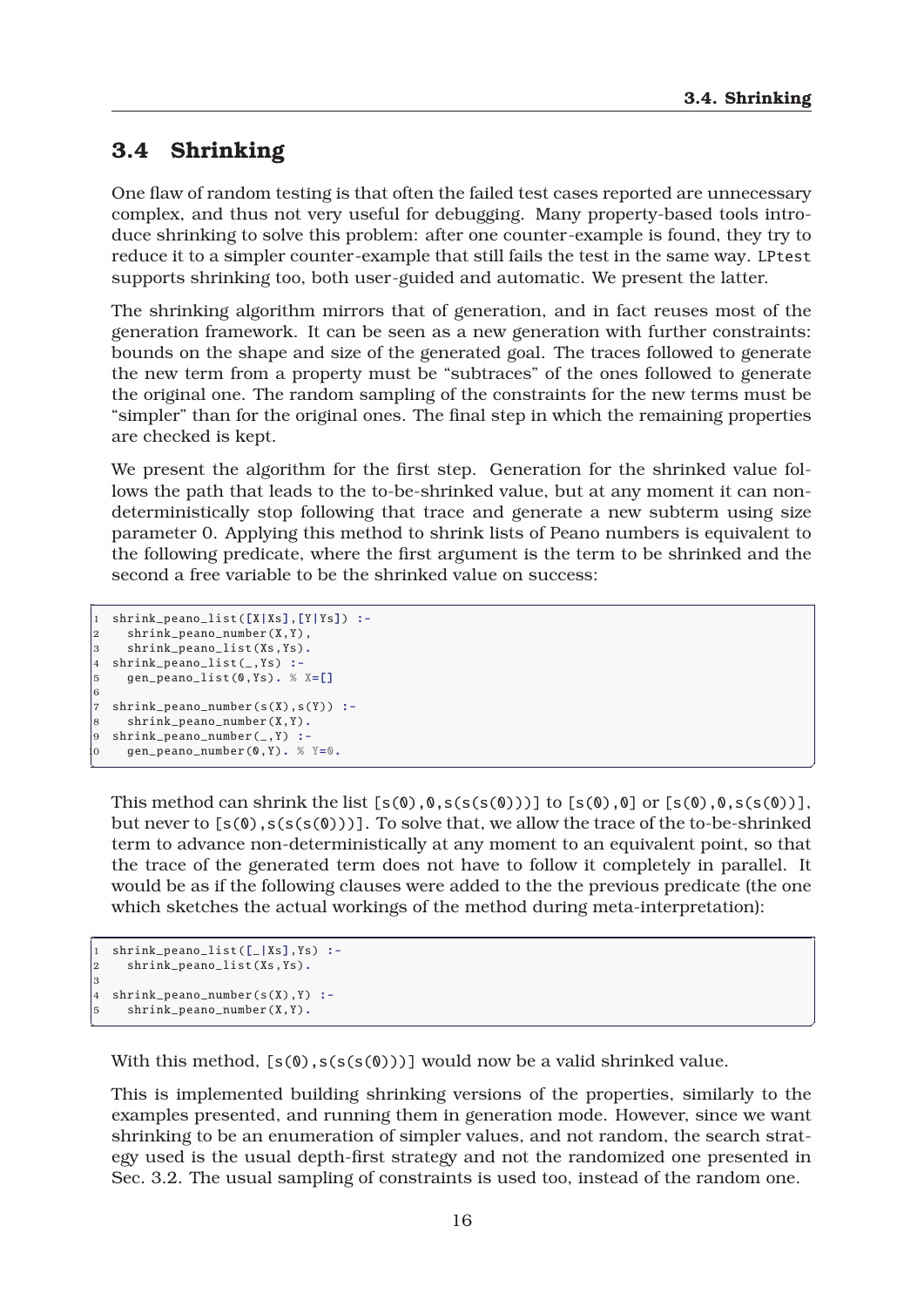## 3.4 Shrinking

One flaw of random testing is that often the failed test cases reported are unnecessary complex, and thus not very useful for debugging. Many property-based tools introduce shrinking to solve this problem: after one counter-example is found, they try to reduce it to a simpler counter-example that still fails the test in the same way. `LPtest` supports shrinking too, both user-guided and automatic. We present the latter.

The shrinking algorithm mirrors that of generation, and in fact reuses most of the generation framework. It can be seen as a new generation with further constraints: bounds on the shape and size of the generated goal. The traces followed to generate the new term from a property must be "subtraces" of the ones followed to generate the original one. The random sampling of the constraints for the new terms must be "simpler" than for the original ones. The final step in which the remaining properties are checked is kept.

We present the algorithm for the first step. Generation for the shrinked value follows the path that leads to the to-be-shrinked value, but at any moment it can non-deterministically stop following that trace and generate a new subterm using size parameter 0. Applying this method to shrink lists of Peano numbers is equivalent to the following predicate, where the first argument is the term to be shrinked and the second a free variable to be the shrinked value on success:

```
shrink_peano_list([X|Xs],[Y|Ys]) :-
  shrink_peano_number(X,Y),
  shrink_peano_list(Xs,Ys).
shrink_peano_list(_,Ys) :-
  gen_peano_list(0,Ys). % X=[]

shrink_peano_number(s(X),s(Y)) :-
  shrink_peano_number(X,Y).
shrink_peano_number(_,Y) :-
  gen_peano_number(0,Y). % Y=0.
```

This method can shrink the list `[s(0),0,s(s(s(0)))]` to `[s(0),0]` or `[s(0),0,s(s(0))]`, but never to `[s(0),s(s(s(0)))]`. To solve that, we allow the trace of the to-be-shrinked term to advance non-deterministically at any moment to an equivalent point, so that the trace of the generated term does not have to follow it completely in parallel. It would be as if the following clauses were added to the the previous predicate (the one which sketches the actual workings of the method during meta-interpretation):

```
shrink_peano_list([_|Xs],Ys) :-
  shrink_peano_list(Xs,Ys).

shrink_peano_number(s(X),Y) :-
  shrink_peano_number(X,Y).
```

With this method, `[s(0),s(s(s(0)))]` would now be a valid shrinked value.

This is implemented building shrinking versions of the properties, similarly to the examples presented, and running them in generation mode. However, since we want shrinking to be an enumeration of simpler values, and not random, the search strategy used is the usual depth-first strategy and not the randomized one presented in Sec. 3.2. The usual sampling of constraints is used too, instead of the random one.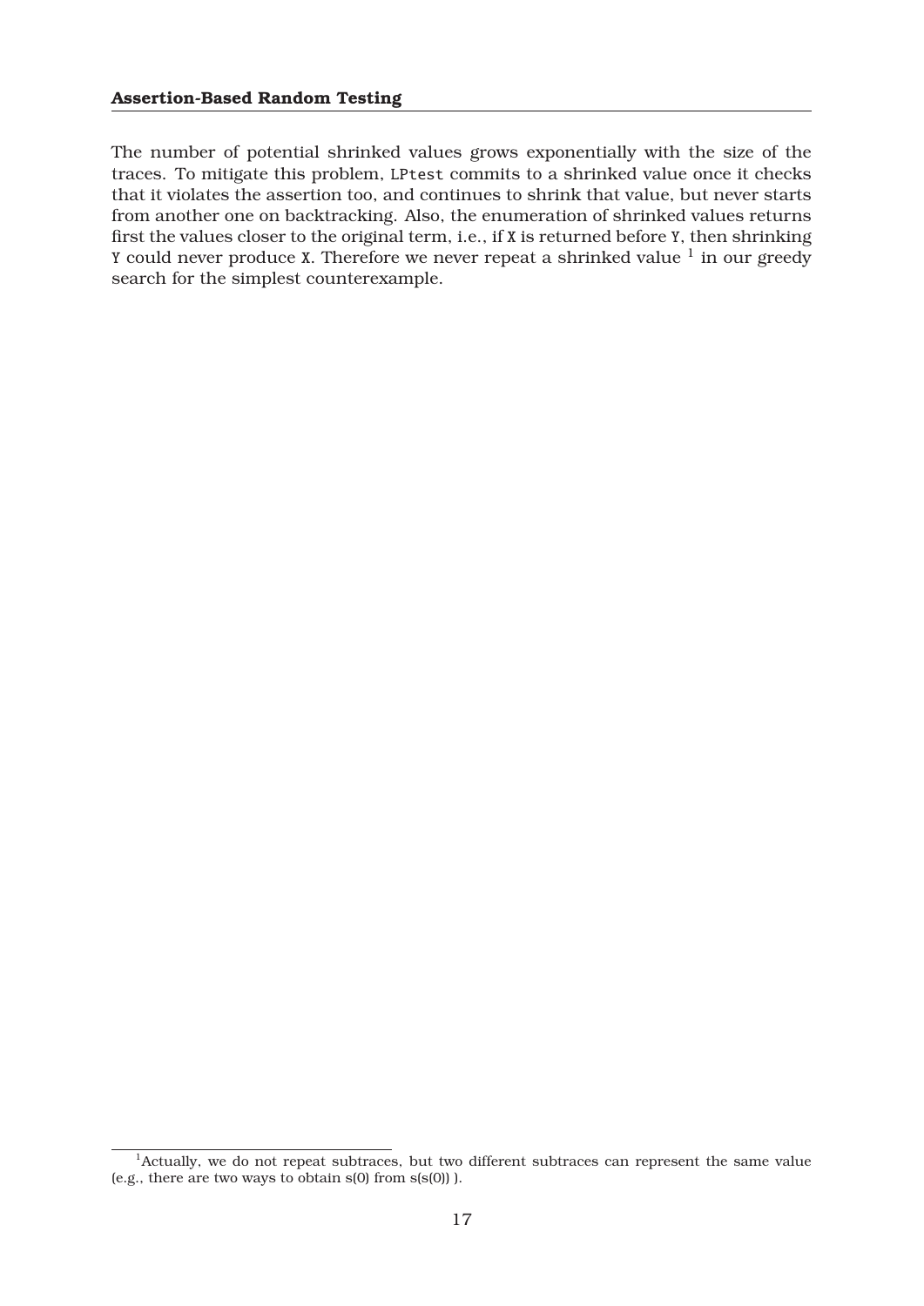The number of potential shrinked values grows exponentially with the size of the traces. To mitigate this problem, `LPtest` commits to a shrinked value once it checks that it violates the assertion too, and continues to shrink that value, but never starts from another one on backtracking. Also, the enumeration of shrinked values returns first the values closer to the original term, i.e., if `X` is returned before `Y`, then shrinking `Y` could never produce `X`. Therefore we never repeat a shrinked value [1] in our greedy search for the simplest counterexample.

[1] Actually, we do not repeat subtraces, but two different subtraces can represent the same value (e.g., there are two ways to obtain s(0) from s(s(0)) ).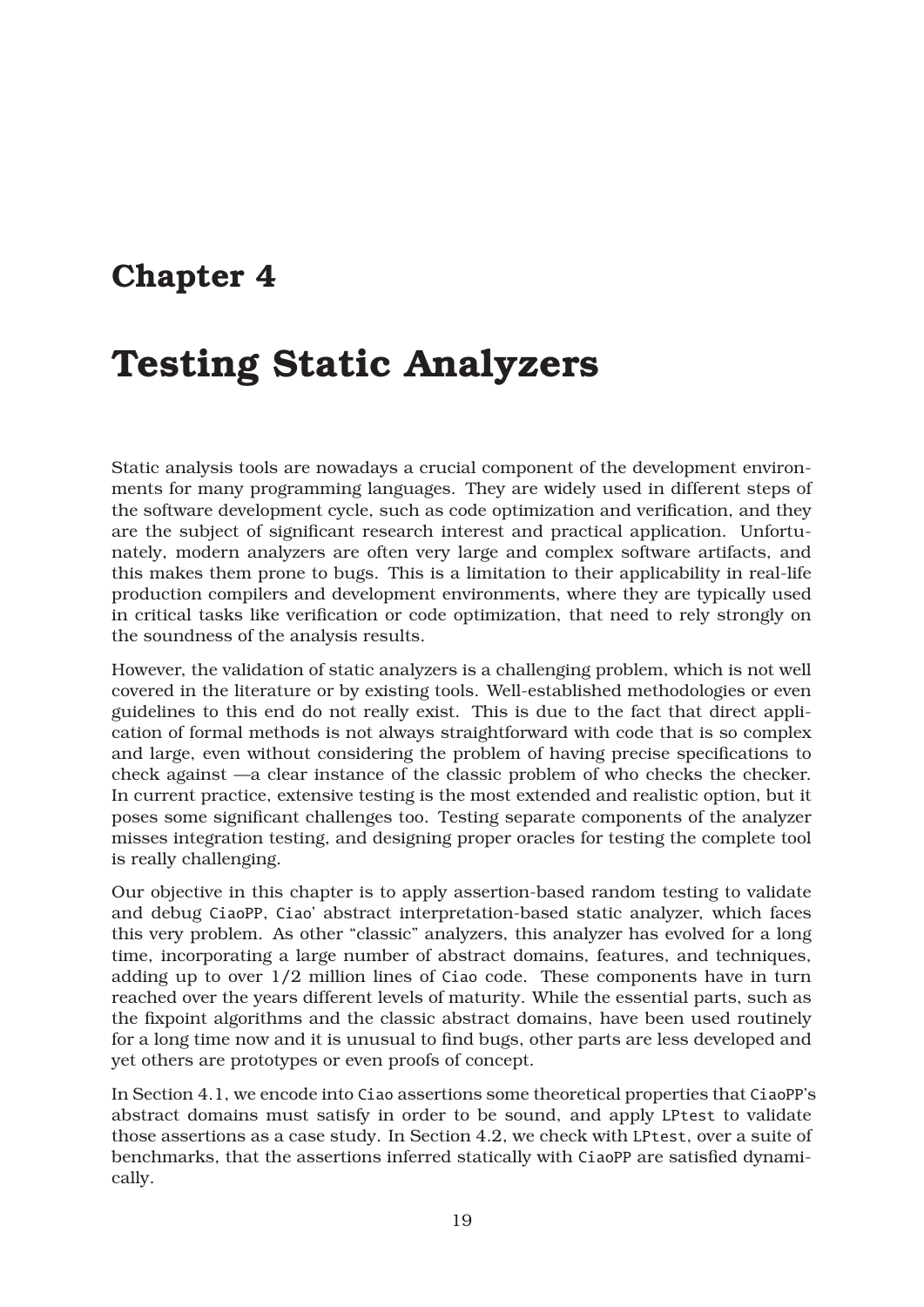# Chapter 4

# Testing Static Analyzers

Static analysis tools are nowadays a crucial component of the development environments for many programming languages. They are widely used in different steps of the software development cycle, such as code optimization and verification, and they are the subject of significant research interest and practical application. Unfortunately, modern analyzers are often very large and complex software artifacts, and this makes them prone to bugs. This is a limitation to their applicability in real-life production compilers and development environments, where they are typically used in critical tasks like verification or code optimization, that need to rely strongly on the soundness of the analysis results.

However, the validation of static analyzers is a challenging problem, which is not well covered in the literature or by existing tools. Well-established methodologies or even guidelines to this end do not really exist. This is due to the fact that direct application of formal methods is not always straightforward with code that is so complex and large, even without considering the problem of having precise specifications to check against —a clear instance of the classic problem of who checks the checker. In current practice, extensive testing is the most extended and realistic option, but it poses some significant challenges too. Testing separate components of the analyzer misses integration testing, and designing proper oracles for testing the complete tool is really challenging.

Our objective in this chapter is to apply assertion-based random testing to validate and debug CiaoPP, Ciao' abstract interpretation-based static analyzer, which faces this very problem. As other "classic" analyzers, this analyzer has evolved for a long time, incorporating a large number of abstract domains, features, and techniques, adding up to over 1/2 million lines of Ciao code. These components have in turn reached over the years different levels of maturity. While the essential parts, such as the fixpoint algorithms and the classic abstract domains, have been used routinely for a long time now and it is unusual to find bugs, other parts are less developed and yet others are prototypes or even proofs of concept.

In Section 4.1, we encode into Ciao assertions some theoretical properties that CiaoPP's abstract domains must satisfy in order to be sound, and apply LPtest to validate those assertions as a case study. In Section 4.2, we check with LPtest, over a suite of benchmarks, that the assertions inferred statically with CiaoPP are satisfied dynamically.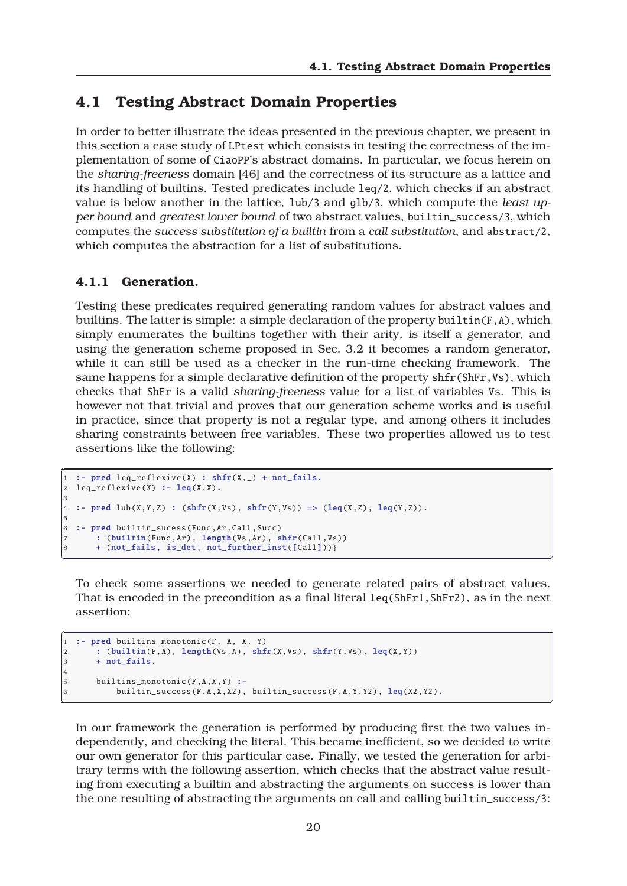## 4.1 Testing Abstract Domain Properties

In order to better illustrate the ideas presented in the previous chapter, we present in this section a case study of LPtest which consists in testing the correctness of the implementation of some of CiaoPP's abstract domains. In particular, we focus herein on the *sharing-freeness* domain [46] and the correctness of its structure as a lattice and its handling of builtins. Tested predicates include leq/2, which checks if an abstract value is below another in the lattice, lub/3 and glb/3, which compute the *least upper bound* and *greatest lower bound* of two abstract values, builtin_success/3, which computes the *success substitution of a builtin* from a *call substitution*, and abstract/2, which computes the abstraction for a list of substitutions.

### 4.1.1 Generation.

Testing these predicates required generating random values for abstract values and builtins. The latter is simple: a simple declaration of the property builtin(F,A), which simply enumerates the builtins together with their arity, is itself a generator, and using the generation scheme proposed in Sec. 3.2 it becomes a random generator, while it can still be used as a checker in the run-time checking framework. The same happens for a simple declarative definition of the property shfr(ShFr,Vs), which checks that ShFr is a valid *sharing-freeness* value for a list of variables Vs. This is however not that trivial and proves that our generation scheme works and is useful in practice, since that property is not a regular type, and among others it includes sharing constraints between free variables. These two properties allowed us to test assertions like the following:

```
1  :- pred leq_reflexive(X) : shfr(X,_) + not_fails.
2  leq_reflexive(X) :- leq(X,X).
3
4  :- pred lub(X,Y,Z) : (shfr(X,Vs), shfr(Y,Vs)) => (leq(X,Z), leq(Y,Z)).
5
6  :- pred builtin_sucess(Func,Ar,Call,Succ)
7      : (builtin(Func,Ar), length(Vs,Ar), shfr(Call,Vs))
8      + (not_fails, is_det, not_further_inst([Call]))}
```

To check some assertions we needed to generate related pairs of abstract values. That is encoded in the precondition as a final literal leq(ShFr1,ShFr2), as in the next assertion:

```
1  :- pred builtins_monotonic(F, A, X, Y)
2      : (builtin(F,A), length(Vs,A), shfr(X,Vs), shfr(Y,Vs), leq(X,Y))
3      + not_fails.
4
5      builtins_monotonic(F,A,X,Y) :-
6          builtin_success(F,A,X,X2), builtin_success(F,A,Y,Y2), leq(X2,Y2).
```

In our framework the generation is performed by producing first the two values independently, and checking the literal. This became inefficient, so we decided to write our own generator for this particular case. Finally, we tested the generation for arbitrary terms with the following assertion, which checks that the abstract value resulting from executing a builtin and abstracting the arguments on success is lower than the one resulting of abstracting the arguments on call and calling builtin_success/3: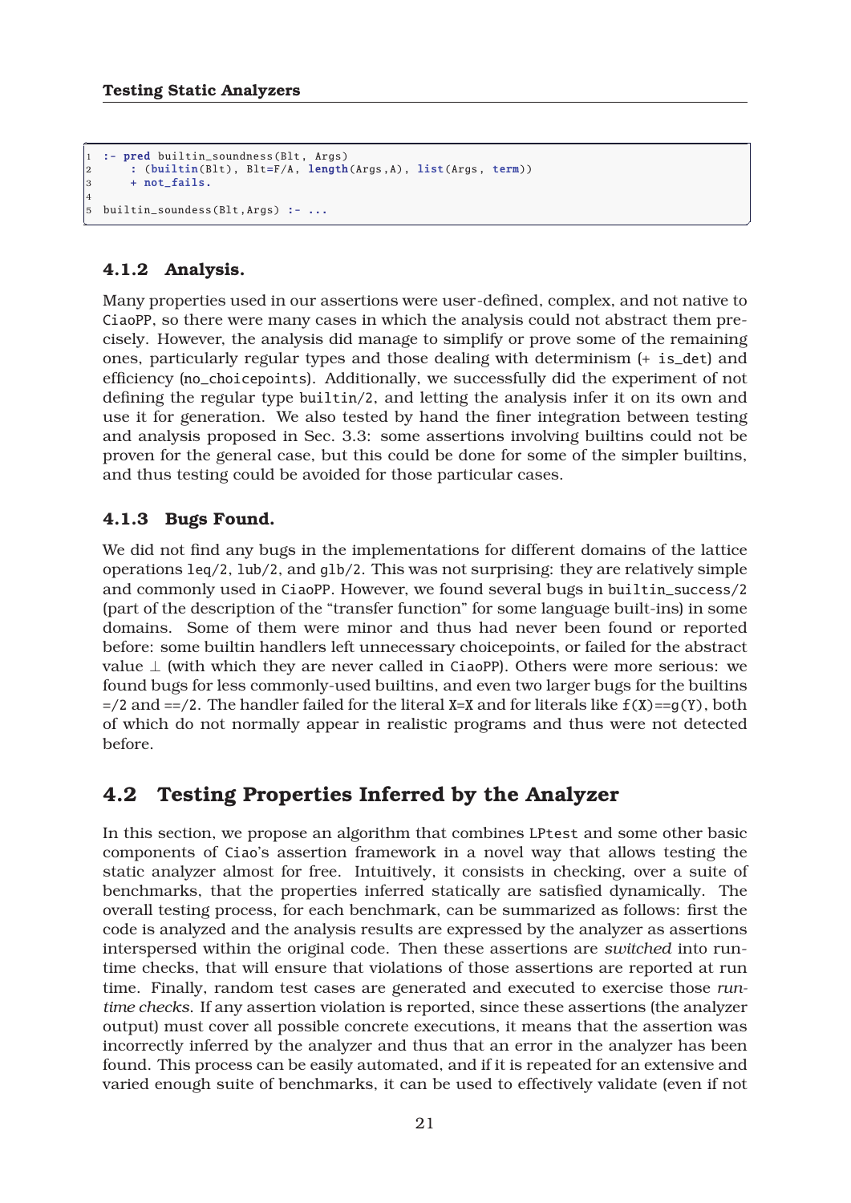```
:- pred builtin_soundness(Blt, Args)
    : (builtin(Blt), Blt=F/A, length(Args,A), list(Args, term))
    + not_fails.

builtin_soudess(Blt,Args) :- ...
```

### 4.1.2 Analysis.

Many properties used in our assertions were user-defined, complex, and not native to CiaoPP, so there were many cases in which the analysis could not abstract them precisely. However, the analysis did manage to simplify or prove some of the remaining ones, particularly regular types and those dealing with determinism (+ is_det) and efficiency (no_choicepoints). Additionally, we successfully did the experiment of not defining the regular type builtin/2, and letting the analysis infer it on its own and use it for generation. We also tested by hand the finer integration between testing and analysis proposed in Sec. 3.3: some assertions involving builtins could not be proven for the general case, but this could be done for some of the simpler builtins, and thus testing could be avoided for those particular cases.

### 4.1.3 Bugs Found.

We did not find any bugs in the implementations for different domains of the lattice operations leq/2, lub/2, and glb/2. This was not surprising: they are relatively simple and commonly used in CiaoPP. However, we found several bugs in builtin_success/2 (part of the description of the "transfer function" for some language built-ins) in some domains. Some of them were minor and thus had never been found or reported before: some builtin handlers left unnecessary choicepoints, or failed for the abstract value $\perp$ (with which they are never called in CiaoPP). Others were more serious: we found bugs for less commonly-used builtins, and even two larger bugs for the builtins =/2 and ==/2. The handler failed for the literal X=X and for literals like f(X)==g(Y), both of which do not normally appear in realistic programs and thus were not detected before.

## 4.2 Testing Properties Inferred by the Analyzer

In this section, we propose an algorithm that combines LPtest and some other basic components of Ciao's assertion framework in a novel way that allows testing the static analyzer almost for free. Intuitively, it consists in checking, over a suite of benchmarks, that the properties inferred statically are satisfied dynamically. The overall testing process, for each benchmark, can be summarized as follows: first the code is analyzed and the analysis results are expressed by the analyzer as assertions interspersed within the original code. Then these assertions are *switched* into run-time checks, that will ensure that violations of those assertions are reported at run time. Finally, random test cases are generated and executed to exercise those *run-time checks*. If any assertion violation is reported, since these assertions (the analyzer output) must cover all possible concrete executions, it means that the assertion was incorrectly inferred by the analyzer and thus that an error in the analyzer has been found. This process can be easily automated, and if it is repeated for an extensive and varied enough suite of benchmarks, it can be used to effectively validate (even if not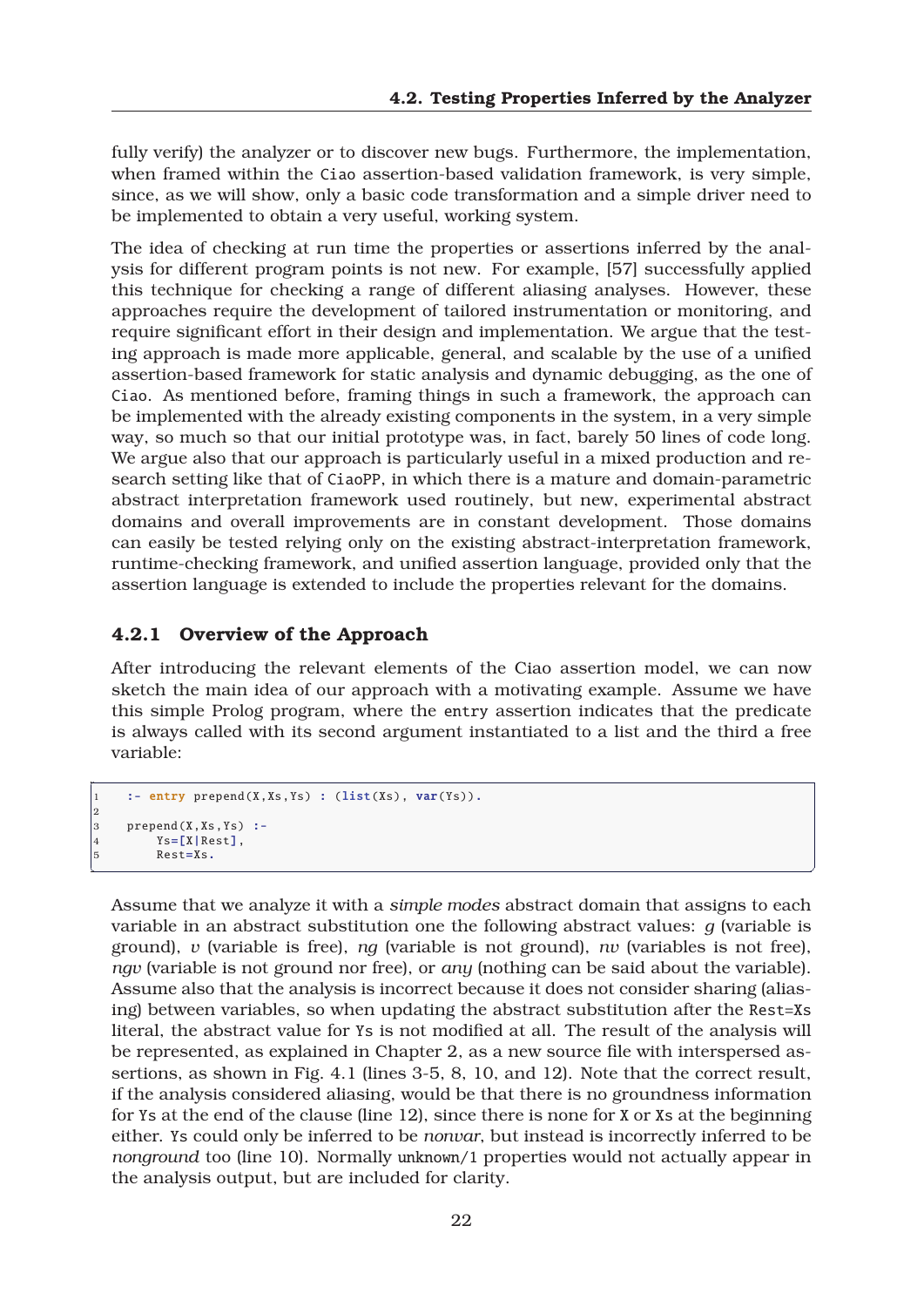fully verify) the analyzer or to discover new bugs. Furthermore, the implementation, when framed within the Ciao assertion-based validation framework, is very simple, since, as we will show, only a basic code transformation and a simple driver need to be implemented to obtain a very useful, working system.

The idea of checking at run time the properties or assertions inferred by the analysis for different program points is not new. For example, [57] successfully applied this technique for checking a range of different aliasing analyses. However, these approaches require the development of tailored instrumentation or monitoring, and require significant effort in their design and implementation. We argue that the testing approach is made more applicable, general, and scalable by the use of a unified assertion-based framework for static analysis and dynamic debugging, as the one of Ciao. As mentioned before, framing things in such a framework, the approach can be implemented with the already existing components in the system, in a very simple way, so much so that our initial prototype was, in fact, barely 50 lines of code long. We argue also that our approach is particularly useful in a mixed production and research setting like that of CiaoPP, in which there is a mature and domain-parametric abstract interpretation framework used routinely, but new, experimental abstract domains and overall improvements are in constant development. Those domains can easily be tested relying only on the existing abstract-interpretation framework, runtime-checking framework, and unified assertion language, provided only that the assertion language is extended to include the properties relevant for the domains.

### 4.2.1 Overview of the Approach

After introducing the relevant elements of the Ciao assertion model, we can now sketch the main idea of our approach with a motivating example. Assume we have this simple Prolog program, where the entry assertion indicates that the predicate is always called with its second argument instantiated to a list and the third a free variable:

```
1   :- entry prepend(X,Xs,Ys) : (list(Xs), var(Ys)).
2
3   prepend(X,Xs,Ys) :-
4       Ys=[X|Rest],
5       Rest=Xs.
```

Assume that we analyze it with a *simple modes* abstract domain that assigns to each variable in an abstract substitution one the following abstract values: *g* (variable is ground), *v* (variable is free), *ng* (variable is not ground), *nv* (variables is not free), *ngv* (variable is not ground nor free), or *any* (nothing can be said about the variable). Assume also that the analysis is incorrect because it does not consider sharing (aliasing) between variables, so when updating the abstract substitution after the Rest=Xs literal, the abstract value for Ys is not modified at all. The result of the analysis will be represented, as explained in Chapter 2, as a new source file with interspersed assertions, as shown in Fig. 4.1 (lines 3-5, 8, 10, and 12). Note that the correct result, if the analysis considered aliasing, would be that there is no groundness information for Ys at the end of the clause (line 12), since there is none for X or Xs at the beginning either. Ys could only be inferred to be *nonvar*, but instead is incorrectly inferred to be *nonground* too (line 10). Normally unknown/1 properties would not actually appear in the analysis output, but are included for clarity.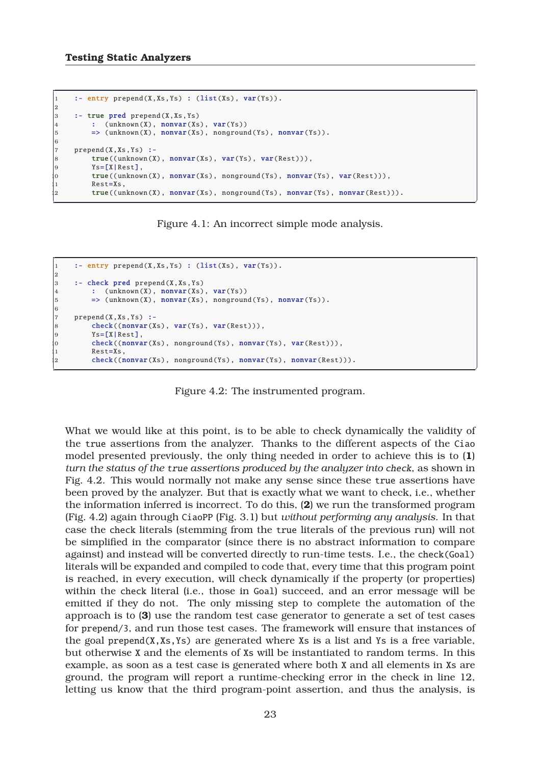```
:- entry prepend(X,Xs,Ys) : (list(Xs), var(Ys)).

:- true pred prepend(X,Xs,Ys)
     :  (unknown(X), nonvar(Xs), var(Ys))
     => (unknown(X), nonvar(Xs), nonground(Ys), nonvar(Ys)).

prepend(X,Xs,Ys) :-
     true((unknown(X), nonvar(Xs), var(Ys), var(Rest))),
     Ys=[X|Rest],
     true((unknown(X), nonvar(Xs), nonground(Ys), nonvar(Ys), var(Rest))),
     Rest=Xs,
     true((unknown(X), nonvar(Xs), nonground(Ys), nonvar(Ys), nonvar(Rest))).
```

Figure 4.1: An incorrect simple mode analysis.

```
:- entry prepend(X,Xs,Ys) : (list(Xs), var(Ys)).

:- check pred prepend(X,Xs,Ys)
     :  (unknown(X), nonvar(Xs), var(Ys))
     => (unknown(X), nonvar(Xs), nonground(Ys), nonvar(Ys)).

prepend(X,Xs,Ys) :-
     check((nonvar(Xs), var(Ys), var(Rest))),
     Ys=[X|Rest],
     check((nonvar(Xs), nonground(Ys), nonvar(Ys), var(Rest))),
     Rest=Xs,
     check((nonvar(Xs), nonground(Ys), nonvar(Ys), nonvar(Rest))).
```

Figure 4.2: The instrumented program.

What we would like at this point, is to be able to check dynamically the validity of the `true` assertions from the analyzer. Thanks to the different aspects of the `Ciao` model presented previously, the only thing needed in order to achieve this is to (**1**) *turn the status of the* `true` *assertions produced by the analyzer into* `check`, as shown in Fig. 4.2. This would normally not make any sense since these `true` assertions have been proved by the analyzer. But that is exactly what we want to check, i.e., whether the information inferred is incorrect. To do this, (**2**) we run the transformed program (Fig. 4.2) again through `CiaoPP` (Fig. 3.1) but *without performing any analysis*. In that case the `check` literals (stemming from the `true` literals of the previous run) will not be simplified in the comparator (since there is no abstract information to compare against) and instead will be converted directly to run-time tests. I.e., the `check(Goal)` literals will be expanded and compiled to code that, every time that this program point is reached, in every execution, will check dynamically if the property (or properties) within the `check` literal (i.e., those in `Goal`) succeed, and an error message will be emitted if they do not. The only missing step to complete the automation of the approach is to (**3**) use the random test case generator to generate a set of test cases for `prepend/3`, and run those test cases. The framework will ensure that instances of the goal `prepend(X,Xs,Ys)` are generated where `Xs` is a list and `Ys` is a free variable, but otherwise `X` and the elements of `Xs` will be instantiated to random terms. In this example, as soon as a test case is generated where both `X` and all elements in `Xs` are ground, the program will report a runtime-checking error in the check in line 12, letting us know that the third program-point assertion, and thus the analysis, is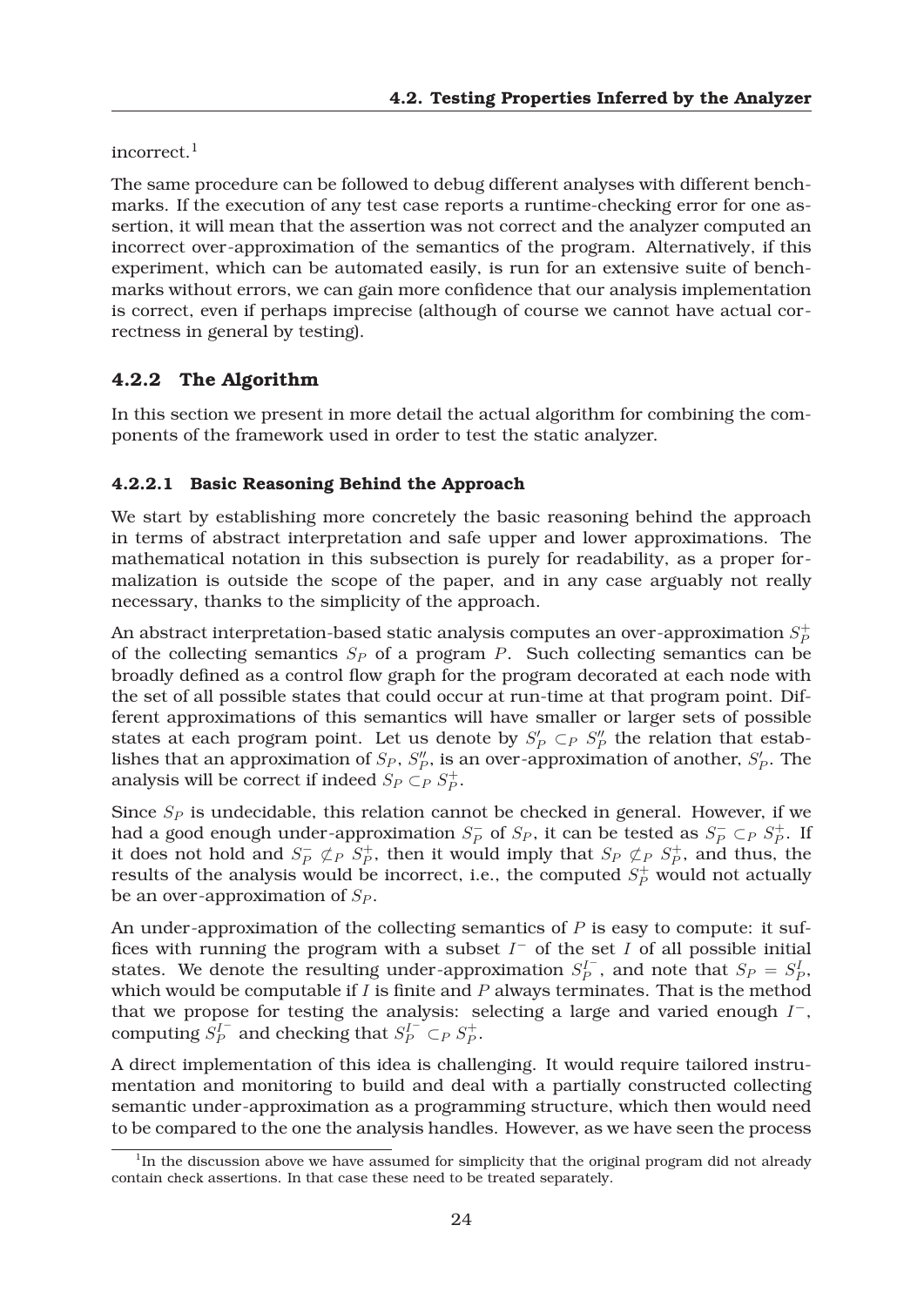incorrect.[1]

The same procedure can be followed to debug different analyses with different benchmarks. If the execution of any test case reports a runtime-checking error for one assertion, it will mean that the assertion was not correct and the analyzer computed an incorrect over-approximation of the semantics of the program. Alternatively, if this experiment, which can be automated easily, is run for an extensive suite of benchmarks without errors, we can gain more confidence that our analysis implementation is correct, even if perhaps imprecise (although of course we cannot have actual correctness in general by testing).

### 4.2.2 The Algorithm

In this section we present in more detail the actual algorithm for combining the components of the framework used in order to test the static analyzer.

#### 4.2.2.1 Basic Reasoning Behind the Approach

We start by establishing more concretely the basic reasoning behind the approach in terms of abstract interpretation and safe upper and lower approximations. The mathematical notation in this subsection is purely for readability, as a proper formalization is outside the scope of the paper, and in any case arguably not really necessary, thanks to the simplicity of the approach.

An abstract interpretation-based static analysis computes an over-approximation $S_P^+$ of the collecting semantics $S_P$ of a program $P$. Such collecting semantics can be broadly defined as a control flow graph for the program decorated at each node with the set of all possible states that could occur at run-time at that program point. Different approximations of this semantics will have smaller or larger sets of possible states at each program point. Let us denote by $S'_P \subset_P S''_P$ the relation that establishes that an approximation of $S_P$, $S''_P$, is an over-approximation of another, $S'_P$. The analysis will be correct if indeed $S_P \subset_P S_P^+$.

Since $S_P$ is undecidable, this relation cannot be checked in general. However, if we had a good enough under-approximation $S_P^-$ of $S_P$, it can be tested as $S_P^- \subset_P S_P^+$. If it does not hold and $S_P^- \not\subset_P S_P^+$, then it would imply that $S_P \not\subset_P S_P^+$, and thus, the results of the analysis would be incorrect, i.e., the computed $S_P^+$ would not actually be an over-approximation of $S_P$.

An under-approximation of the collecting semantics of $P$ is easy to compute: it suffices with running the program with a subset $I^-$ of the set $I$ of all possible initial states. We denote the resulting under-approximation $S_P^{I^-}$, and note that $S_P = S_P^I$, which would be computable if $I$ is finite and $P$ always terminates. That is the method that we propose for testing the analysis: selecting a large and varied enough $I^-$, computing $S_P^{I^-}$ and checking that $S_P^{I^-} \subset_P S_P^+$.

A direct implementation of this idea is challenging. It would require tailored instrumentation and monitoring to build and deal with a partially constructed collecting semantic under-approximation as a programming structure, which then would need to be compared to the one the analysis handles. However, as we have seen the process

[1] In the discussion above we have assumed for simplicity that the original program did not already contain check assertions. In that case these need to be treated separately.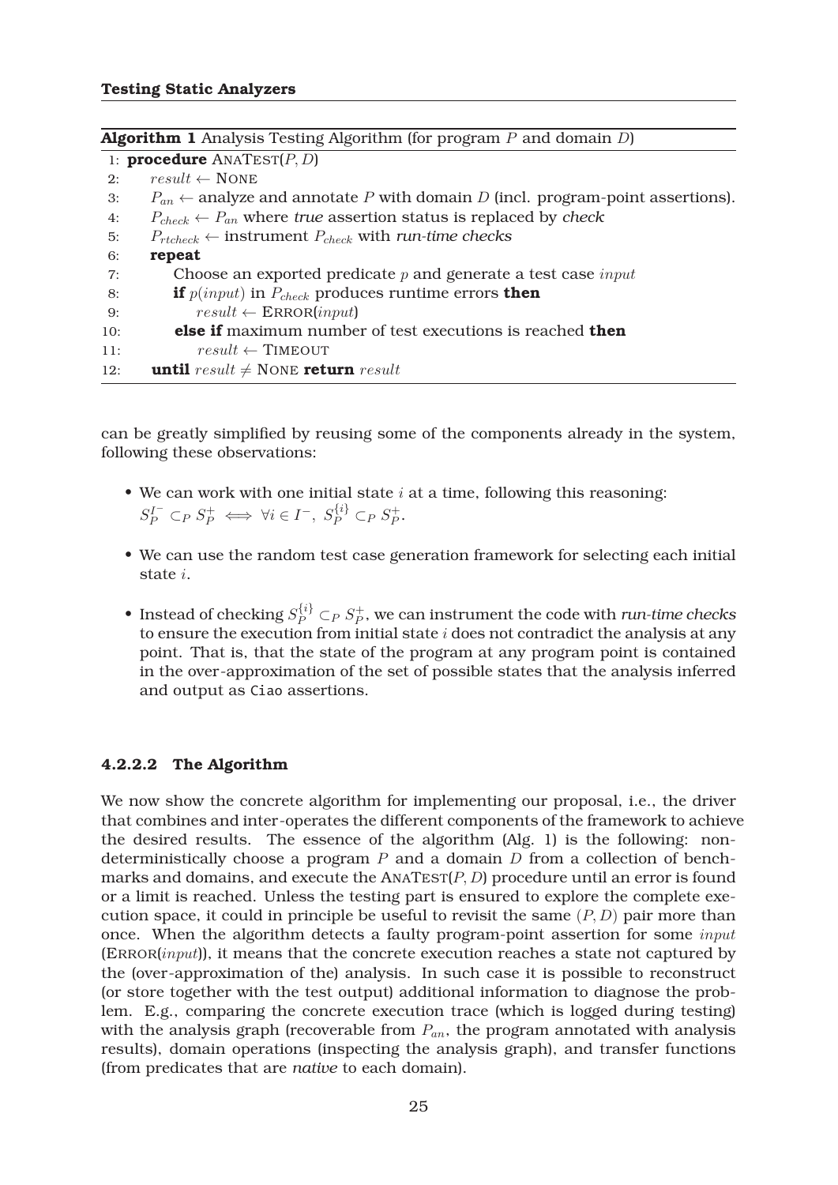**Algorithm 1** Analysis Testing Algorithm (for program $P$ and domain $D$)

```
1: procedure AnaTest(P, D)
2:     result ← None
3:     P_an ← analyze and annotate P with domain D (incl. program-point assertions).
4:     P_check ← P_an where true assertion status is replaced by check
5:     P_rtcheck ← instrument P_check with run-time checks
6:     repeat
7:         Choose an exported predicate p and generate a test case input
8:         if p(input) in P_check produces runtime errors then
9:             result ← Error(input)
10:        else if maximum number of test executions is reached then
11:            result ← Timeout
12:    until result ≠ None return result
```

can be greatly simplified by reusing some of the components already in the system, following these observations:

- We can work with one initial state $i$ at a time, following this reasoning: $S_P^{I^-} \subset_P S_P^+ \iff \forall i \in I^-,\ S_P^{\{i\}} \subset_P S_P^+$.
- We can use the random test case generation framework for selecting each initial state $i$.
- Instead of checking $S_P^{\{i\}} \subset_P S_P^+$, we can instrument the code with *run-time checks* to ensure the execution from initial state $i$ does not contradict the analysis at any point. That is, that the state of the program at any program point is contained in the over-approximation of the set of possible states that the analysis inferred and output as Ciao assertions.

#### 4.2.2.2 The Algorithm

We now show the concrete algorithm for implementing our proposal, i.e., the driver that combines and inter-operates the different components of the framework to achieve the desired results. The essence of the algorithm (Alg. 1) is the following: non-deterministically choose a program $P$ and a domain $D$ from a collection of benchmarks and domains, and execute the AnaTest($P, D$) procedure until an error is found or a limit is reached. Unless the testing part is ensured to explore the complete execution space, it could in principle be useful to revisit the same $(P, D)$ pair more than once. When the algorithm detects a faulty program-point assertion for some $input$ (Error($input$)), it means that the concrete execution reaches a state not captured by the (over-approximation of the) analysis. In such case it is possible to reconstruct (or store together with the test output) additional information to diagnose the problem. E.g., comparing the concrete execution trace (which is logged during testing) with the analysis graph (recoverable from $P_{an}$, the program annotated with analysis results), domain operations (inspecting the analysis graph), and transfer functions (from predicates that are *native* to each domain).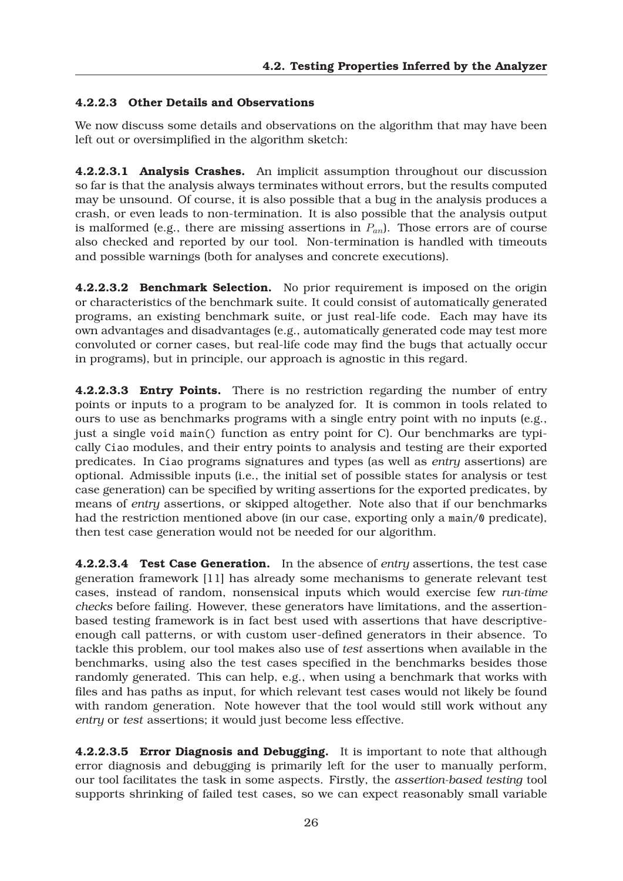#### 4.2.2.3 Other Details and Observations

We now discuss some details and observations on the algorithm that may have been left out or oversimplified in the algorithm sketch:

**4.2.2.3.1 Analysis Crashes.** An implicit assumption throughout our discussion so far is that the analysis always terminates without errors, but the results computed may be unsound. Of course, it is also possible that a bug in the analysis produces a crash, or even leads to non-termination. It is also possible that the analysis output is malformed (e.g., there are missing assertions in $P_{an}$). Those errors are of course also checked and reported by our tool. Non-termination is handled with timeouts and possible warnings (both for analyses and concrete executions).

**4.2.2.3.2 Benchmark Selection.** No prior requirement is imposed on the origin or characteristics of the benchmark suite. It could consist of automatically generated programs, an existing benchmark suite, or just real-life code. Each may have its own advantages and disadvantages (e.g., automatically generated code may test more convoluted or corner cases, but real-life code may find the bugs that actually occur in programs), but in principle, our approach is agnostic in this regard.

**4.2.2.3.3 Entry Points.** There is no restriction regarding the number of entry points or inputs to a program to be analyzed for. It is common in tools related to ours to use as benchmarks programs with a single entry point with no inputs (e.g., just a single `void main()` function as entry point for C). Our benchmarks are typically `Ciao` modules, and their entry points to analysis and testing are their exported predicates. In `Ciao` programs signatures and types (as well as *entry* assertions) are optional. Admissible inputs (i.e., the initial set of possible states for analysis or test case generation) can be specified by writing assertions for the exported predicates, by means of *entry* assertions, or skipped altogether. Note also that if our benchmarks had the restriction mentioned above (in our case, exporting only a `main/0` predicate), then test case generation would not be needed for our algorithm.

**4.2.2.3.4 Test Case Generation.** In the absence of *entry* assertions, the test case generation framework [11] has already some mechanisms to generate relevant test cases, instead of random, nonsensical inputs which would exercise few *run-time checks* before failing. However, these generators have limitations, and the assertion-based testing framework is in fact best used with assertions that have descriptive-enough call patterns, or with custom user-defined generators in their absence. To tackle this problem, our tool makes also use of *test* assertions when available in the benchmarks, using also the test cases specified in the benchmarks besides those randomly generated. This can help, e.g., when using a benchmark that works with files and has paths as input, for which relevant test cases would not likely be found with random generation. Note however that the tool would still work without any *entry* or *test* assertions; it would just become less effective.

**4.2.2.3.5 Error Diagnosis and Debugging.** It is important to note that although error diagnosis and debugging is primarily left for the user to manually perform, our tool facilitates the task in some aspects. Firstly, the *assertion-based testing* tool supports shrinking of failed test cases, so we can expect reasonably small variable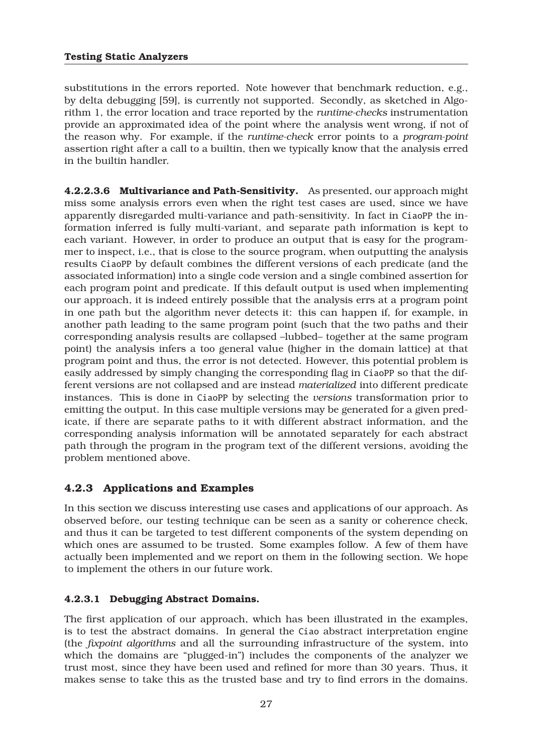substitutions in the errors reported. Note however that benchmark reduction, e.g., by delta debugging [59], is currently not supported. Secondly, as sketched in Algorithm 1, the error location and trace reported by the *runtime-checks* instrumentation provide an approximated idea of the point where the analysis went wrong, if not of the reason why. For example, if the *runtime-check* error points to a *program-point* assertion right after a call to a builtin, then we typically know that the analysis erred in the builtin handler.

**4.2.2.3.6 Multivariance and Path-Sensitivity.** As presented, our approach might miss some analysis errors even when the right test cases are used, since we have apparently disregarded multi-variance and path-sensitivity. In fact in CiaoPP the information inferred is fully multi-variant, and separate path information is kept to each variant. However, in order to produce an output that is easy for the programmer to inspect, i.e., that is close to the source program, when outputting the analysis results CiaoPP by default combines the different versions of each predicate (and the associated information) into a single code version and a single combined assertion for each program point and predicate. If this default output is used when implementing our approach, it is indeed entirely possible that the analysis errs at a program point in one path but the algorithm never detects it: this can happen if, for example, in another path leading to the same program point (such that the two paths and their corresponding analysis results are collapsed –lubbed– together at the same program point) the analysis infers a too general value (higher in the domain lattice) at that program point and thus, the error is not detected. However, this potential problem is easily addressed by simply changing the corresponding flag in CiaoPP so that the different versions are not collapsed and are instead *materialized* into different predicate instances. This is done in CiaoPP by selecting the *versions* transformation prior to emitting the output. In this case multiple versions may be generated for a given predicate, if there are separate paths to it with different abstract information, and the corresponding analysis information will be annotated separately for each abstract path through the program in the program text of the different versions, avoiding the problem mentioned above.

### 4.2.3 Applications and Examples

In this section we discuss interesting use cases and applications of our approach. As observed before, our testing technique can be seen as a sanity or coherence check, and thus it can be targeted to test different components of the system depending on which ones are assumed to be trusted. Some examples follow. A few of them have actually been implemented and we report on them in the following section. We hope to implement the others in our future work.

#### 4.2.3.1 Debugging Abstract Domains.

The first application of our approach, which has been illustrated in the examples, is to test the abstract domains. In general the Ciao abstract interpretation engine (the *fixpoint algorithms* and all the surrounding infrastructure of the system, into which the domains are "plugged-in") includes the components of the analyzer we trust most, since they have been used and refined for more than 30 years. Thus, it makes sense to take this as the trusted base and try to find errors in the domains.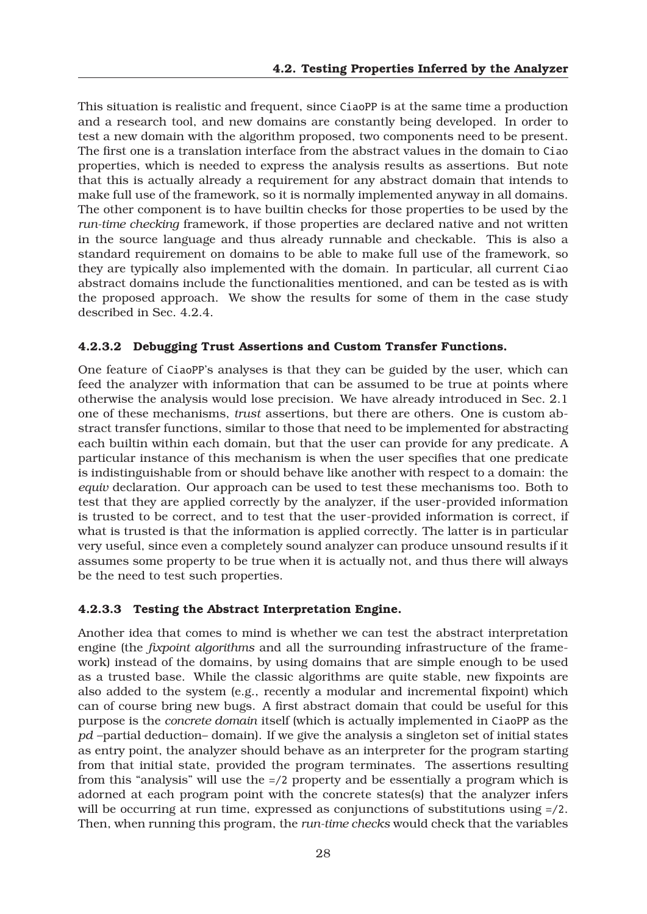This situation is realistic and frequent, since CiaoPP is at the same time a production and a research tool, and new domains are constantly being developed. In order to test a new domain with the algorithm proposed, two components need to be present. The first one is a translation interface from the abstract values in the domain to Ciao properties, which is needed to express the analysis results as assertions. But note that this is actually already a requirement for any abstract domain that intends to make full use of the framework, so it is normally implemented anyway in all domains. The other component is to have builtin checks for those properties to be used by the *run-time checking* framework, if those properties are declared native and not written in the source language and thus already runnable and checkable. This is also a standard requirement on domains to be able to make full use of the framework, so they are typically also implemented with the domain. In particular, all current Ciao abstract domains include the functionalities mentioned, and can be tested as is with the proposed approach. We show the results for some of them in the case study described in Sec. 4.2.4.

#### 4.2.3.2 Debugging Trust Assertions and Custom Transfer Functions.

One feature of CiaoPP's analyses is that they can be guided by the user, which can feed the analyzer with information that can be assumed to be true at points where otherwise the analysis would lose precision. We have already introduced in Sec. 2.1 one of these mechanisms, *trust* assertions, but there are others. One is custom abstract transfer functions, similar to those that need to be implemented for abstracting each builtin within each domain, but that the user can provide for any predicate. A particular instance of this mechanism is when the user specifies that one predicate is indistinguishable from or should behave like another with respect to a domain: the *equiv* declaration. Our approach can be used to test these mechanisms too. Both to test that they are applied correctly by the analyzer, if the user-provided information is trusted to be correct, and to test that the user-provided information is correct, if what is trusted is that the information is applied correctly. The latter is in particular very useful, since even a completely sound analyzer can produce unsound results if it assumes some property to be true when it is actually not, and thus there will always be the need to test such properties.

#### 4.2.3.3 Testing the Abstract Interpretation Engine.

Another idea that comes to mind is whether we can test the abstract interpretation engine (the *fixpoint algorithms* and all the surrounding infrastructure of the framework) instead of the domains, by using domains that are simple enough to be used as a trusted base. While the classic algorithms are quite stable, new fixpoints are also added to the system (e.g., recently a modular and incremental fixpoint) which can of course bring new bugs. A first abstract domain that could be useful for this purpose is the *concrete domain* itself (which is actually implemented in CiaoPP as the *pd* –partial deduction– domain). If we give the analysis a singleton set of initial states as entry point, the analyzer should behave as an interpreter for the program starting from that initial state, provided the program terminates. The assertions resulting from this "analysis" will use the =/2 property and be essentially a program which is adorned at each program point with the concrete states(s) that the analyzer infers will be occurring at run time, expressed as conjunctions of substitutions using =/2. Then, when running this program, the *run-time checks* would check that the variables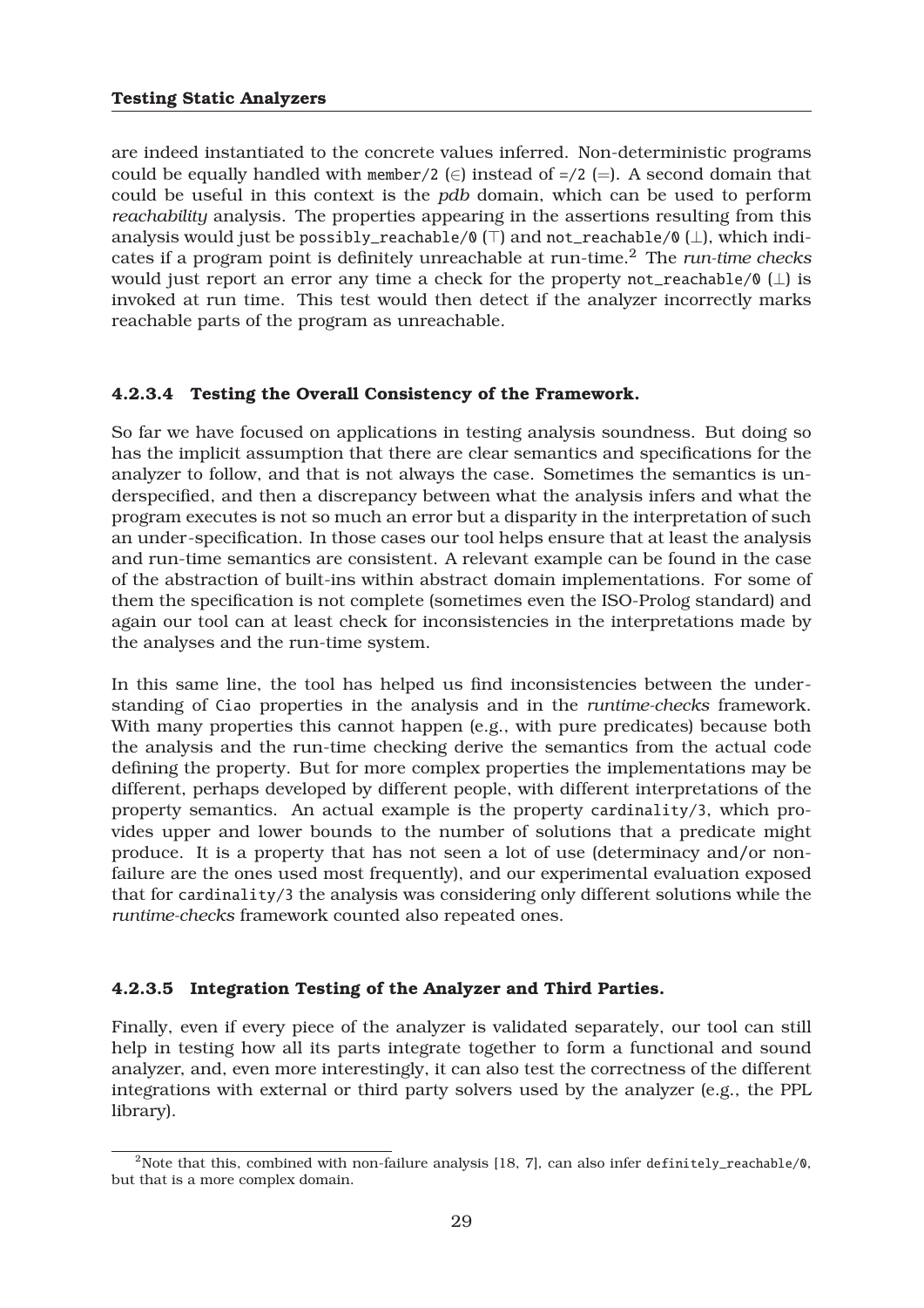are indeed instantiated to the concrete values inferred. Non-deterministic programs could be equally handled with `member/2` ($\in$) instead of `=/2` ($=$). A second domain that could be useful in this context is the *pdb* domain, which can be used to perform *reachability* analysis. The properties appearing in the assertions resulting from this analysis would just be `possibly_reachable/0` ($\top$) and `not_reachable/0` ($\bot$), which indicates if a program point is definitely unreachable at run-time.[2] The *run-time checks* would just report an error any time a check for the property `not_reachable/0` ($\bot$) is invoked at run time. This test would then detect if the analyzer incorrectly marks reachable parts of the program as unreachable.

#### 4.2.3.4 Testing the Overall Consistency of the Framework.

So far we have focused on applications in testing analysis soundness. But doing so has the implicit assumption that there are clear semantics and specifications for the analyzer to follow, and that is not always the case. Sometimes the semantics is underspecified, and then a discrepancy between what the analysis infers and what the program executes is not so much an error but a disparity in the interpretation of such an under-specification. In those cases our tool helps ensure that at least the analysis and run-time semantics are consistent. A relevant example can be found in the case of the abstraction of built-ins within abstract domain implementations. For some of them the specification is not complete (sometimes even the ISO-Prolog standard) and again our tool can at least check for inconsistencies in the interpretations made by the analyses and the run-time system.

In this same line, the tool has helped us find inconsistencies between the understanding of `Ciao` properties in the analysis and in the *runtime-checks* framework. With many properties this cannot happen (e.g., with pure predicates) because both the analysis and the run-time checking derive the semantics from the actual code defining the property. But for more complex properties the implementations may be different, perhaps developed by different people, with different interpretations of the property semantics. An actual example is the property `cardinality/3`, which provides upper and lower bounds to the number of solutions that a predicate might produce. It is a property that has not seen a lot of use (determinacy and/or non-failure are the ones used most frequently), and our experimental evaluation exposed that for `cardinality/3` the analysis was considering only different solutions while the *runtime-checks* framework counted also repeated ones.

#### 4.2.3.5 Integration Testing of the Analyzer and Third Parties.

Finally, even if every piece of the analyzer is validated separately, our tool can still help in testing how all its parts integrate together to form a functional and sound analyzer, and, even more interestingly, it can also test the correctness of the different integrations with external or third party solvers used by the analyzer (e.g., the PPL library).

[2] Note that this, combined with non-failure analysis [18, 7], can also infer `definitely_reachable/0`, but that is a more complex domain.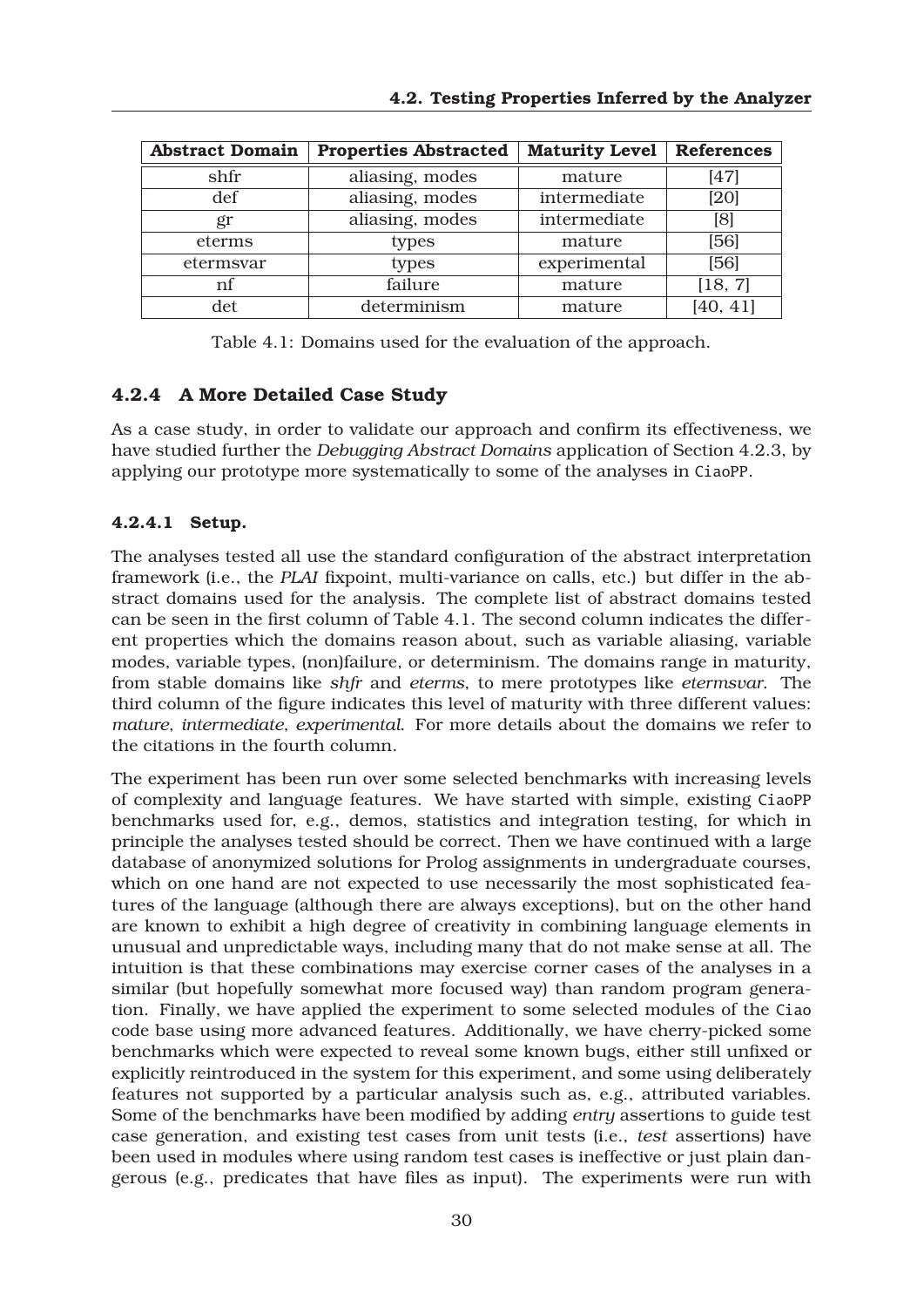| Abstract Domain | Properties Abstracted | Maturity Level | References |
|---|---|---|---|
| shfr | aliasing, modes | mature | [47] |
| def | aliasing, modes | intermediate | [20] |
| gr | aliasing, modes | intermediate | [8] |
| eterms | types | mature | [56] |
| etermsvar | types | experimental | [56] |
| nf | failure | mature | [18, 7] |
| det | determinism | mature | [40, 41] |

Table 4.1: Domains used for the evaluation of the approach.

### 4.2.4 A More Detailed Case Study

As a case study, in order to validate our approach and confirm its effectiveness, we have studied further the *Debugging Abstract Domains* application of Section 4.2.3, by applying our prototype more systematically to some of the analyses in `CiaoPP`.

#### 4.2.4.1 Setup.

The analyses tested all use the standard configuration of the abstract interpretation framework (i.e., the *PLAI* fixpoint, multi-variance on calls, etc.) but differ in the abstract domains used for the analysis. The complete list of abstract domains tested can be seen in the first column of Table 4.1. The second column indicates the different properties which the domains reason about, such as variable aliasing, variable modes, variable types, (non)failure, or determinism. The domains range in maturity, from stable domains like *shfr* and *eterms*, to mere prototypes like *etermsvar*. The third column of the figure indicates this level of maturity with three different values: *mature*, *intermediate*, *experimental*. For more details about the domains we refer to the citations in the fourth column.

The experiment has been run over some selected benchmarks with increasing levels of complexity and language features. We have started with simple, existing `CiaoPP` benchmarks used for, e.g., demos, statistics and integration testing, for which in principle the analyses tested should be correct. Then we have continued with a large database of anonymized solutions for Prolog assignments in undergraduate courses, which on one hand are not expected to use necessarily the most sophisticated features of the language (although there are always exceptions), but on the other hand are known to exhibit a high degree of creativity in combining language elements in unusual and unpredictable ways, including many that do not make sense at all. The intuition is that these combinations may exercise corner cases of the analyses in a similar (but hopefully somewhat more focused way) than random program generation. Finally, we have applied the experiment to some selected modules of the `Ciao` code base using more advanced features. Additionally, we have cherry-picked some benchmarks which were expected to reveal some known bugs, either still unfixed or explicitly reintroduced in the system for this experiment, and some using deliberately features not supported by a particular analysis such as, e.g., attributed variables. Some of the benchmarks have been modified by adding *entry* assertions to guide test case generation, and existing test cases from unit tests (i.e., *test* assertions) have been used in modules where using random test cases is ineffective or just plain dangerous (e.g., predicates that have files as input). The experiments were run with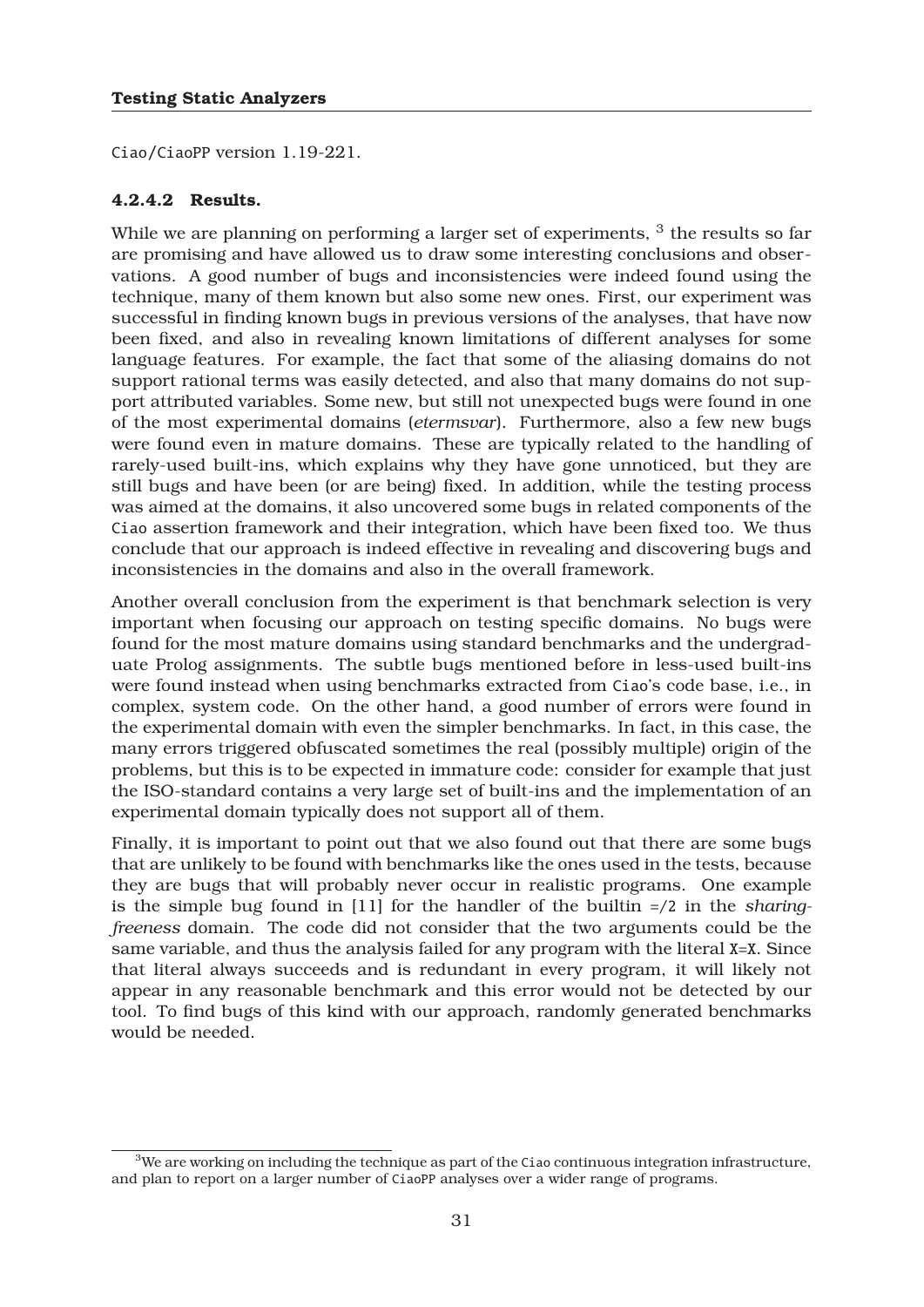Ciao/CiaoPP version 1.19-221.

#### 4.2.4.2 Results.

While we are planning on performing a larger set of experiments, [3] the results so far are promising and have allowed us to draw some interesting conclusions and observations. A good number of bugs and inconsistencies were indeed found using the technique, many of them known but also some new ones. First, our experiment was successful in finding known bugs in previous versions of the analyses, that have now been fixed, and also in revealing known limitations of different analyses for some language features. For example, the fact that some of the aliasing domains do not support rational terms was easily detected, and also that many domains do not support attributed variables. Some new, but still not unexpected bugs were found in one of the most experimental domains (*etermsvar*). Furthermore, also a few new bugs were found even in mature domains. These are typically related to the handling of rarely-used built-ins, which explains why they have gone unnoticed, but they are still bugs and have been (or are being) fixed. In addition, while the testing process was aimed at the domains, it also uncovered some bugs in related components of the Ciao assertion framework and their integration, which have been fixed too. We thus conclude that our approach is indeed effective in revealing and discovering bugs and inconsistencies in the domains and also in the overall framework.

Another overall conclusion from the experiment is that benchmark selection is very important when focusing our approach on testing specific domains. No bugs were found for the most mature domains using standard benchmarks and the undergraduate Prolog assignments. The subtle bugs mentioned before in less-used built-ins were found instead when using benchmarks extracted from Ciao's code base, i.e., in complex, system code. On the other hand, a good number of errors were found in the experimental domain with even the simpler benchmarks. In fact, in this case, the many errors triggered obfuscated sometimes the real (possibly multiple) origin of the problems, but this is to be expected in immature code: consider for example that just the ISO-standard contains a very large set of built-ins and the implementation of an experimental domain typically does not support all of them.

Finally, it is important to point out that we also found out that there are some bugs that are unlikely to be found with benchmarks like the ones used in the tests, because they are bugs that will probably never occur in realistic programs. One example is the simple bug found in [11] for the handler of the builtin =/2 in the *sharing-freeness* domain. The code did not consider that the two arguments could be the same variable, and thus the analysis failed for any program with the literal X=X. Since that literal always succeeds and is redundant in every program, it will likely not appear in any reasonable benchmark and this error would not be detected by our tool. To find bugs of this kind with our approach, randomly generated benchmarks would be needed.

[3] We are working on including the technique as part of the Ciao continuous integration infrastructure, and plan to report on a larger number of CiaoPP analyses over a wider range of programs.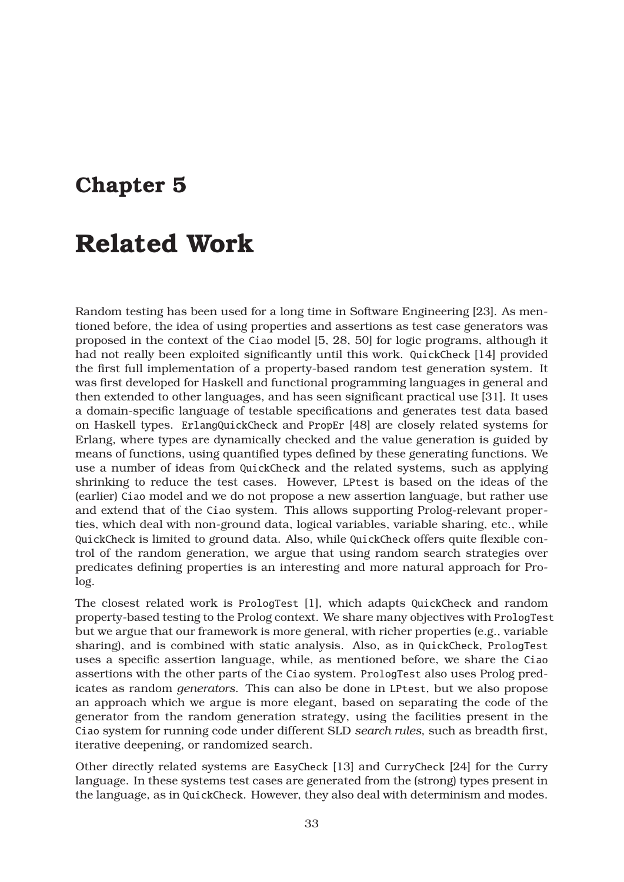# Chapter 5

# Related Work

Random testing has been used for a long time in Software Engineering [23]. As mentioned before, the idea of using properties and assertions as test case generators was proposed in the context of the `Ciao` model [5, 28, 50] for logic programs, although it had not really been exploited significantly until this work. `QuickCheck` [14] provided the first full implementation of a property-based random test generation system. It was first developed for Haskell and functional programming languages in general and then extended to other languages, and has seen significant practical use [31]. It uses a domain-specific language of testable specifications and generates test data based on Haskell types. `ErlangQuickCheck` and `PropEr` [48] are closely related systems for Erlang, where types are dynamically checked and the value generation is guided by means of functions, using quantified types defined by these generating functions. We use a number of ideas from `QuickCheck` and the related systems, such as applying shrinking to reduce the test cases. However, `LPtest` is based on the ideas of the (earlier) `Ciao` model and we do not propose a new assertion language, but rather use and extend that of the `Ciao` system. This allows supporting Prolog-relevant properties, which deal with non-ground data, logical variables, variable sharing, etc., while `QuickCheck` is limited to ground data. Also, while `QuickCheck` offers quite flexible control of the random generation, we argue that using random search strategies over predicates defining properties is an interesting and more natural approach for Prolog.

The closest related work is `PrologTest` [1], which adapts `QuickCheck` and random property-based testing to the Prolog context. We share many objectives with `PrologTest` but we argue that our framework is more general, with richer properties (e.g., variable sharing), and is combined with static analysis. Also, as in `QuickCheck`, `PrologTest` uses a specific assertion language, while, as mentioned before, we share the `Ciao` assertions with the other parts of the `Ciao` system. `PrologTest` also uses Prolog predicates as random *generators*. This can also be done in `LPtest`, but we also propose an approach which we argue is more elegant, based on separating the code of the generator from the random generation strategy, using the facilities present in the `Ciao` system for running code under different SLD *search rules*, such as breadth first, iterative deepening, or randomized search.

Other directly related systems are `EasyCheck` [13] and `CurryCheck` [24] for the `Curry` language. In these systems test cases are generated from the (strong) types present in the language, as in `QuickCheck`. However, they also deal with determinism and modes.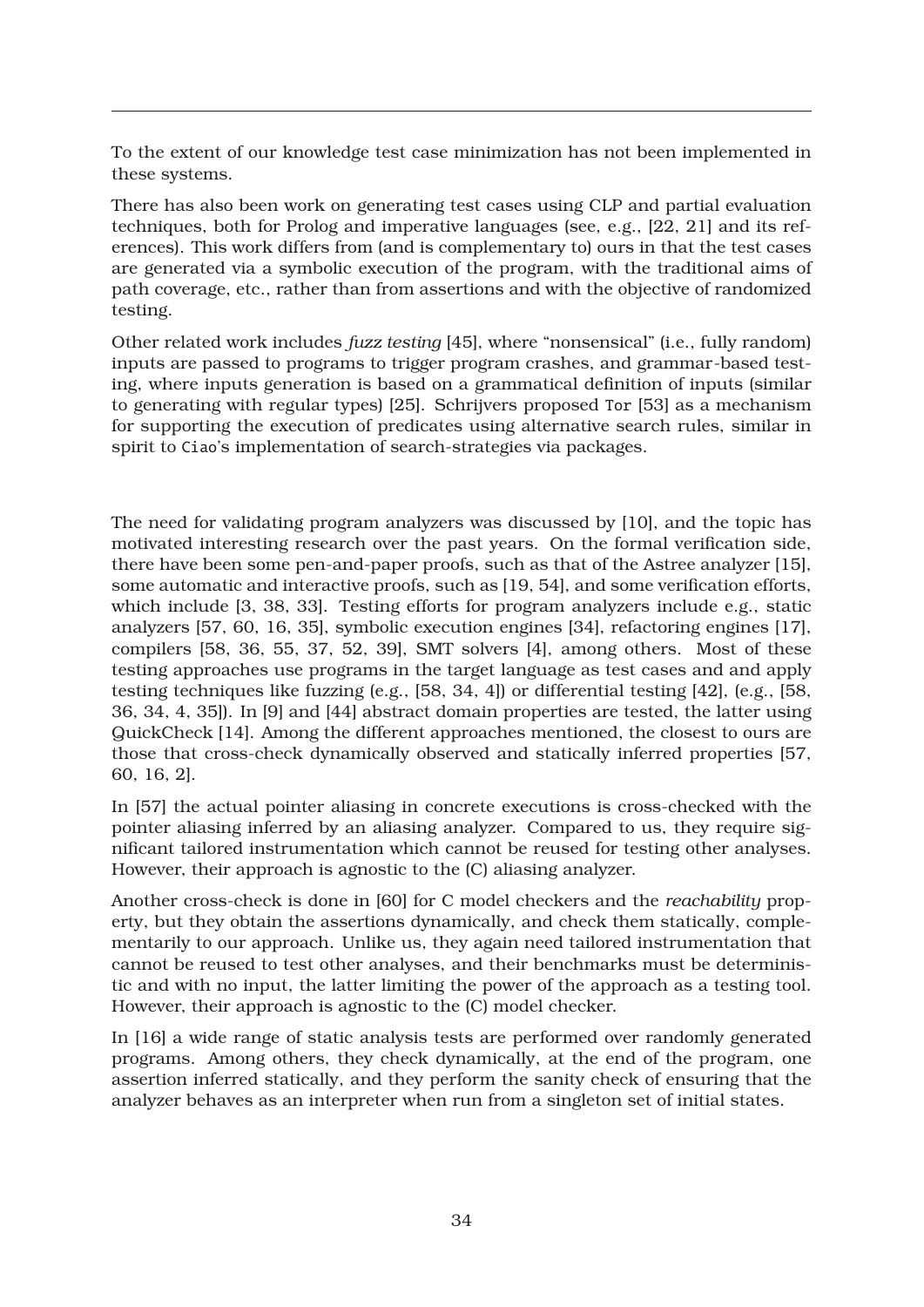To the extent of our knowledge test case minimization has not been implemented in these systems.

There has also been work on generating test cases using CLP and partial evaluation techniques, both for Prolog and imperative languages (see, e.g., [22, 21] and its references). This work differs from (and is complementary to) ours in that the test cases are generated via a symbolic execution of the program, with the traditional aims of path coverage, etc., rather than from assertions and with the objective of randomized testing.

Other related work includes *fuzz testing* [45], where "nonsensical" (i.e., fully random) inputs are passed to programs to trigger program crashes, and grammar-based testing, where inputs generation is based on a grammatical definition of inputs (similar to generating with regular types) [25]. Schrijvers proposed `Tor` [53] as a mechanism for supporting the execution of predicates using alternative search rules, similar in spirit to `Ciao`'s implementation of search-strategies via packages.

The need for validating program analyzers was discussed by [10], and the topic has motivated interesting research over the past years. On the formal verification side, there have been some pen-and-paper proofs, such as that of the Astree analyzer [15], some automatic and interactive proofs, such as [19, 54], and some verification efforts, which include [3, 38, 33]. Testing efforts for program analyzers include e.g., static analyzers [57, 60, 16, 35], symbolic execution engines [34], refactoring engines [17], compilers [58, 36, 55, 37, 52, 39], SMT solvers [4], among others. Most of these testing approaches use programs in the target language as test cases and and apply testing techniques like fuzzing (e.g., [58, 34, 4]) or differential testing [42], (e.g., [58, 36, 34, 4, 35]). In [9] and [44] abstract domain properties are tested, the latter using QuickCheck [14]. Among the different approaches mentioned, the closest to ours are those that cross-check dynamically observed and statically inferred properties [57, 60, 16, 2].

In [57] the actual pointer aliasing in concrete executions is cross-checked with the pointer aliasing inferred by an aliasing analyzer. Compared to us, they require significant tailored instrumentation which cannot be reused for testing other analyses. However, their approach is agnostic to the (C) aliasing analyzer.

Another cross-check is done in [60] for C model checkers and the *reachability* property, but they obtain the assertions dynamically, and check them statically, complementarily to our approach. Unlike us, they again need tailored instrumentation that cannot be reused to test other analyses, and their benchmarks must be deterministic and with no input, the latter limiting the power of the approach as a testing tool. However, their approach is agnostic to the (C) model checker.

In [16] a wide range of static analysis tests are performed over randomly generated programs. Among others, they check dynamically, at the end of the program, one assertion inferred statically, and they perform the sanity check of ensuring that the analyzer behaves as an interpreter when run from a singleton set of initial states.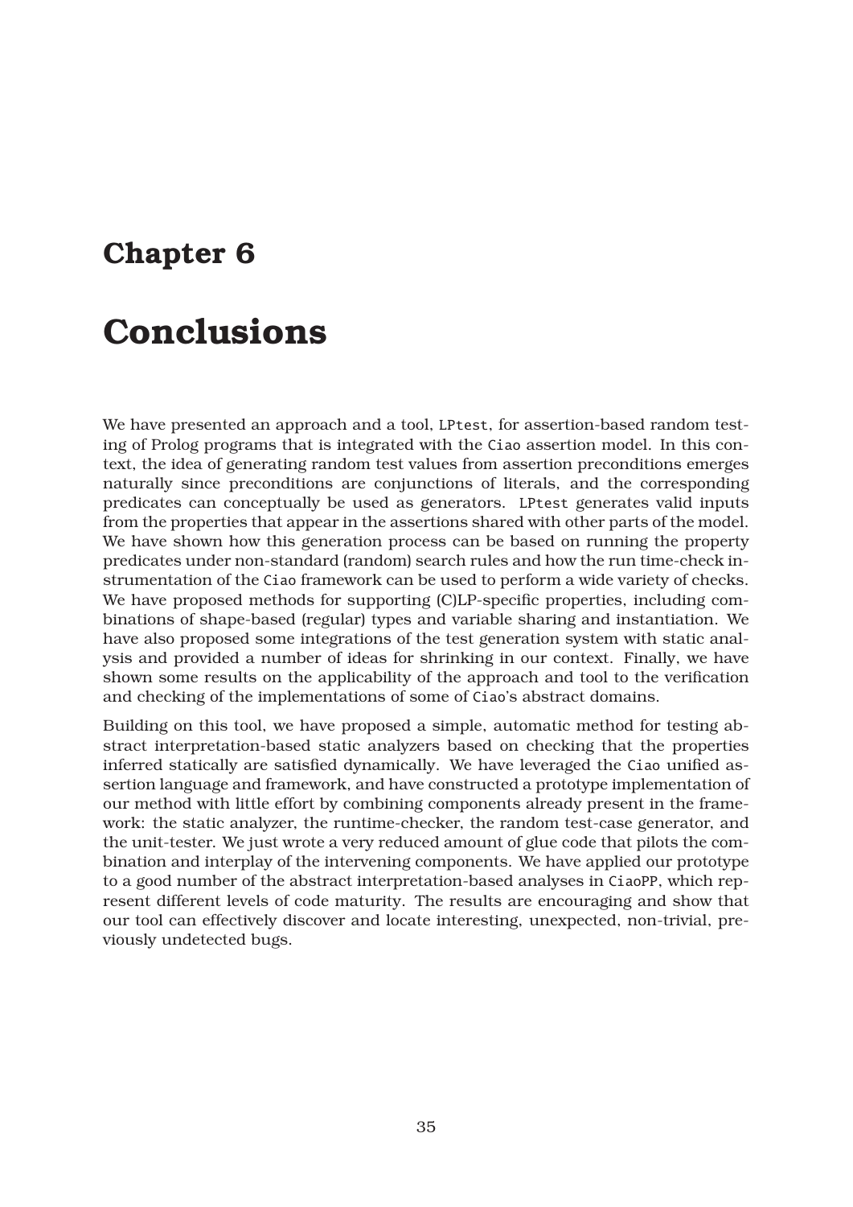# Chapter 6

# Conclusions

We have presented an approach and a tool, LPtest, for assertion-based random testing of Prolog programs that is integrated with the Ciao assertion model. In this context, the idea of generating random test values from assertion preconditions emerges naturally since preconditions are conjunctions of literals, and the corresponding predicates can conceptually be used as generators. LPtest generates valid inputs from the properties that appear in the assertions shared with other parts of the model. We have shown how this generation process can be based on running the property predicates under non-standard (random) search rules and how the run time-check instrumentation of the Ciao framework can be used to perform a wide variety of checks. We have proposed methods for supporting (C)LP-specific properties, including combinations of shape-based (regular) types and variable sharing and instantiation. We have also proposed some integrations of the test generation system with static analysis and provided a number of ideas for shrinking in our context. Finally, we have shown some results on the applicability of the approach and tool to the verification and checking of the implementations of some of Ciao's abstract domains.

Building on this tool, we have proposed a simple, automatic method for testing abstract interpretation-based static analyzers based on checking that the properties inferred statically are satisfied dynamically. We have leveraged the Ciao unified assertion language and framework, and have constructed a prototype implementation of our method with little effort by combining components already present in the framework: the static analyzer, the runtime-checker, the random test-case generator, and the unit-tester. We just wrote a very reduced amount of glue code that pilots the combination and interplay of the intervening components. We have applied our prototype to a good number of the abstract interpretation-based analyses in CiaoPP, which represent different levels of code maturity. The results are encouraging and show that our tool can effectively discover and locate interesting, unexpected, non-trivial, previously undetected bugs.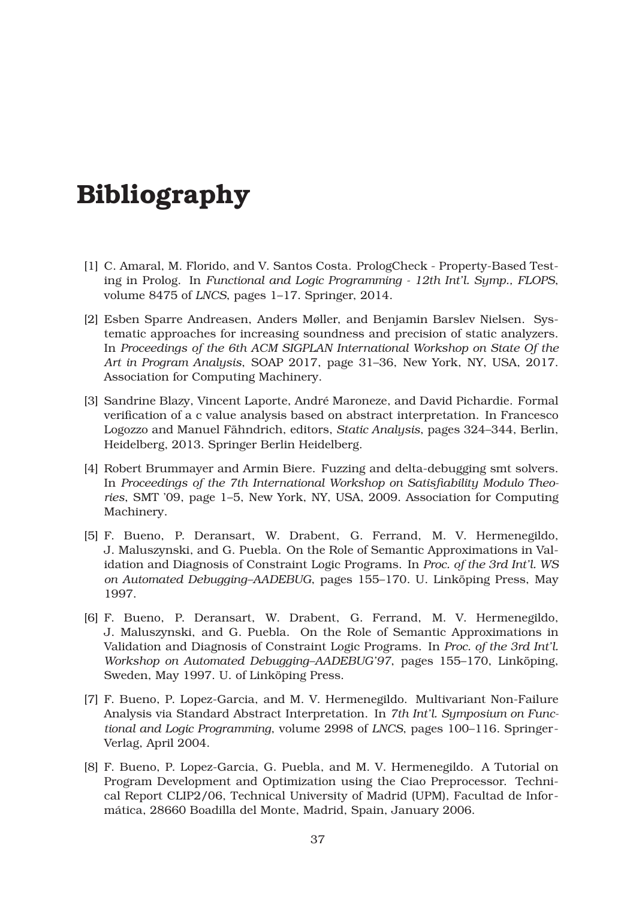# Bibliography

[1] C. Amaral, M. Florido, and V. Santos Costa. PrologCheck - Property-Based Testing in Prolog. In *Functional and Logic Programming - 12th Int'l. Symp., FLOPS*, volume 8475 of *LNCS*, pages 1–17. Springer, 2014.

[2] Esben Sparre Andreasen, Anders Møller, and Benjamin Barslev Nielsen. Systematic approaches for increasing soundness and precision of static analyzers. In *Proceedings of the 6th ACM SIGPLAN International Workshop on State Of the Art in Program Analysis*, SOAP 2017, page 31–36, New York, NY, USA, 2017. Association for Computing Machinery.

[3] Sandrine Blazy, Vincent Laporte, André Maroneze, and David Pichardie. Formal verification of a c value analysis based on abstract interpretation. In Francesco Logozzo and Manuel Fähndrich, editors, *Static Analysis*, pages 324–344, Berlin, Heidelberg, 2013. Springer Berlin Heidelberg.

[4] Robert Brummayer and Armin Biere. Fuzzing and delta-debugging smt solvers. In *Proceedings of the 7th International Workshop on Satisfiability Modulo Theories*, SMT '09, page 1–5, New York, NY, USA, 2009. Association for Computing Machinery.

[5] F. Bueno, P. Deransart, W. Drabent, G. Ferrand, M. V. Hermenegildo, J. Maluszynski, and G. Puebla. On the Role of Semantic Approximations in Validation and Diagnosis of Constraint Logic Programs. In *Proc. of the 3rd Int'l. WS on Automated Debugging–AADEBUG*, pages 155–170. U. Linköping Press, May 1997.

[6] F. Bueno, P. Deransart, W. Drabent, G. Ferrand, M. V. Hermenegildo, J. Maluszynski, and G. Puebla. On the Role of Semantic Approximations in Validation and Diagnosis of Constraint Logic Programs. In *Proc. of the 3rd Int'l. Workshop on Automated Debugging–AADEBUG'97*, pages 155–170, Linköping, Sweden, May 1997. U. of Linköping Press.

[7] F. Bueno, P. Lopez-Garcia, and M. V. Hermenegildo. Multivariant Non-Failure Analysis via Standard Abstract Interpretation. In *7th Int'l. Symposium on Functional and Logic Programming*, volume 2998 of *LNCS*, pages 100–116. Springer-Verlag, April 2004.

[8] F. Bueno, P. Lopez-Garcia, G. Puebla, and M. V. Hermenegildo. A Tutorial on Program Development and Optimization using the Ciao Preprocessor. Technical Report CLIP2/06, Technical University of Madrid (UPM), Facultad de Informática, 28660 Boadilla del Monte, Madrid, Spain, January 2006.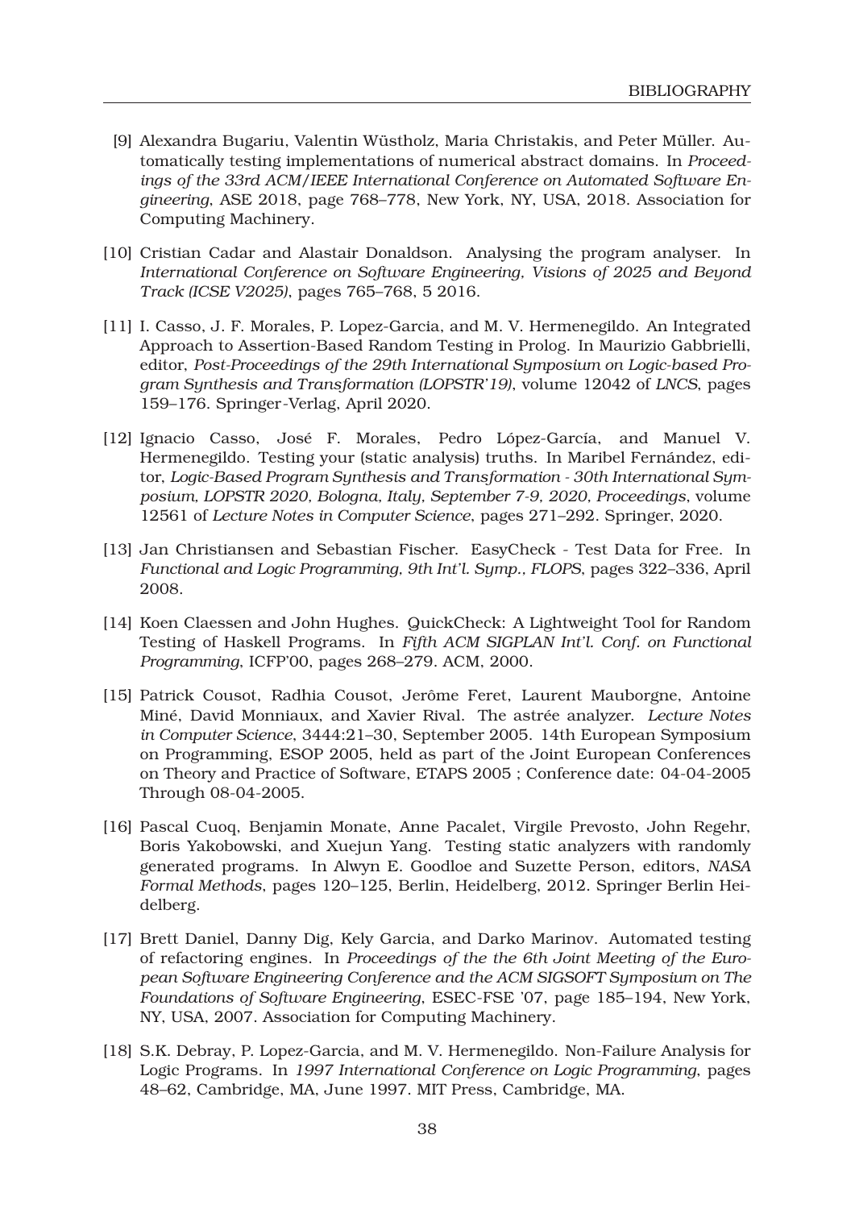[9] Alexandra Bugariu, Valentin Wüstholz, Maria Christakis, and Peter Müller. Automatically testing implementations of numerical abstract domains. In *Proceedings of the 33rd ACM/IEEE International Conference on Automated Software Engineering*, ASE 2018, page 768–778, New York, NY, USA, 2018. Association for Computing Machinery.

[10] Cristian Cadar and Alastair Donaldson. Analysing the program analyser. In *International Conference on Software Engineering, Visions of 2025 and Beyond Track (ICSE V2025)*, pages 765–768, 5 2016.

[11] I. Casso, J. F. Morales, P. Lopez-Garcia, and M. V. Hermenegildo. An Integrated Approach to Assertion-Based Random Testing in Prolog. In Maurizio Gabbrielli, editor, *Post-Proceedings of the 29th International Symposium on Logic-based Program Synthesis and Transformation (LOPSTR'19)*, volume 12042 of *LNCS*, pages 159–176. Springer-Verlag, April 2020.

[12] Ignacio Casso, José F. Morales, Pedro López-García, and Manuel V. Hermenegildo. Testing your (static analysis) truths. In Maribel Fernández, editor, *Logic-Based Program Synthesis and Transformation - 30th International Symposium, LOPSTR 2020, Bologna, Italy, September 7-9, 2020, Proceedings*, volume 12561 of *Lecture Notes in Computer Science*, pages 271–292. Springer, 2020.

[13] Jan Christiansen and Sebastian Fischer. EasyCheck - Test Data for Free. In *Functional and Logic Programming, 9th Int'l. Symp., FLOPS*, pages 322–336, April 2008.

[14] Koen Claessen and John Hughes. QuickCheck: A Lightweight Tool for Random Testing of Haskell Programs. In *Fifth ACM SIGPLAN Int'l. Conf. on Functional Programming*, ICFP'00, pages 268–279. ACM, 2000.

[15] Patrick Cousot, Radhia Cousot, Jerôme Feret, Laurent Mauborgne, Antoine Miné, David Monniaux, and Xavier Rival. The astrée analyzer. *Lecture Notes in Computer Science*, 3444:21–30, September 2005. 14th European Symposium on Programming, ESOP 2005, held as part of the Joint European Conferences on Theory and Practice of Software, ETAPS 2005 ; Conference date: 04-04-2005 Through 08-04-2005.

[16] Pascal Cuoq, Benjamin Monate, Anne Pacalet, Virgile Prevosto, John Regehr, Boris Yakobowski, and Xuejun Yang. Testing static analyzers with randomly generated programs. In Alwyn E. Goodloe and Suzette Person, editors, *NASA Formal Methods*, pages 120–125, Berlin, Heidelberg, 2012. Springer Berlin Heidelberg.

[17] Brett Daniel, Danny Dig, Kely Garcia, and Darko Marinov. Automated testing of refactoring engines. In *Proceedings of the the 6th Joint Meeting of the European Software Engineering Conference and the ACM SIGSOFT Symposium on The Foundations of Software Engineering*, ESEC-FSE '07, page 185–194, New York, NY, USA, 2007. Association for Computing Machinery.

[18] S.K. Debray, P. Lopez-Garcia, and M. V. Hermenegildo. Non-Failure Analysis for Logic Programs. In *1997 International Conference on Logic Programming*, pages 48–62, Cambridge, MA, June 1997. MIT Press, Cambridge, MA.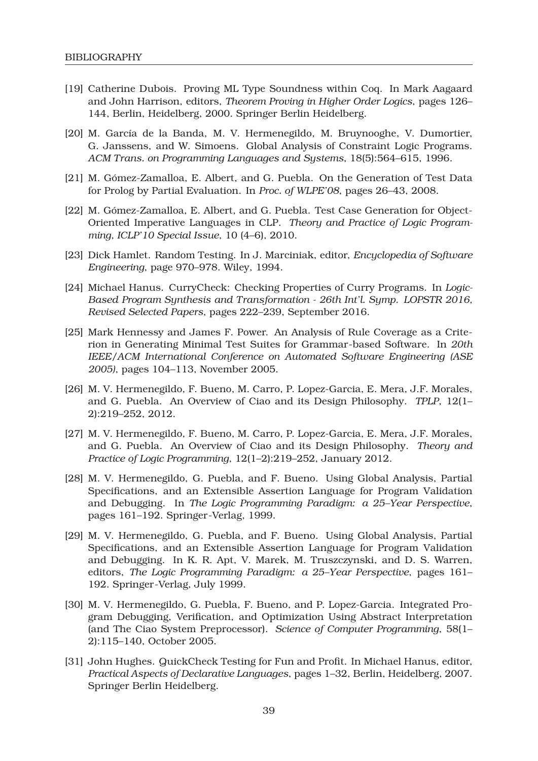- [19] Catherine Dubois. Proving ML Type Soundness within Coq. In Mark Aagaard and John Harrison, editors, *Theorem Proving in Higher Order Logics*, pages 126–144, Berlin, Heidelberg, 2000. Springer Berlin Heidelberg.
- [20] M. García de la Banda, M. V. Hermenegildo, M. Bruynooghe, V. Dumortier, G. Janssens, and W. Simoens. Global Analysis of Constraint Logic Programs. *ACM Trans. on Programming Languages and Systems*, 18(5):564–615, 1996.
- [21] M. Gómez-Zamalloa, E. Albert, and G. Puebla. On the Generation of Test Data for Prolog by Partial Evaluation. In *Proc. of WLPE'08*, pages 26–43, 2008.
- [22] M. Gómez-Zamalloa, E. Albert, and G. Puebla. Test Case Generation for Object-Oriented Imperative Languages in CLP. *Theory and Practice of Logic Programming, ICLP'10 Special Issue*, 10 (4–6), 2010.
- [23] Dick Hamlet. Random Testing. In J. Marciniak, editor, *Encyclopedia of Software Engineering*, page 970–978. Wiley, 1994.
- [24] Michael Hanus. CurryCheck: Checking Properties of Curry Programs. In *Logic-Based Program Synthesis and Transformation - 26th Int'l. Symp. LOPSTR 2016, Revised Selected Papers*, pages 222–239, September 2016.
- [25] Mark Hennessy and James F. Power. An Analysis of Rule Coverage as a Criterion in Generating Minimal Test Suites for Grammar-based Software. In *20th IEEE/ACM International Conference on Automated Software Engineering (ASE 2005)*, pages 104–113, November 2005.
- [26] M. V. Hermenegildo, F. Bueno, M. Carro, P. Lopez-Garcia, E. Mera, J.F. Morales, and G. Puebla. An Overview of Ciao and its Design Philosophy. *TPLP*, 12(1–2):219–252, 2012.
- [27] M. V. Hermenegildo, F. Bueno, M. Carro, P. Lopez-Garcia, E. Mera, J.F. Morales, and G. Puebla. An Overview of Ciao and its Design Philosophy. *Theory and Practice of Logic Programming*, 12(1–2):219–252, January 2012.
- [28] M. V. Hermenegildo, G. Puebla, and F. Bueno. Using Global Analysis, Partial Specifications, and an Extensible Assertion Language for Program Validation and Debugging. In *The Logic Programming Paradigm: a 25–Year Perspective*, pages 161–192. Springer-Verlag, 1999.
- [29] M. V. Hermenegildo, G. Puebla, and F. Bueno. Using Global Analysis, Partial Specifications, and an Extensible Assertion Language for Program Validation and Debugging. In K. R. Apt, V. Marek, M. Truszczynski, and D. S. Warren, editors, *The Logic Programming Paradigm: a 25–Year Perspective*, pages 161–192. Springer-Verlag, July 1999.
- [30] M. V. Hermenegildo, G. Puebla, F. Bueno, and P. Lopez-Garcia. Integrated Program Debugging, Verification, and Optimization Using Abstract Interpretation (and The Ciao System Preprocessor). *Science of Computer Programming*, 58(1–2):115–140, October 2005.
- [31] John Hughes. QuickCheck Testing for Fun and Profit. In Michael Hanus, editor, *Practical Aspects of Declarative Languages*, pages 1–32, Berlin, Heidelberg, 2007. Springer Berlin Heidelberg.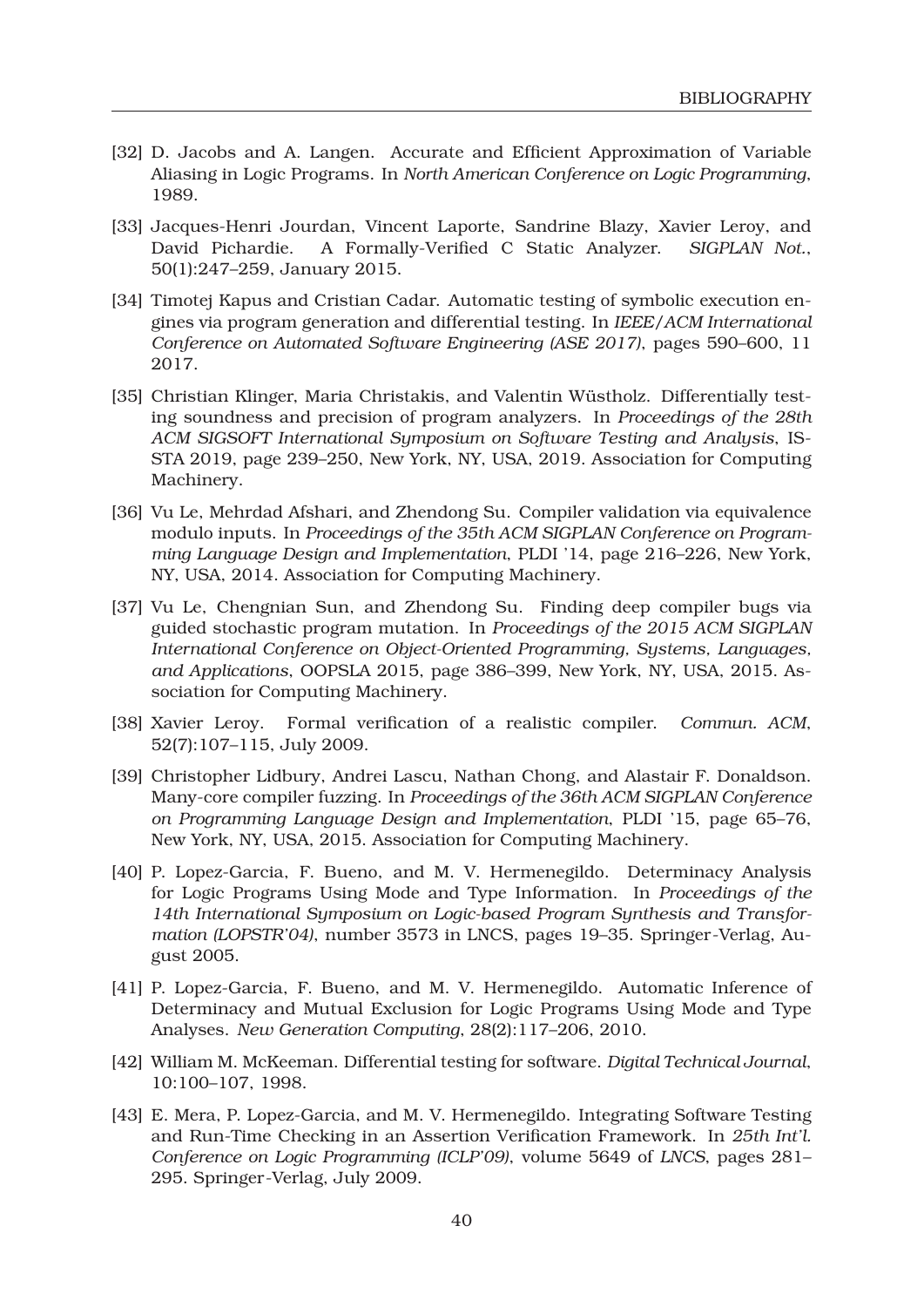[32] D. Jacobs and A. Langen. Accurate and Efficient Approximation of Variable Aliasing in Logic Programs. In *North American Conference on Logic Programming*, 1989.

[33] Jacques-Henri Jourdan, Vincent Laporte, Sandrine Blazy, Xavier Leroy, and David Pichardie. A Formally-Verified C Static Analyzer. *SIGPLAN Not.*, 50(1):247–259, January 2015.

[34] Timotej Kapus and Cristian Cadar. Automatic testing of symbolic execution engines via program generation and differential testing. In *IEEE/ACM International Conference on Automated Software Engineering (ASE 2017)*, pages 590–600, 11 2017.

[35] Christian Klinger, Maria Christakis, and Valentin Wüstholz. Differentially testing soundness and precision of program analyzers. In *Proceedings of the 28th ACM SIGSOFT International Symposium on Software Testing and Analysis*, ISSTA 2019, page 239–250, New York, NY, USA, 2019. Association for Computing Machinery.

[36] Vu Le, Mehrdad Afshari, and Zhendong Su. Compiler validation via equivalence modulo inputs. In *Proceedings of the 35th ACM SIGPLAN Conference on Programming Language Design and Implementation*, PLDI '14, page 216–226, New York, NY, USA, 2014. Association for Computing Machinery.

[37] Vu Le, Chengnian Sun, and Zhendong Su. Finding deep compiler bugs via guided stochastic program mutation. In *Proceedings of the 2015 ACM SIGPLAN International Conference on Object-Oriented Programming, Systems, Languages, and Applications*, OOPSLA 2015, page 386–399, New York, NY, USA, 2015. Association for Computing Machinery.

[38] Xavier Leroy. Formal verification of a realistic compiler. *Commun. ACM*, 52(7):107–115, July 2009.

[39] Christopher Lidbury, Andrei Lascu, Nathan Chong, and Alastair F. Donaldson. Many-core compiler fuzzing. In *Proceedings of the 36th ACM SIGPLAN Conference on Programming Language Design and Implementation*, PLDI '15, page 65–76, New York, NY, USA, 2015. Association for Computing Machinery.

[40] P. Lopez-Garcia, F. Bueno, and M. V. Hermenegildo. Determinacy Analysis for Logic Programs Using Mode and Type Information. In *Proceedings of the 14th International Symposium on Logic-based Program Synthesis and Transformation (LOPSTR'04)*, number 3573 in LNCS, pages 19–35. Springer-Verlag, August 2005.

[41] P. Lopez-Garcia, F. Bueno, and M. V. Hermenegildo. Automatic Inference of Determinacy and Mutual Exclusion for Logic Programs Using Mode and Type Analyses. *New Generation Computing*, 28(2):117–206, 2010.

[42] William M. McKeeman. Differential testing for software. *Digital Technical Journal*, 10:100–107, 1998.

[43] E. Mera, P. Lopez-Garcia, and M. V. Hermenegildo. Integrating Software Testing and Run-Time Checking in an Assertion Verification Framework. In *25th Int'l. Conference on Logic Programming (ICLP'09)*, volume 5649 of *LNCS*, pages 281–295. Springer-Verlag, July 2009.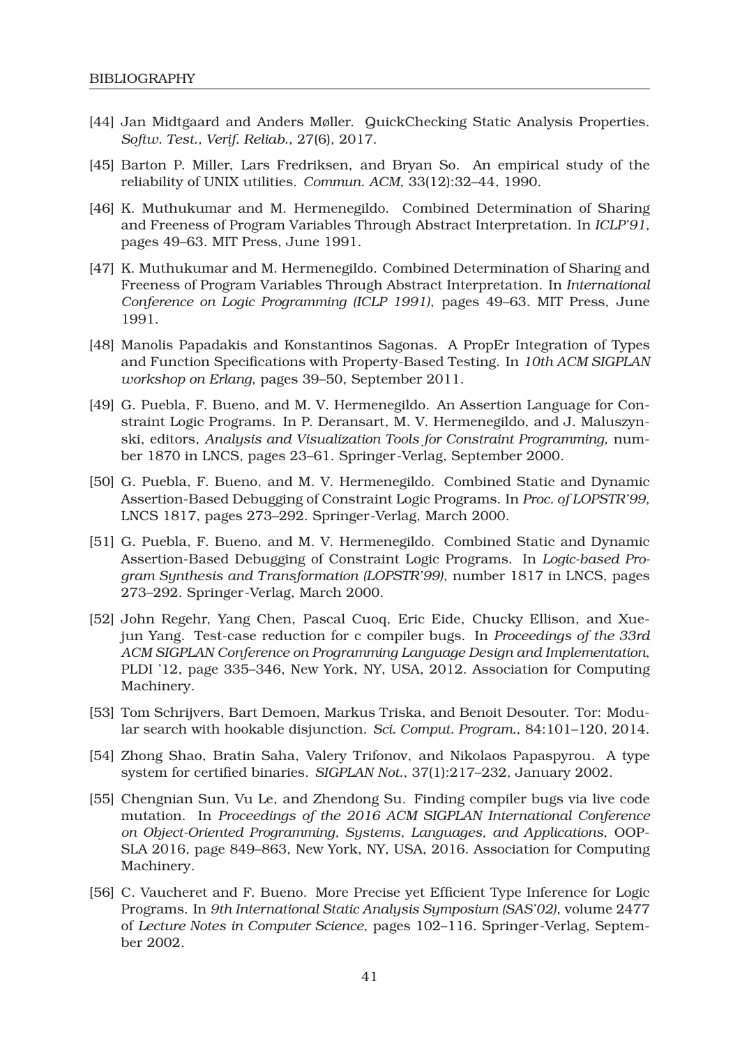[44] Jan Midtgaard and Anders Møller. QuickChecking Static Analysis Properties. *Softw. Test., Verif. Reliab.*, 27(6), 2017.

[45] Barton P. Miller, Lars Fredriksen, and Bryan So. An empirical study of the reliability of UNIX utilities. *Commun. ACM*, 33(12):32–44, 1990.

[46] K. Muthukumar and M. Hermenegildo. Combined Determination of Sharing and Freeness of Program Variables Through Abstract Interpretation. In *ICLP'91*, pages 49–63. MIT Press, June 1991.

[47] K. Muthukumar and M. Hermenegildo. Combined Determination of Sharing and Freeness of Program Variables Through Abstract Interpretation. In *International Conference on Logic Programming (ICLP 1991)*, pages 49–63. MIT Press, June 1991.

[48] Manolis Papadakis and Konstantinos Sagonas. A PropEr Integration of Types and Function Specifications with Property-Based Testing. In *10th ACM SIGPLAN workshop on Erlang*, pages 39–50, September 2011.

[49] G. Puebla, F. Bueno, and M. V. Hermenegildo. An Assertion Language for Constraint Logic Programs. In P. Deransart, M. V. Hermenegildo, and J. Maluszynski, editors, *Analysis and Visualization Tools for Constraint Programming*, number 1870 in LNCS, pages 23–61. Springer-Verlag, September 2000.

[50] G. Puebla, F. Bueno, and M. V. Hermenegildo. Combined Static and Dynamic Assertion-Based Debugging of Constraint Logic Programs. In *Proc. of LOPSTR'99*, LNCS 1817, pages 273–292. Springer-Verlag, March 2000.

[51] G. Puebla, F. Bueno, and M. V. Hermenegildo. Combined Static and Dynamic Assertion-Based Debugging of Constraint Logic Programs. In *Logic-based Program Synthesis and Transformation (LOPSTR'99)*, number 1817 in LNCS, pages 273–292. Springer-Verlag, March 2000.

[52] John Regehr, Yang Chen, Pascal Cuoq, Eric Eide, Chucky Ellison, and Xuejun Yang. Test-case reduction for c compiler bugs. In *Proceedings of the 33rd ACM SIGPLAN Conference on Programming Language Design and Implementation*, PLDI '12, page 335–346, New York, NY, USA, 2012. Association for Computing Machinery.

[53] Tom Schrijvers, Bart Demoen, Markus Triska, and Benoit Desouter. Tor: Modular search with hookable disjunction. *Sci. Comput. Program.*, 84:101–120, 2014.

[54] Zhong Shao, Bratin Saha, Valery Trifonov, and Nikolaos Papaspyrou. A type system for certified binaries. *SIGPLAN Not.*, 37(1):217–232, January 2002.

[55] Chengnian Sun, Vu Le, and Zhendong Su. Finding compiler bugs via live code mutation. In *Proceedings of the 2016 ACM SIGPLAN International Conference on Object-Oriented Programming, Systems, Languages, and Applications*, OOPSLA 2016, page 849–863, New York, NY, USA, 2016. Association for Computing Machinery.

[56] C. Vaucheret and F. Bueno. More Precise yet Efficient Type Inference for Logic Programs. In *9th International Static Analysis Symposium (SAS'02)*, volume 2477 of *Lecture Notes in Computer Science*, pages 102–116. Springer-Verlag, September 2002.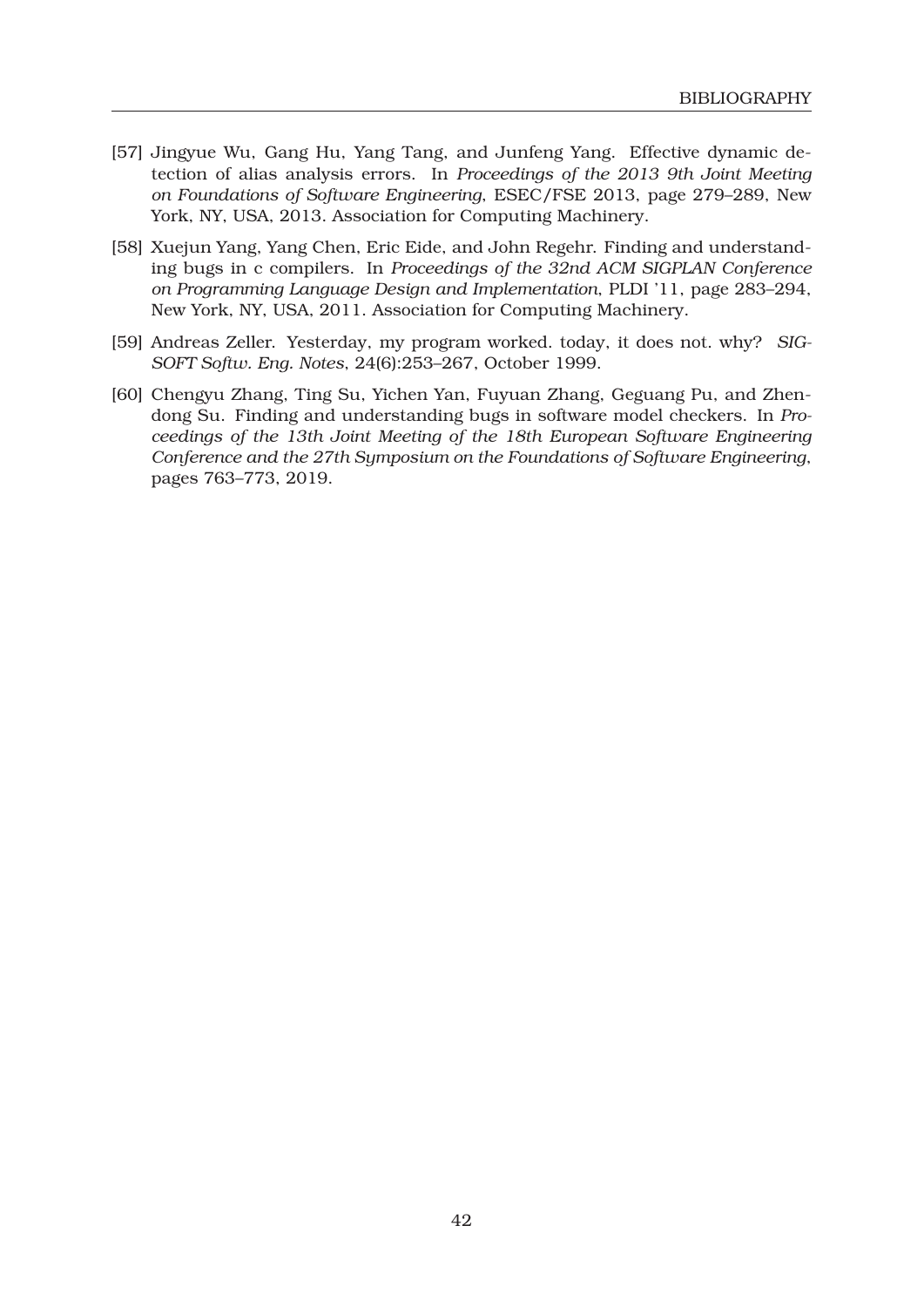[57] Jingyue Wu, Gang Hu, Yang Tang, and Junfeng Yang. Effective dynamic detection of alias analysis errors. In *Proceedings of the 2013 9th Joint Meeting on Foundations of Software Engineering*, ESEC/FSE 2013, page 279–289, New York, NY, USA, 2013. Association for Computing Machinery.

[58] Xuejun Yang, Yang Chen, Eric Eide, and John Regehr. Finding and understanding bugs in c compilers. In *Proceedings of the 32nd ACM SIGPLAN Conference on Programming Language Design and Implementation*, PLDI '11, page 283–294, New York, NY, USA, 2011. Association for Computing Machinery.

[59] Andreas Zeller. Yesterday, my program worked. today, it does not. why? *SIGSOFT Softw. Eng. Notes*, 24(6):253–267, October 1999.

[60] Chengyu Zhang, Ting Su, Yichen Yan, Fuyuan Zhang, Geguang Pu, and Zhendong Su. Finding and understanding bugs in software model checkers. In *Proceedings of the 13th Joint Meeting of the 18th European Software Engineering Conference and the 27th Symposium on the Foundations of Software Engineering*, pages 763–773, 2019.